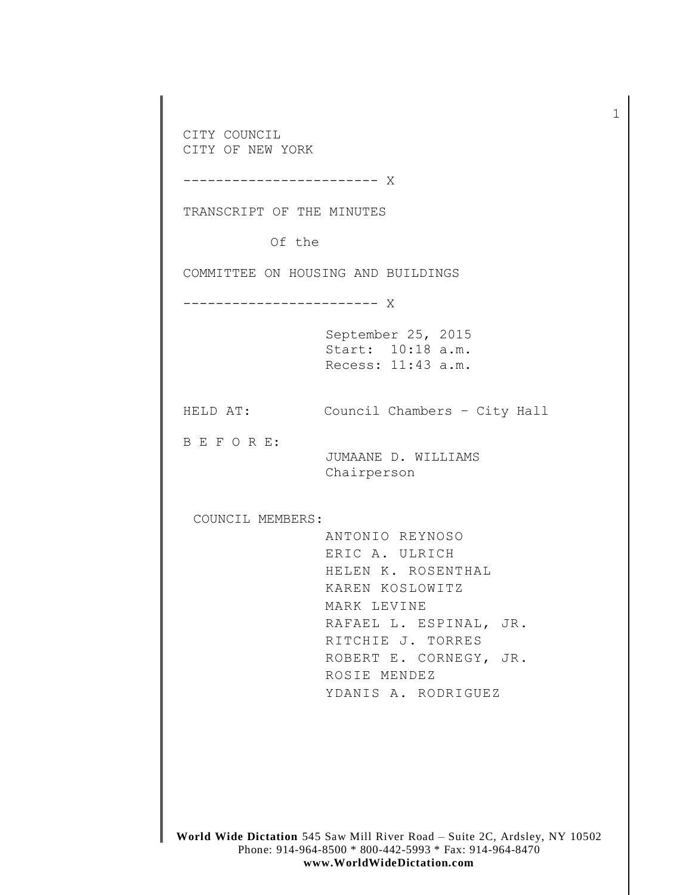CITY COUNCIL
CITY OF NEW YORK

------------------------ X

TRANSCRIPT OF THE MINUTES

Of the

COMMITTEE ON HOUSING AND BUILDINGS

------------------------ X

September 25, 2015
Start: 10:18 a.m.
Recess: 11:43 a.m.

HELD AT: Council Chambers – City Hall

B E F O R E:

JUMAANE D. WILLIAMS
Chairperson

COUNCIL MEMBERS:

ANTONIO REYNOSO
ERIC A. ULRICH
HELEN K. ROSENTHAL
KAREN KOSLOWITZ
MARK LEVINE
RAFAEL L. ESPINAL, JR.
RITCHIE J. TORRES
ROBERT E. CORNEGY, JR.
ROSIE MENDEZ
YDANIS A. RODRIGUEZ

**World Wide Dictation** 545 Saw Mill River Road – Suite 2C, Ardsley, NY 10502
Phone: 914-964-8500 * 800-442-5993 * Fax: 914-964-8470
**www.WorldWideDictation.com**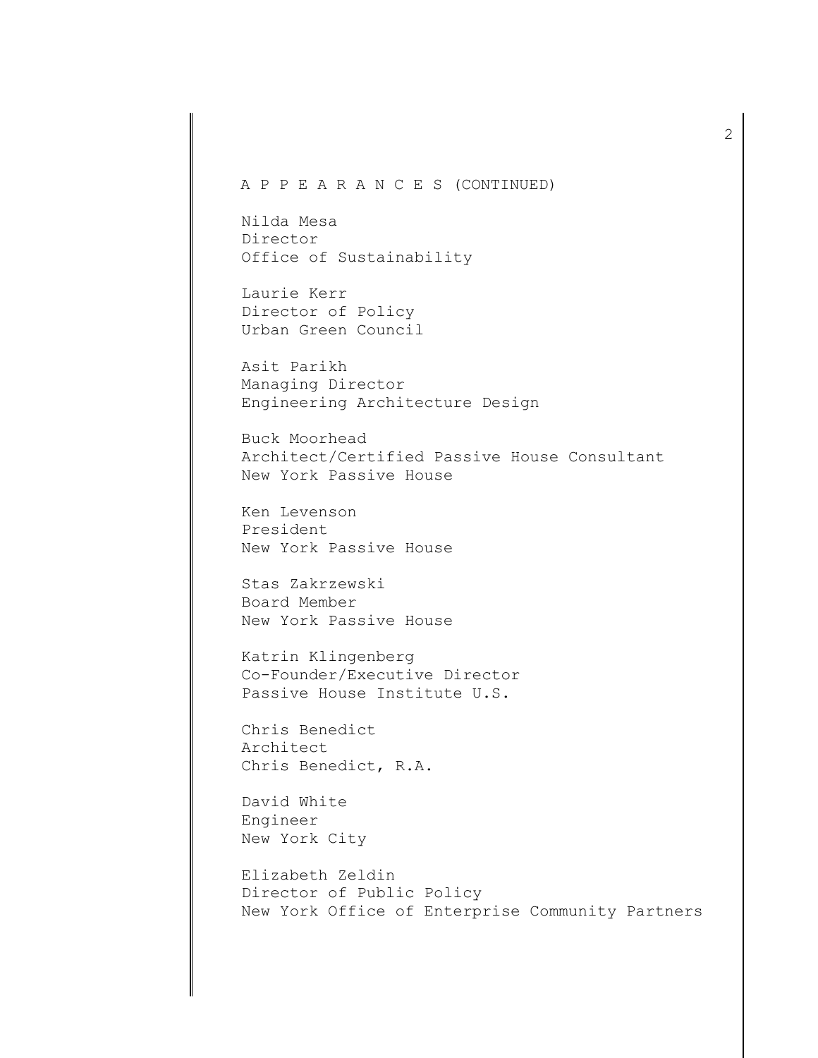A P P E A R A N C E S (CONTINUED)

Nilda Mesa
Director
Office of Sustainability

Laurie Kerr
Director of Policy
Urban Green Council

Asit Parikh
Managing Director
Engineering Architecture Design

Buck Moorhead
Architect/Certified Passive House Consultant
New York Passive House

Ken Levenson
President
New York Passive House

Stas Zakrzewski
Board Member
New York Passive House

Katrin Klingenberg
Co-Founder/Executive Director
Passive House Institute U.S.

Chris Benedict
Architect
Chris Benedict, R.A.

David White
Engineer
New York City

Elizabeth Zeldin
Director of Public Policy
New York Office of Enterprise Community Partners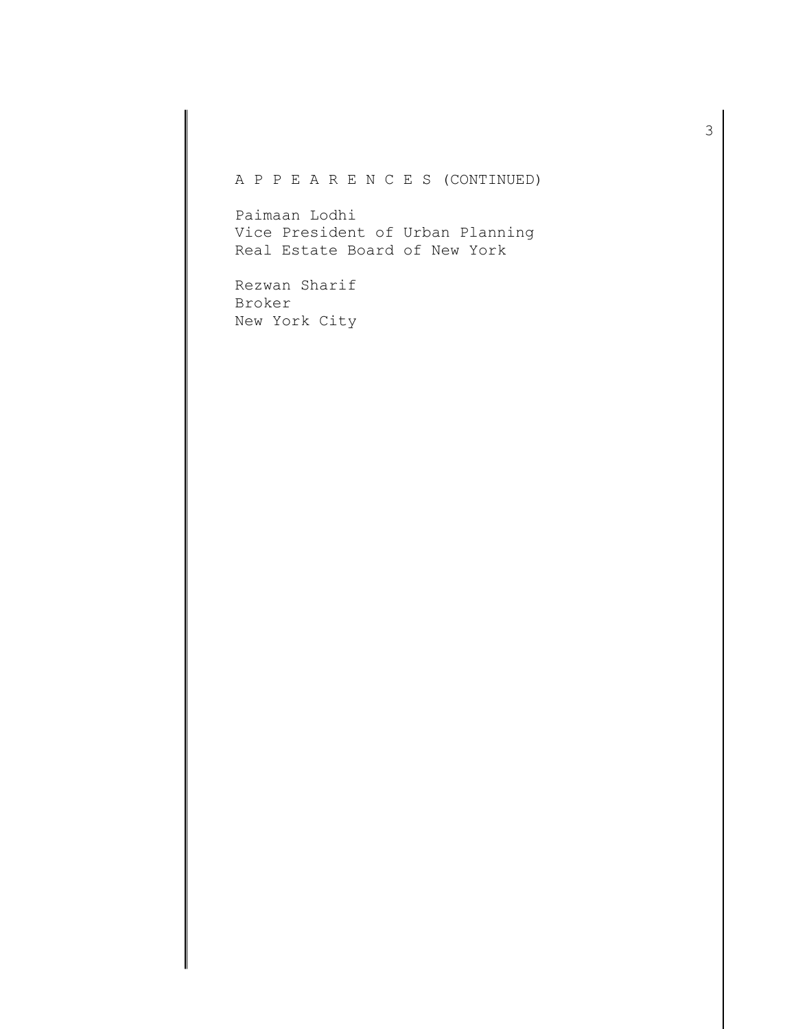A P P E A R E N C E S (CONTINUED)

Paimaan Lodhi
Vice President of Urban Planning
Real Estate Board of New York

Rezwan Sharif
Broker
New York City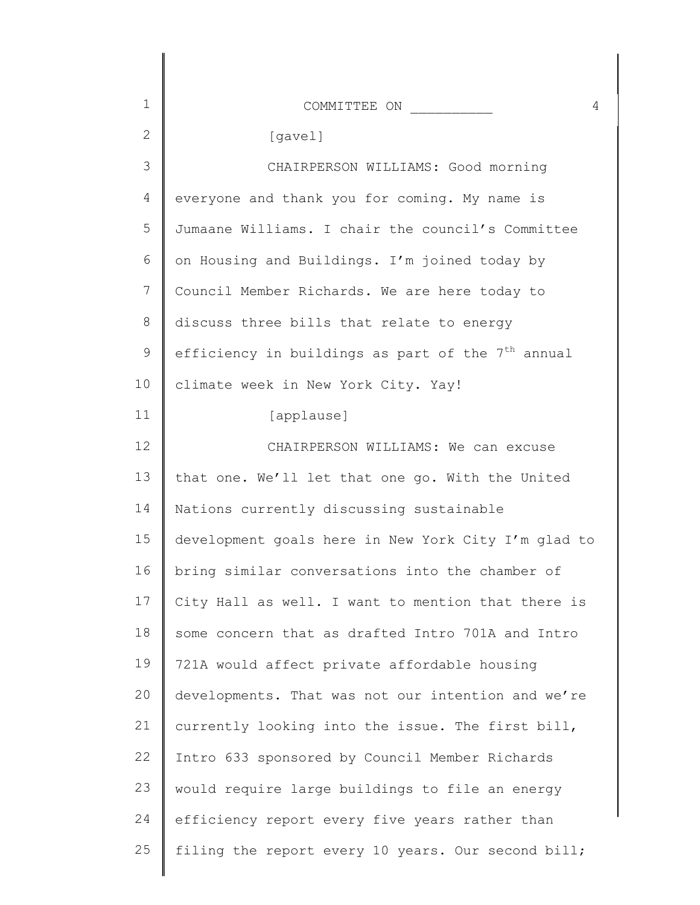[gavel]

CHAIRPERSON WILLIAMS: Good morning everyone and thank you for coming. My name is Jumaane Williams. I chair the council's Committee on Housing and Buildings. I'm joined today by Council Member Richards. We are here today to discuss three bills that relate to energy efficiency in buildings as part of the 7th annual climate week in New York City. Yay!

[applause]

CHAIRPERSON WILLIAMS: We can excuse that one. We'll let that one go. With the United Nations currently discussing sustainable development goals here in New York City I'm glad to bring similar conversations into the chamber of City Hall as well. I want to mention that there is some concern that as drafted Intro 701A and Intro 721A would affect private affordable housing developments. That was not our intention and we're currently looking into the issue. The first bill, Intro 633 sponsored by Council Member Richards would require large buildings to file an energy efficiency report every five years rather than filing the report every 10 years. Our second bill;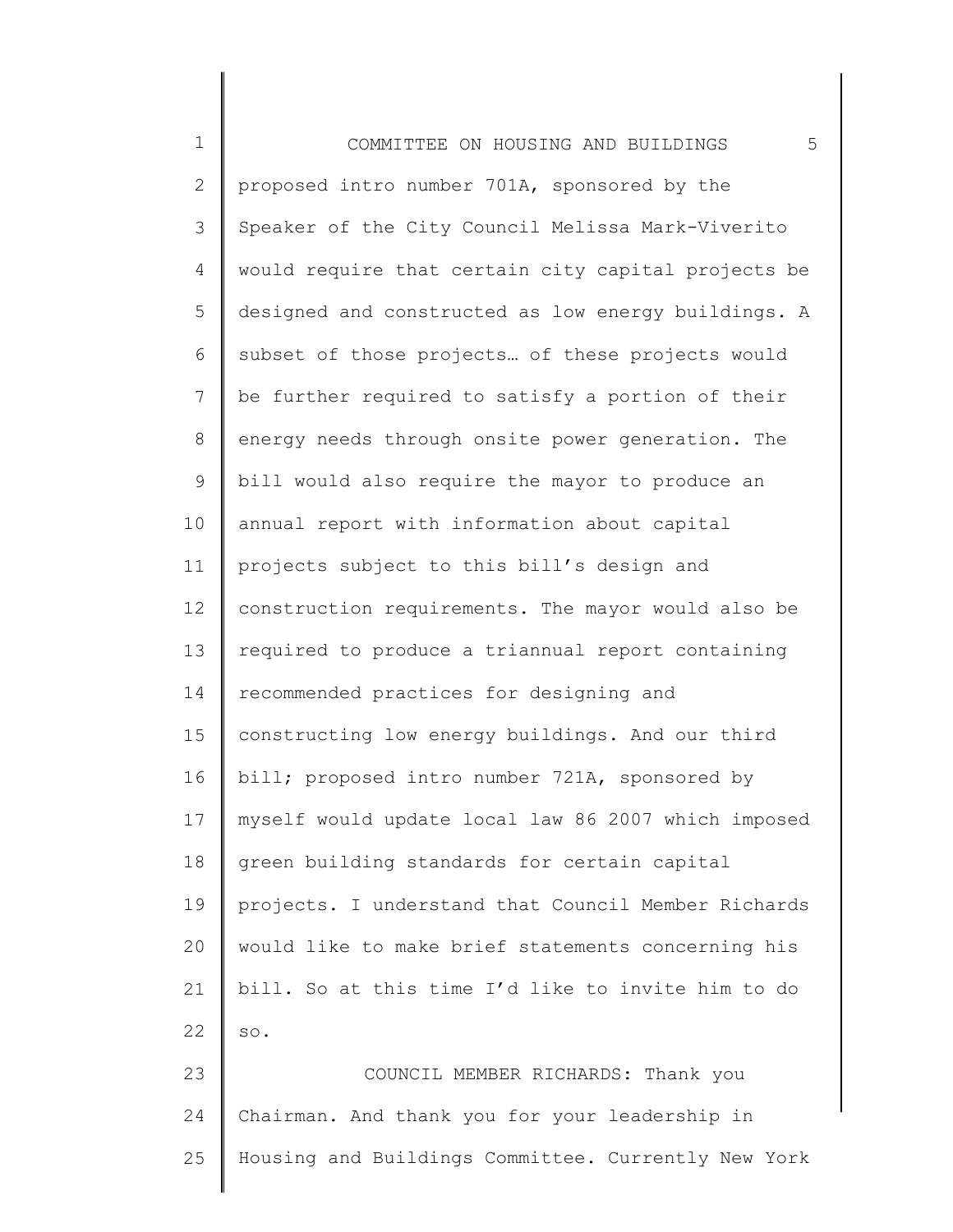proposed intro number 701A, sponsored by the Speaker of the City Council Melissa Mark-Viverito would require that certain city capital projects be designed and constructed as low energy buildings. A subset of those projects… of these projects would be further required to satisfy a portion of their energy needs through onsite power generation. The bill would also require the mayor to produce an annual report with information about capital projects subject to this bill's design and construction requirements. The mayor would also be required to produce a triannual report containing recommended practices for designing and constructing low energy buildings. And our third bill; proposed intro number 721A, sponsored by myself would update local law 86 2007 which imposed green building standards for certain capital projects. I understand that Council Member Richards would like to make brief statements concerning his bill. So at this time I'd like to invite him to do so.

COUNCIL MEMBER RICHARDS: Thank you Chairman. And thank you for your leadership in Housing and Buildings Committee. Currently New York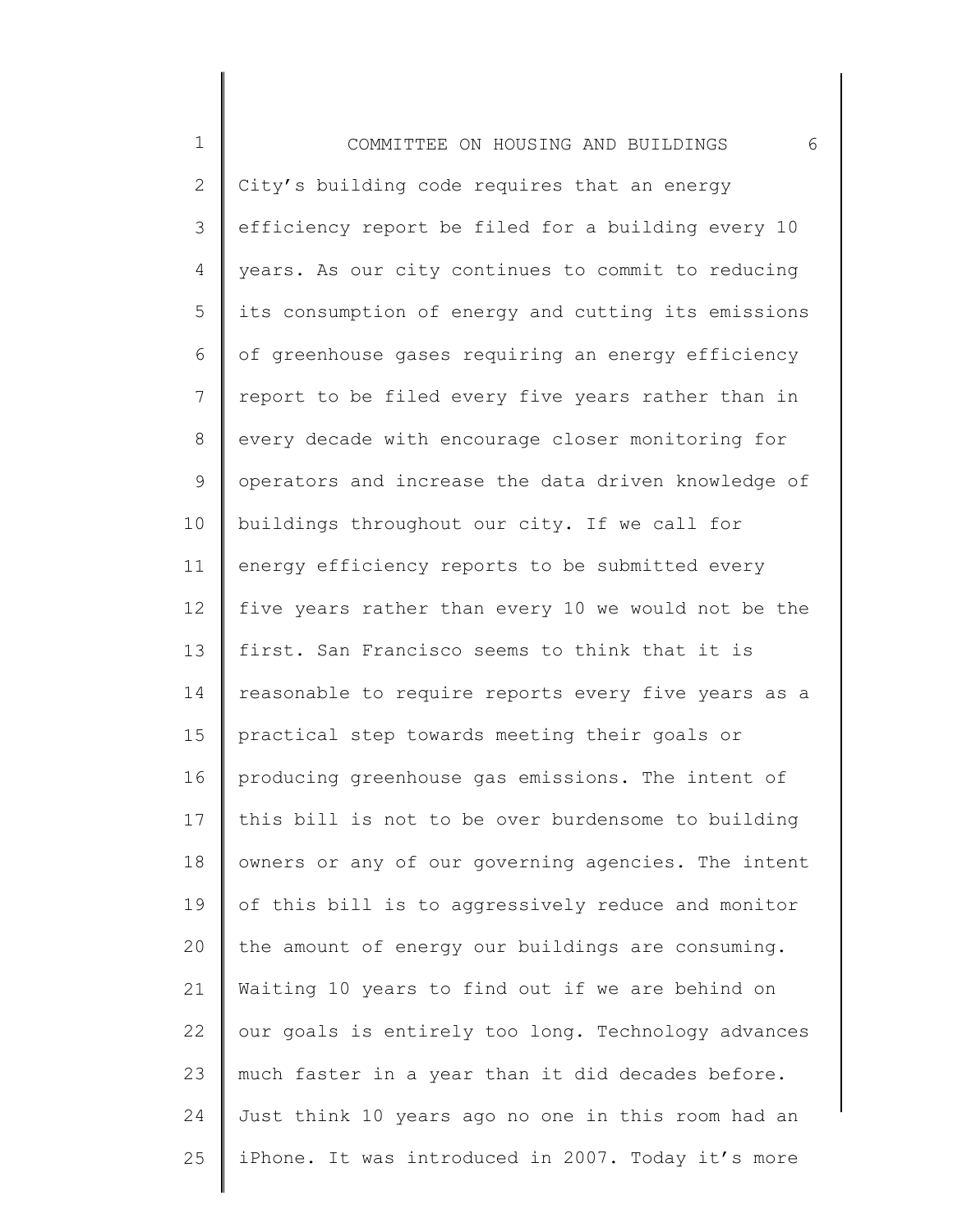City's building code requires that an energy efficiency report be filed for a building every 10 years. As our city continues to commit to reducing its consumption of energy and cutting its emissions of greenhouse gases requiring an energy efficiency report to be filed every five years rather than in every decade with encourage closer monitoring for operators and increase the data driven knowledge of buildings throughout our city. If we call for energy efficiency reports to be submitted every five years rather than every 10 we would not be the first. San Francisco seems to think that it is reasonable to require reports every five years as a practical step towards meeting their goals or producing greenhouse gas emissions. The intent of this bill is not to be over burdensome to building owners or any of our governing agencies. The intent of this bill is to aggressively reduce and monitor the amount of energy our buildings are consuming. Waiting 10 years to find out if we are behind on our goals is entirely too long. Technology advances much faster in a year than it did decades before. Just think 10 years ago no one in this room had an iPhone. It was introduced in 2007. Today it's more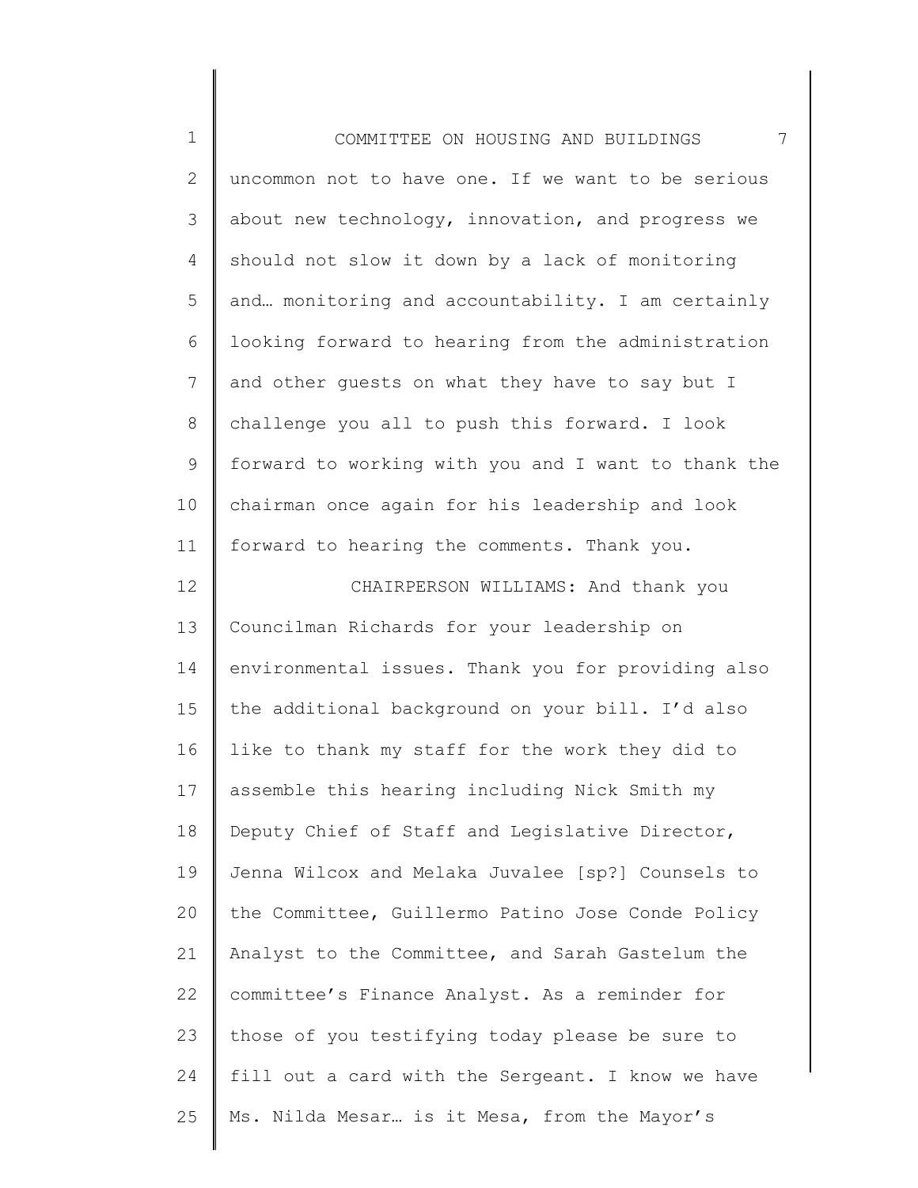uncommon not to have one. If we want to be serious about new technology, innovation, and progress we should not slow it down by a lack of monitoring and… monitoring and accountability. I am certainly looking forward to hearing from the administration and other guests on what they have to say but I challenge you all to push this forward. I look forward to working with you and I want to thank the chairman once again for his leadership and look forward to hearing the comments. Thank you.

CHAIRPERSON WILLIAMS: And thank you Councilman Richards for your leadership on environmental issues. Thank you for providing also the additional background on your bill. I'd also like to thank my staff for the work they did to assemble this hearing including Nick Smith my Deputy Chief of Staff and Legislative Director, Jenna Wilcox and Melaka Juvalee [sp?] Counsels to the Committee, Guillermo Patino Jose Conde Policy Analyst to the Committee, and Sarah Gastelum the committee's Finance Analyst. As a reminder for those of you testifying today please be sure to fill out a card with the Sergeant. I know we have Ms. Nilda Mesar… is it Mesa, from the Mayor's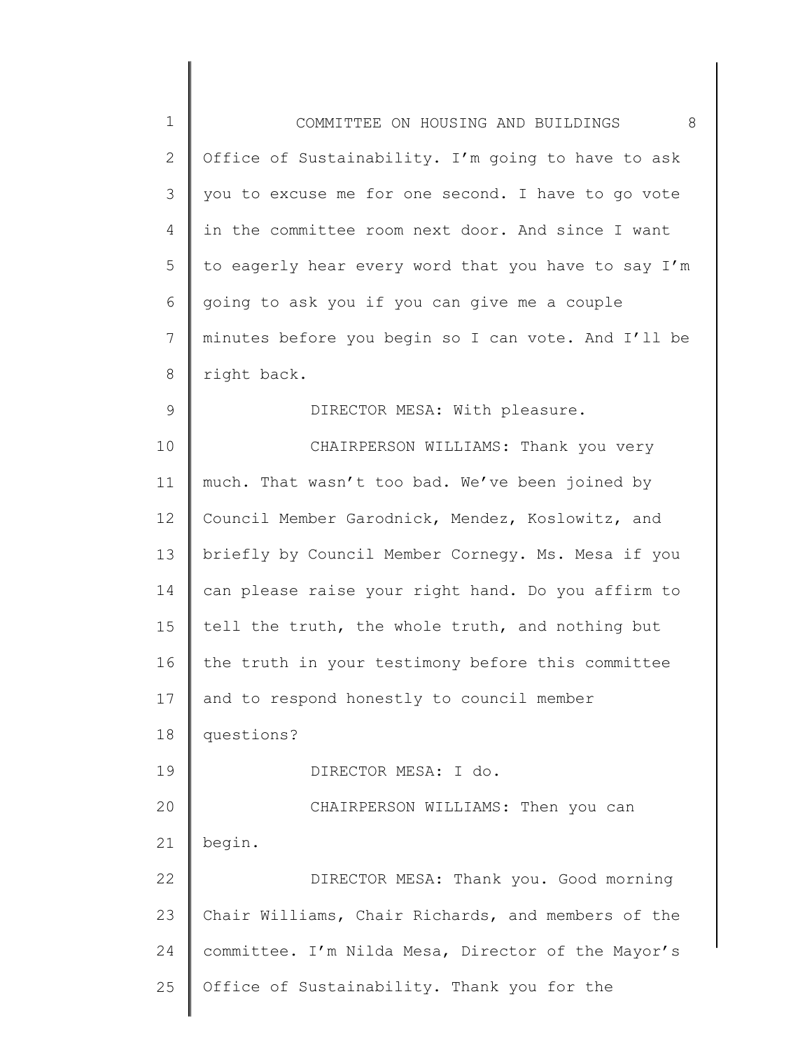Office of Sustainability. I'm going to have to ask you to excuse me for one second. I have to go vote in the committee room next door. And since I want to eagerly hear every word that you have to say I'm going to ask you if you can give me a couple minutes before you begin so I can vote. And I'll be right back.

DIRECTOR MESA: With pleasure.

CHAIRPERSON WILLIAMS: Thank you very much. That wasn't too bad. We've been joined by Council Member Garodnick, Mendez, Koslowitz, and briefly by Council Member Cornegy. Ms. Mesa if you can please raise your right hand. Do you affirm to tell the truth, the whole truth, and nothing but the truth in your testimony before this committee and to respond honestly to council member questions?

DIRECTOR MESA: I do.

CHAIRPERSON WILLIAMS: Then you can begin.

DIRECTOR MESA: Thank you. Good morning Chair Williams, Chair Richards, and members of the committee. I'm Nilda Mesa, Director of the Mayor's Office of Sustainability. Thank you for the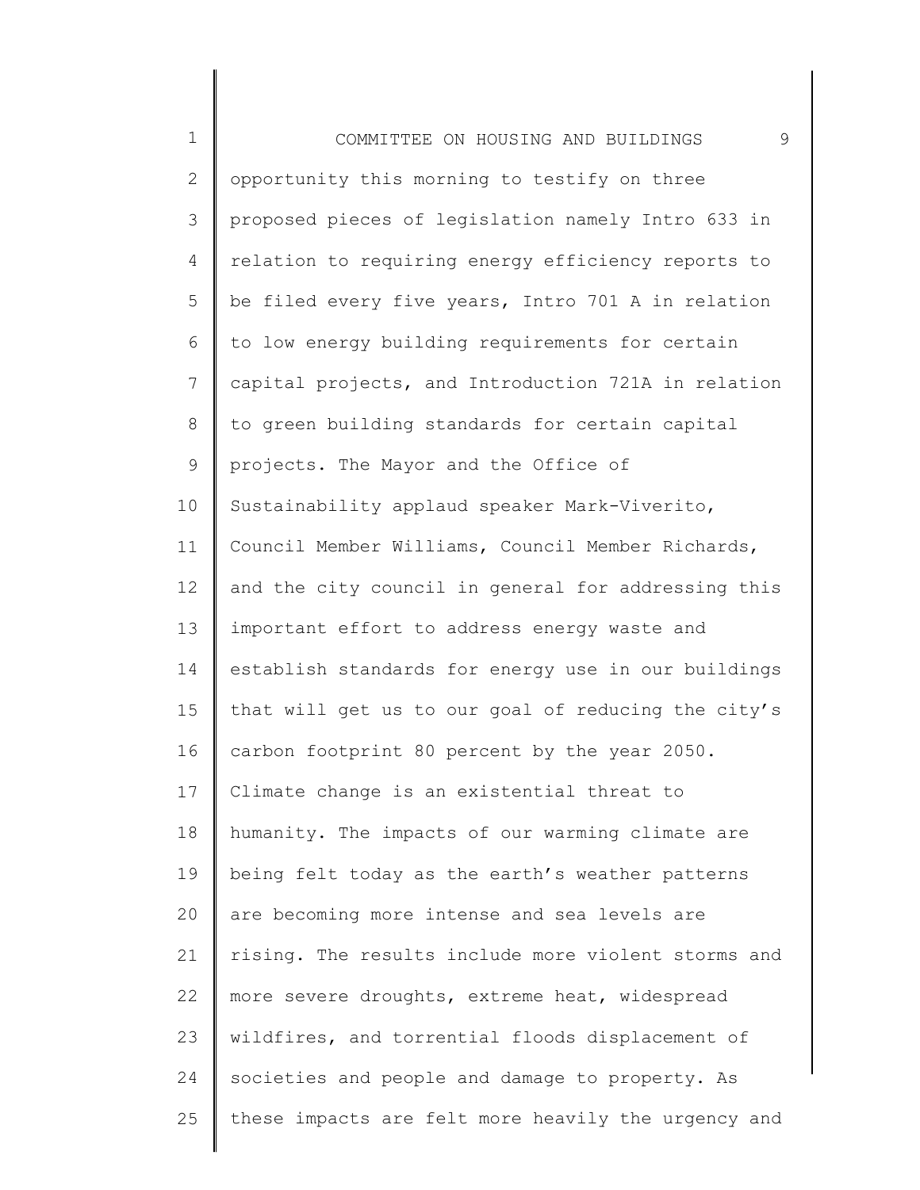opportunity this morning to testify on three proposed pieces of legislation namely Intro 633 in relation to requiring energy efficiency reports to be filed every five years, Intro 701 A in relation to low energy building requirements for certain capital projects, and Introduction 721A in relation to green building standards for certain capital projects. The Mayor and the Office of Sustainability applaud speaker Mark-Viverito, Council Member Williams, Council Member Richards, and the city council in general for addressing this important effort to address energy waste and establish standards for energy use in our buildings that will get us to our goal of reducing the city's carbon footprint 80 percent by the year 2050. Climate change is an existential threat to humanity. The impacts of our warming climate are being felt today as the earth's weather patterns are becoming more intense and sea levels are rising. The results include more violent storms and more severe droughts, extreme heat, widespread wildfires, and torrential floods displacement of societies and people and damage to property. As these impacts are felt more heavily the urgency and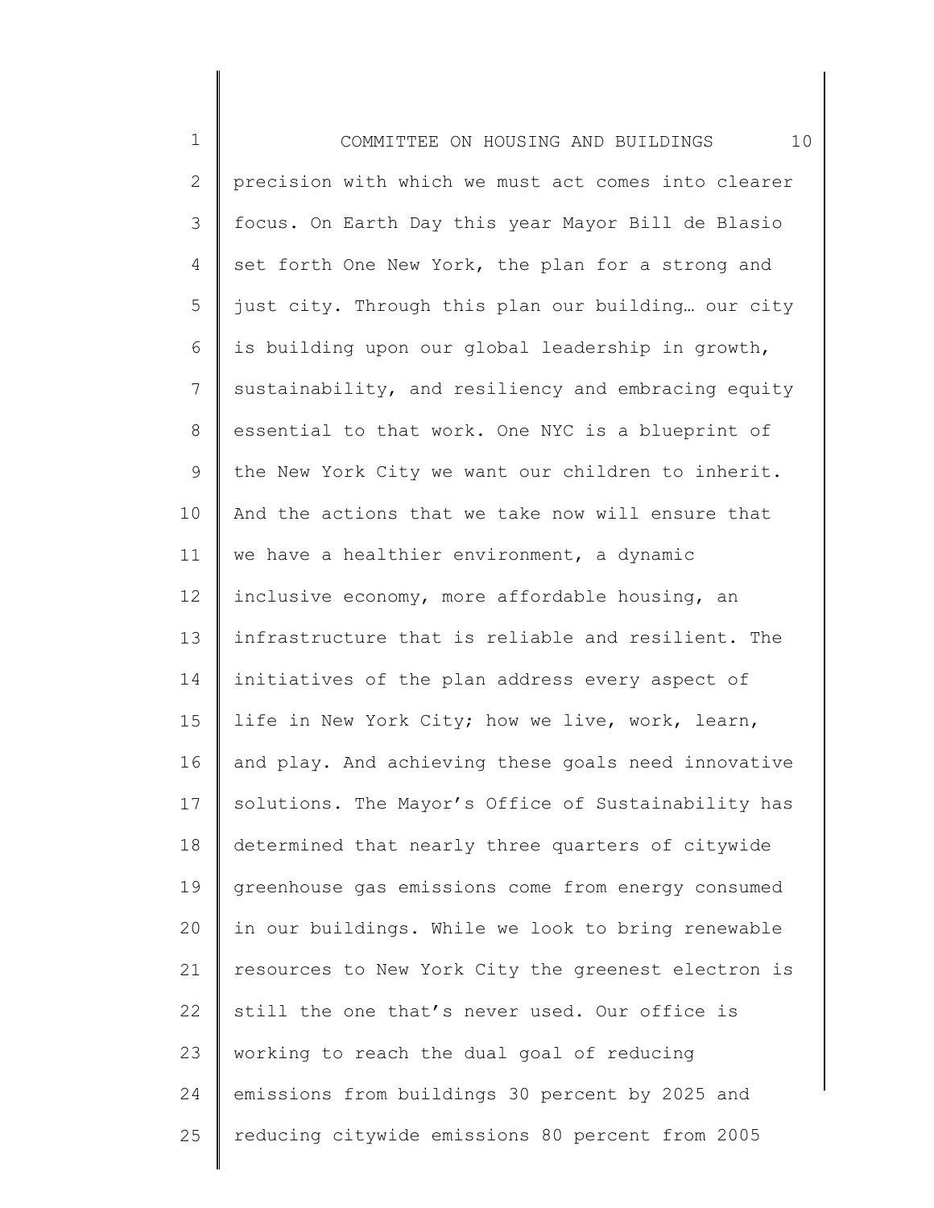precision with which we must act comes into clearer focus. On Earth Day this year Mayor Bill de Blasio set forth One New York, the plan for a strong and just city. Through this plan our building… our city is building upon our global leadership in growth, sustainability, and resiliency and embracing equity essential to that work. One NYC is a blueprint of the New York City we want our children to inherit. And the actions that we take now will ensure that we have a healthier environment, a dynamic inclusive economy, more affordable housing, an infrastructure that is reliable and resilient. The initiatives of the plan address every aspect of life in New York City; how we live, work, learn, and play. And achieving these goals need innovative solutions. The Mayor's Office of Sustainability has determined that nearly three quarters of citywide greenhouse gas emissions come from energy consumed in our buildings. While we look to bring renewable resources to New York City the greenest electron is still the one that's never used. Our office is working to reach the dual goal of reducing emissions from buildings 30 percent by 2025 and reducing citywide emissions 80 percent from 2005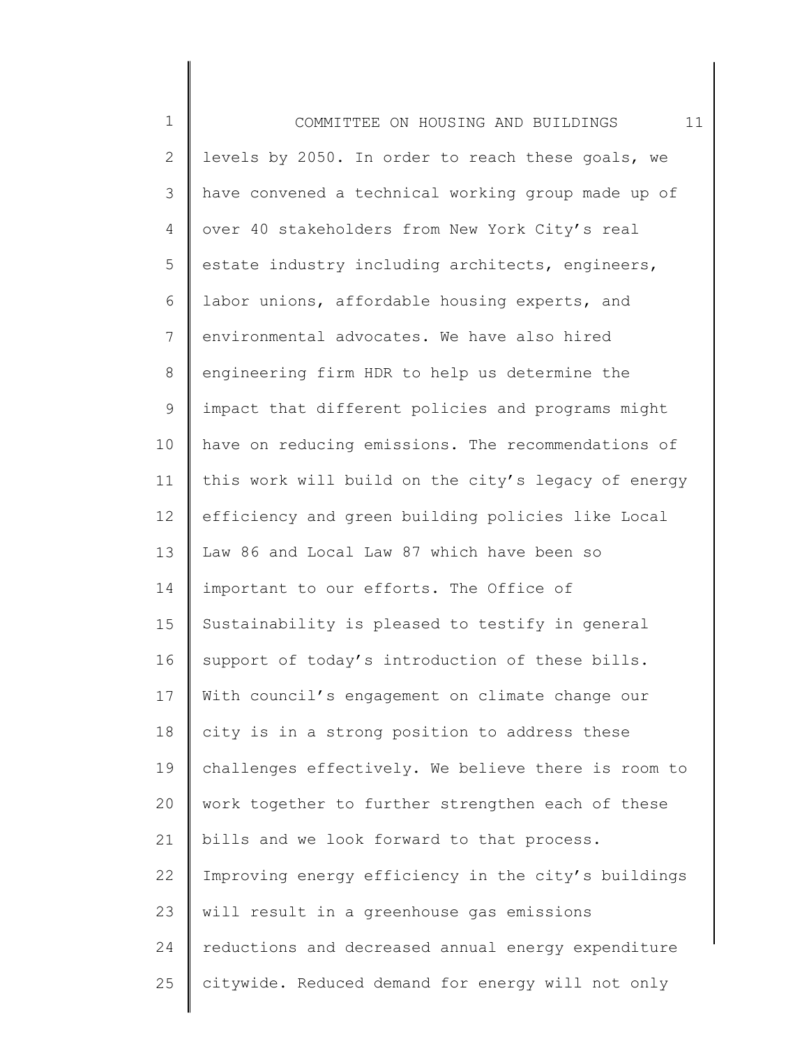levels by 2050. In order to reach these goals, we have convened a technical working group made up of over 40 stakeholders from New York City's real estate industry including architects, engineers, labor unions, affordable housing experts, and environmental advocates. We have also hired engineering firm HDR to help us determine the impact that different policies and programs might have on reducing emissions. The recommendations of this work will build on the city's legacy of energy efficiency and green building policies like Local Law 86 and Local Law 87 which have been so important to our efforts. The Office of Sustainability is pleased to testify in general support of today's introduction of these bills. With council's engagement on climate change our city is in a strong position to address these challenges effectively. We believe there is room to work together to further strengthen each of these bills and we look forward to that process. Improving energy efficiency in the city's buildings will result in a greenhouse gas emissions reductions and decreased annual energy expenditure citywide. Reduced demand for energy will not only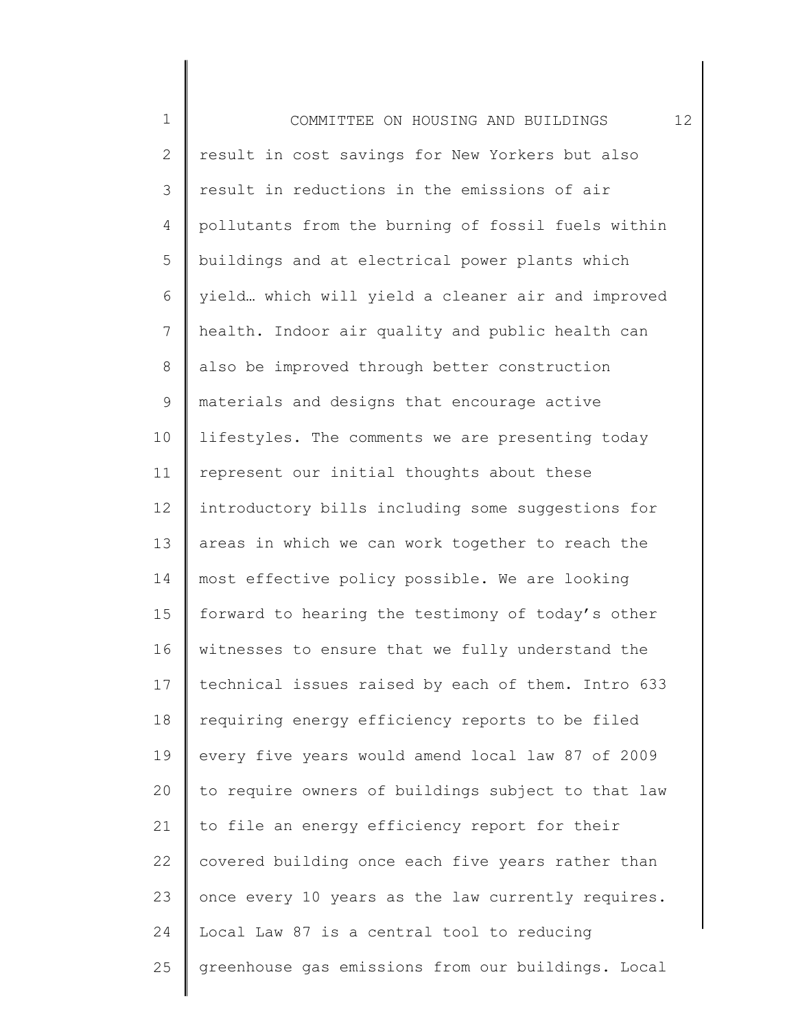result in cost savings for New Yorkers but also result in reductions in the emissions of air pollutants from the burning of fossil fuels within buildings and at electrical power plants which yield… which will yield a cleaner air and improved health. Indoor air quality and public health can also be improved through better construction materials and designs that encourage active lifestyles. The comments we are presenting today represent our initial thoughts about these introductory bills including some suggestions for areas in which we can work together to reach the most effective policy possible. We are looking forward to hearing the testimony of today's other witnesses to ensure that we fully understand the technical issues raised by each of them. Intro 633 requiring energy efficiency reports to be filed every five years would amend local law 87 of 2009 to require owners of buildings subject to that law to file an energy efficiency report for their covered building once each five years rather than once every 10 years as the law currently requires. Local Law 87 is a central tool to reducing greenhouse gas emissions from our buildings. Local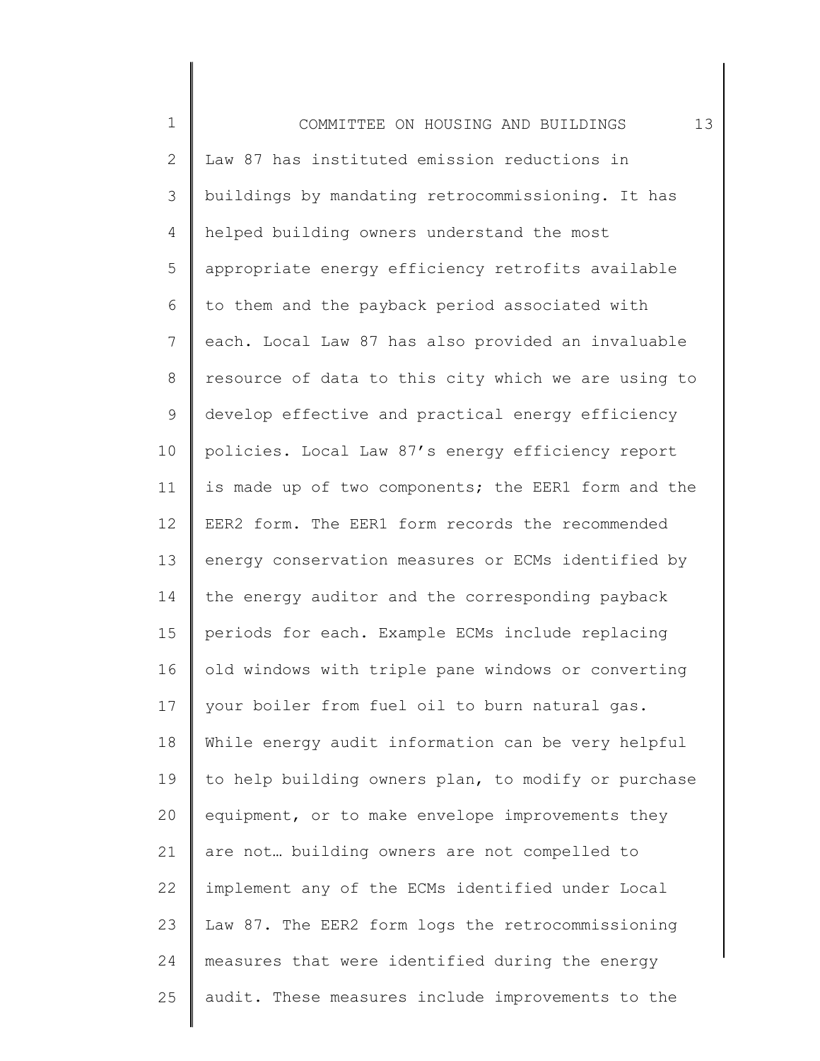Law 87 has instituted emission reductions in buildings by mandating retrocommissioning. It has helped building owners understand the most appropriate energy efficiency retrofits available to them and the payback period associated with each. Local Law 87 has also provided an invaluable resource of data to this city which we are using to develop effective and practical energy efficiency policies. Local Law 87's energy efficiency report is made up of two components; the EER1 form and the EER2 form. The EER1 form records the recommended energy conservation measures or ECMs identified by the energy auditor and the corresponding payback periods for each. Example ECMs include replacing old windows with triple pane windows or converting your boiler from fuel oil to burn natural gas. While energy audit information can be very helpful to help building owners plan, to modify or purchase equipment, or to make envelope improvements they are not… building owners are not compelled to implement any of the ECMs identified under Local Law 87. The EER2 form logs the retrocommissioning measures that were identified during the energy audit. These measures include improvements to the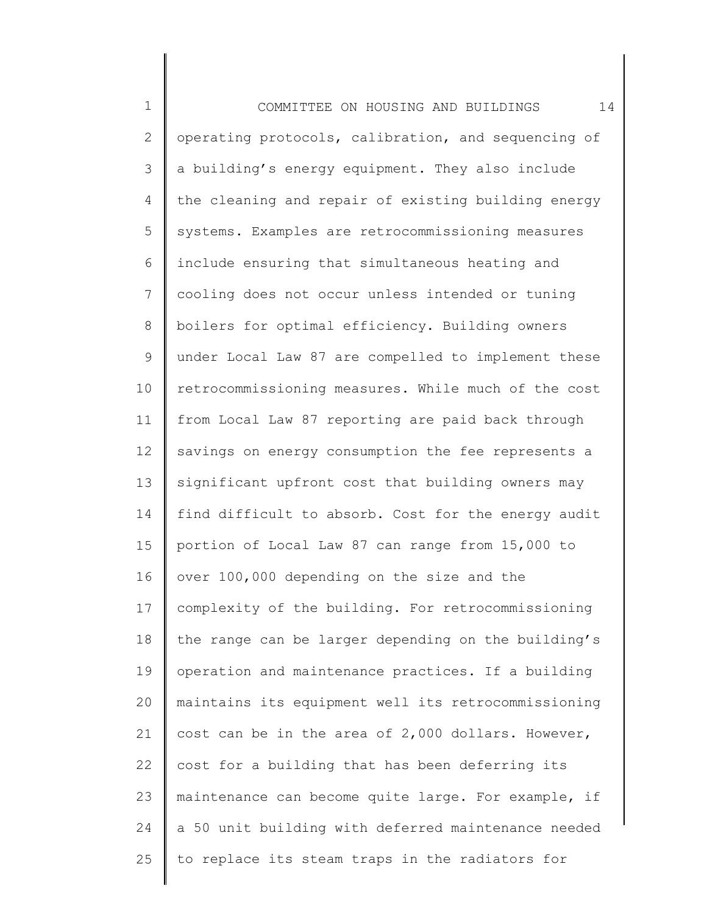operating protocols, calibration, and sequencing of a building's energy equipment. They also include the cleaning and repair of existing building energy systems. Examples are retrocommissioning measures include ensuring that simultaneous heating and cooling does not occur unless intended or tuning boilers for optimal efficiency. Building owners under Local Law 87 are compelled to implement these retrocommissioning measures. While much of the cost from Local Law 87 reporting are paid back through savings on energy consumption the fee represents a significant upfront cost that building owners may find difficult to absorb. Cost for the energy audit portion of Local Law 87 can range from 15,000 to over 100,000 depending on the size and the complexity of the building. For retrocommissioning the range can be larger depending on the building's operation and maintenance practices. If a building maintains its equipment well its retrocommissioning cost can be in the area of 2,000 dollars. However, cost for a building that has been deferring its maintenance can become quite large. For example, if a 50 unit building with deferred maintenance needed to replace its steam traps in the radiators for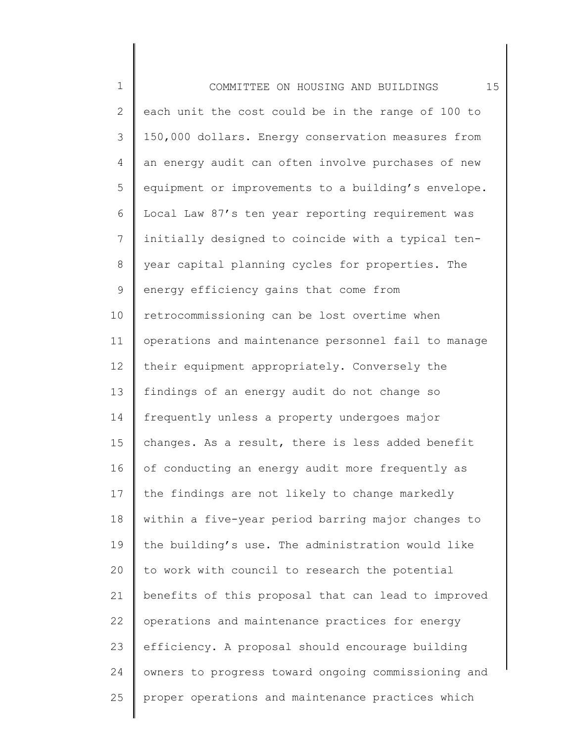each unit the cost could be in the range of 100 to 150,000 dollars. Energy conservation measures from an energy audit can often involve purchases of new equipment or improvements to a building's envelope. Local Law 87's ten year reporting requirement was initially designed to coincide with a typical ten-year capital planning cycles for properties. The energy efficiency gains that come from retrocommissioning can be lost overtime when operations and maintenance personnel fail to manage their equipment appropriately. Conversely the findings of an energy audit do not change so frequently unless a property undergoes major changes. As a result, there is less added benefit of conducting an energy audit more frequently as the findings are not likely to change markedly within a five-year period barring major changes to the building's use. The administration would like to work with council to research the potential benefits of this proposal that can lead to improved operations and maintenance practices for energy efficiency. A proposal should encourage building owners to progress toward ongoing commissioning and proper operations and maintenance practices which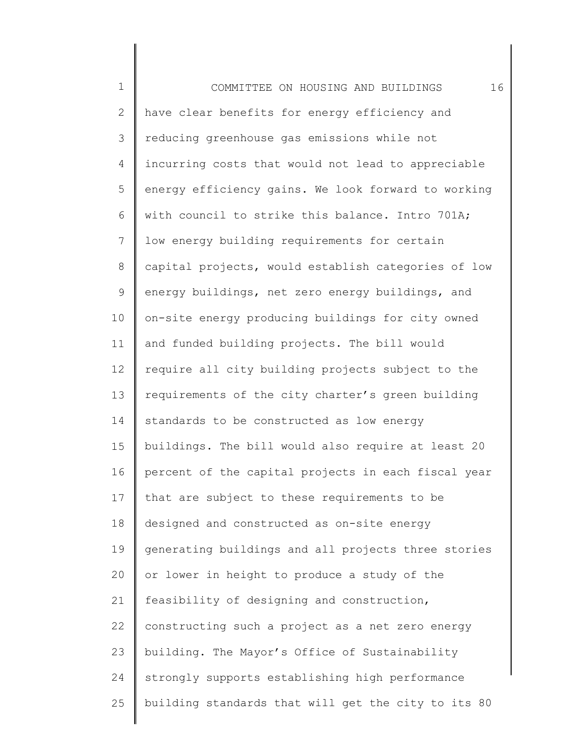have clear benefits for energy efficiency and reducing greenhouse gas emissions while not incurring costs that would not lead to appreciable energy efficiency gains. We look forward to working with council to strike this balance. Intro 701A; low energy building requirements for certain capital projects, would establish categories of low energy buildings, net zero energy buildings, and on-site energy producing buildings for city owned and funded building projects. The bill would require all city building projects subject to the requirements of the city charter's green building standards to be constructed as low energy buildings. The bill would also require at least 20 percent of the capital projects in each fiscal year that are subject to these requirements to be designed and constructed as on-site energy generating buildings and all projects three stories or lower in height to produce a study of the feasibility of designing and construction, constructing such a project as a net zero energy building. The Mayor's Office of Sustainability strongly supports establishing high performance building standards that will get the city to its 80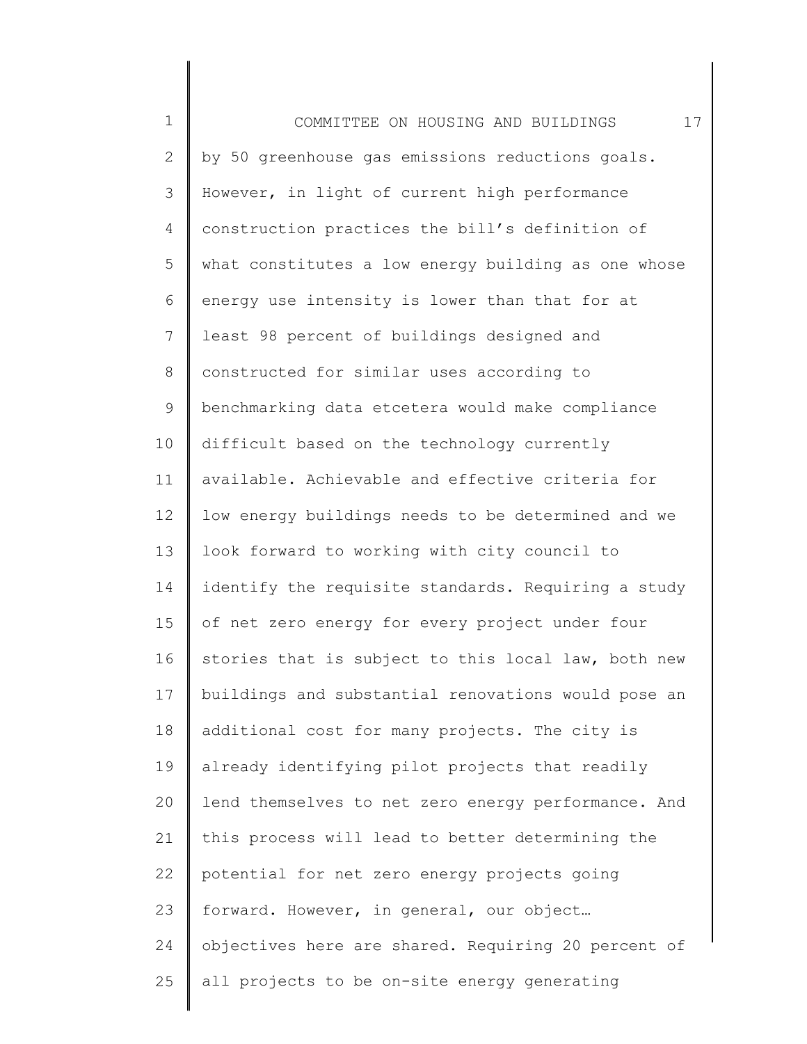by 50 greenhouse gas emissions reductions goals. However, in light of current high performance construction practices the bill's definition of what constitutes a low energy building as one whose energy use intensity is lower than that for at least 98 percent of buildings designed and constructed for similar uses according to benchmarking data etcetera would make compliance difficult based on the technology currently available. Achievable and effective criteria for low energy buildings needs to be determined and we look forward to working with city council to identify the requisite standards. Requiring a study of net zero energy for every project under four stories that is subject to this local law, both new buildings and substantial renovations would pose an additional cost for many projects. The city is already identifying pilot projects that readily lend themselves to net zero energy performance. And this process will lead to better determining the potential for net zero energy projects going forward. However, in general, our object… objectives here are shared. Requiring 20 percent of all projects to be on-site energy generating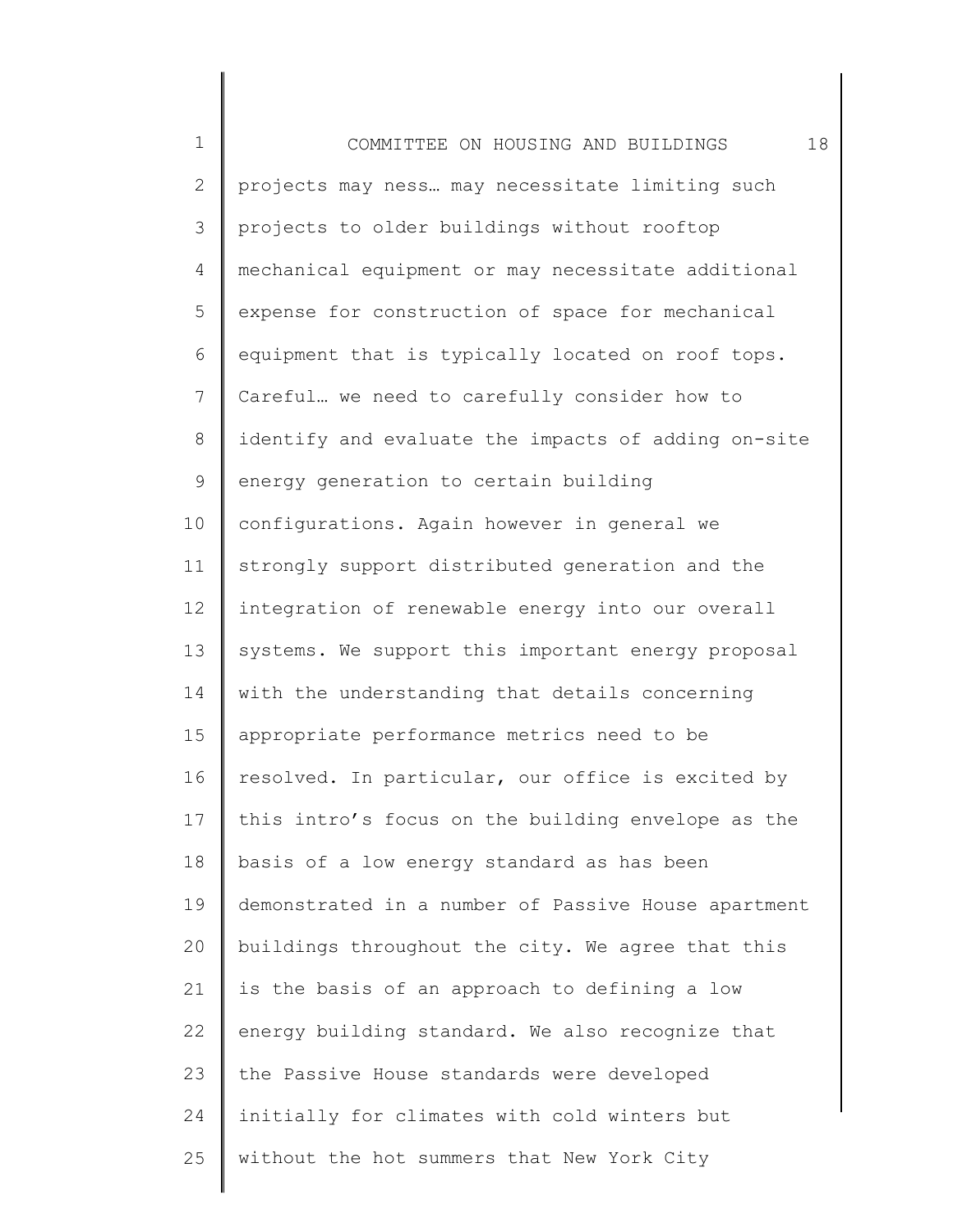projects may ness… may necessitate limiting such projects to older buildings without rooftop mechanical equipment or may necessitate additional expense for construction of space for mechanical equipment that is typically located on roof tops. Careful… we need to carefully consider how to identify and evaluate the impacts of adding on-site energy generation to certain building configurations. Again however in general we strongly support distributed generation and the integration of renewable energy into our overall systems. We support this important energy proposal with the understanding that details concerning appropriate performance metrics need to be resolved. In particular, our office is excited by this intro's focus on the building envelope as the basis of a low energy standard as has been demonstrated in a number of Passive House apartment buildings throughout the city. We agree that this is the basis of an approach to defining a low energy building standard. We also recognize that the Passive House standards were developed initially for climates with cold winters but without the hot summers that New York City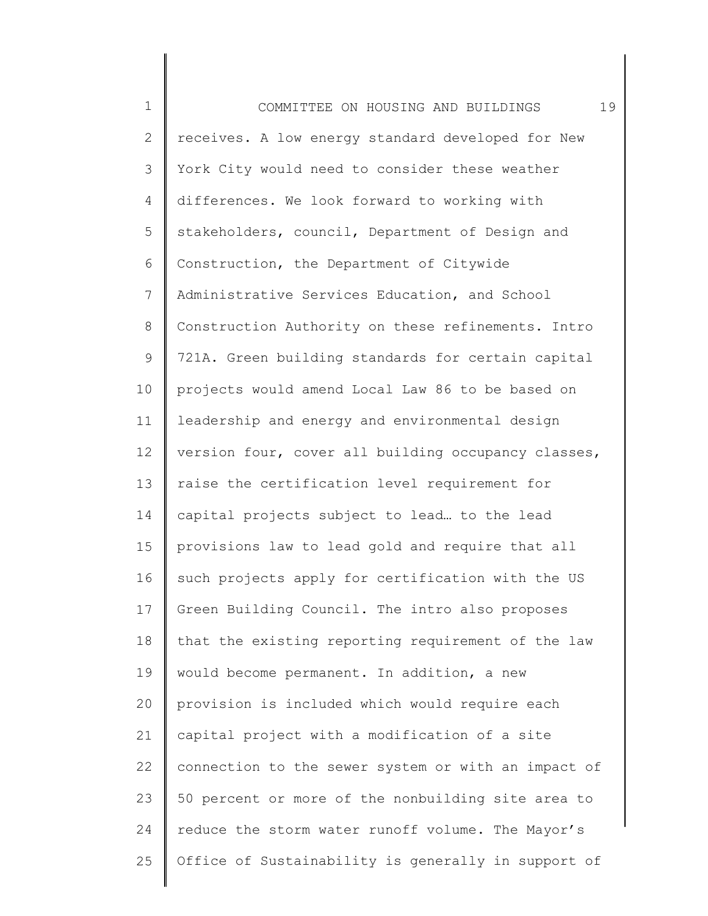receives. A low energy standard developed for New York City would need to consider these weather differences. We look forward to working with stakeholders, council, Department of Design and Construction, the Department of Citywide Administrative Services Education, and School Construction Authority on these refinements. Intro 721A. Green building standards for certain capital projects would amend Local Law 86 to be based on leadership and energy and environmental design version four, cover all building occupancy classes, raise the certification level requirement for capital projects subject to lead… to the lead provisions law to lead gold and require that all such projects apply for certification with the US Green Building Council. The intro also proposes that the existing reporting requirement of the law would become permanent. In addition, a new provision is included which would require each capital project with a modification of a site connection to the sewer system or with an impact of 50 percent or more of the nonbuilding site area to reduce the storm water runoff volume. The Mayor's Office of Sustainability is generally in support of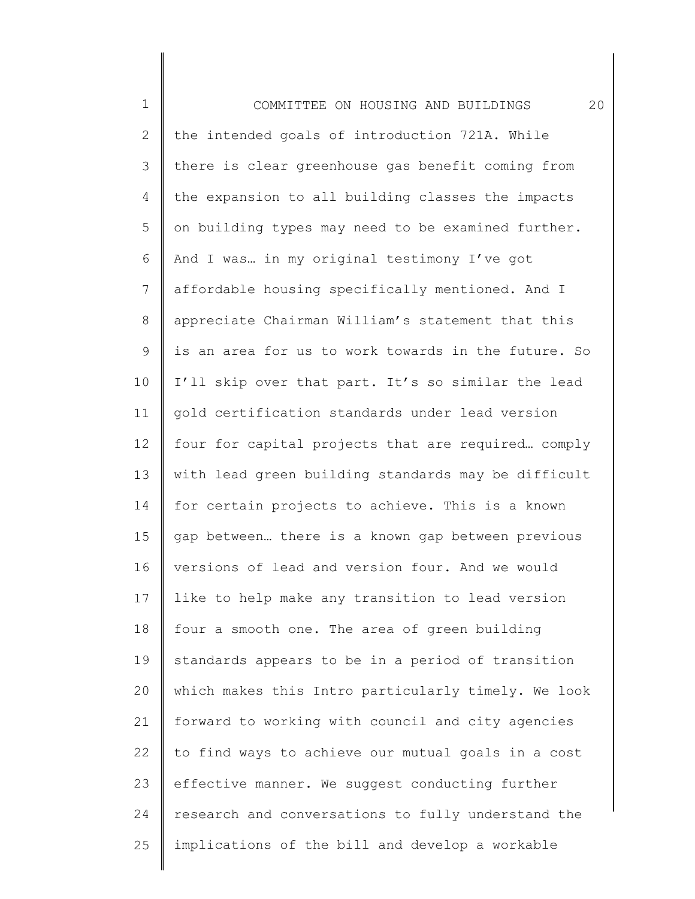the intended goals of introduction 721A. While there is clear greenhouse gas benefit coming from the expansion to all building classes the impacts on building types may need to be examined further. And I was… in my original testimony I've got affordable housing specifically mentioned. And I appreciate Chairman William's statement that this is an area for us to work towards in the future. So I'll skip over that part. It's so similar the lead gold certification standards under lead version four for capital projects that are required… comply with lead green building standards may be difficult for certain projects to achieve. This is a known gap between… there is a known gap between previous versions of lead and version four. And we would like to help make any transition to lead version four a smooth one. The area of green building standards appears to be in a period of transition which makes this Intro particularly timely. We look forward to working with council and city agencies to find ways to achieve our mutual goals in a cost effective manner. We suggest conducting further research and conversations to fully understand the implications of the bill and develop a workable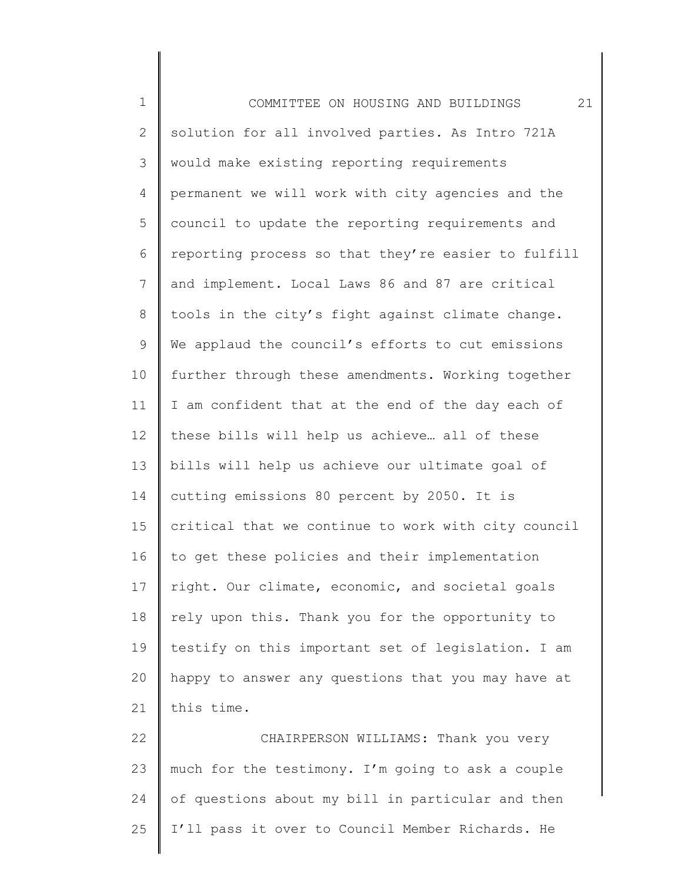solution for all involved parties. As Intro 721A would make existing reporting requirements permanent we will work with city agencies and the council to update the reporting requirements and reporting process so that they're easier to fulfill and implement. Local Laws 86 and 87 are critical tools in the city's fight against climate change. We applaud the council's efforts to cut emissions further through these amendments. Working together I am confident that at the end of the day each of these bills will help us achieve… all of these bills will help us achieve our ultimate goal of cutting emissions 80 percent by 2050. It is critical that we continue to work with city council to get these policies and their implementation right. Our climate, economic, and societal goals rely upon this. Thank you for the opportunity to testify on this important set of legislation. I am happy to answer any questions that you may have at this time.

CHAIRPERSON WILLIAMS: Thank you very much for the testimony. I'm going to ask a couple of questions about my bill in particular and then I'll pass it over to Council Member Richards. He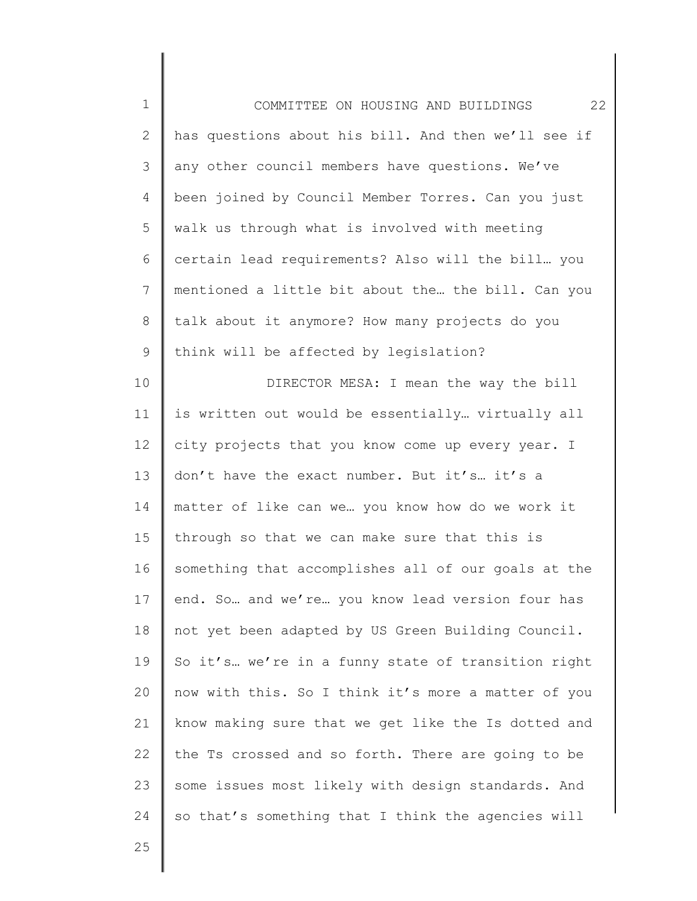has questions about his bill. And then we'll see if any other council members have questions. We've been joined by Council Member Torres. Can you just walk us through what is involved with meeting certain lead requirements? Also will the bill… you mentioned a little bit about the… the bill. Can you talk about it anymore? How many projects do you think will be affected by legislation?

DIRECTOR MESA: I mean the way the bill is written out would be essentially… virtually all city projects that you know come up every year. I don't have the exact number. But it's… it's a matter of like can we… you know how do we work it through so that we can make sure that this is something that accomplishes all of our goals at the end. So… and we're… you know lead version four has not yet been adapted by US Green Building Council. So it's… we're in a funny state of transition right now with this. So I think it's more a matter of you know making sure that we get like the Is dotted and the Ts crossed and so forth. There are going to be some issues most likely with design standards. And so that's something that I think the agencies will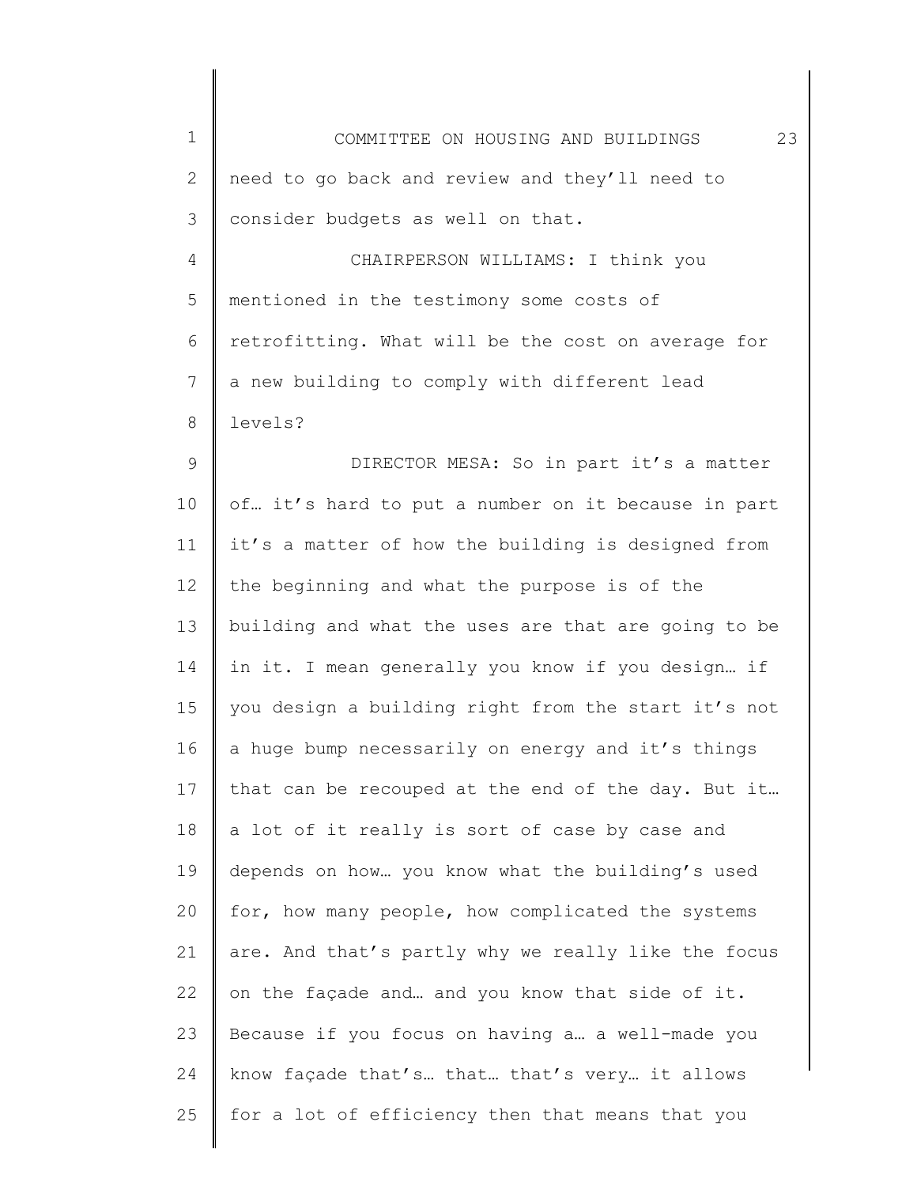need to go back and review and they'll need to consider budgets as well on that.

CHAIRPERSON WILLIAMS: I think you mentioned in the testimony some costs of retrofitting. What will be the cost on average for a new building to comply with different lead levels?

DIRECTOR MESA: So in part it's a matter of… it's hard to put a number on it because in part it's a matter of how the building is designed from the beginning and what the purpose is of the building and what the uses are that are going to be in it. I mean generally you know if you design… if you design a building right from the start it's not a huge bump necessarily on energy and it's things that can be recouped at the end of the day. But it… a lot of it really is sort of case by case and depends on how… you know what the building's used for, how many people, how complicated the systems are. And that's partly why we really like the focus on the façade and… and you know that side of it. Because if you focus on having a… a well-made you know façade that's… that… that's very… it allows for a lot of efficiency then that means that you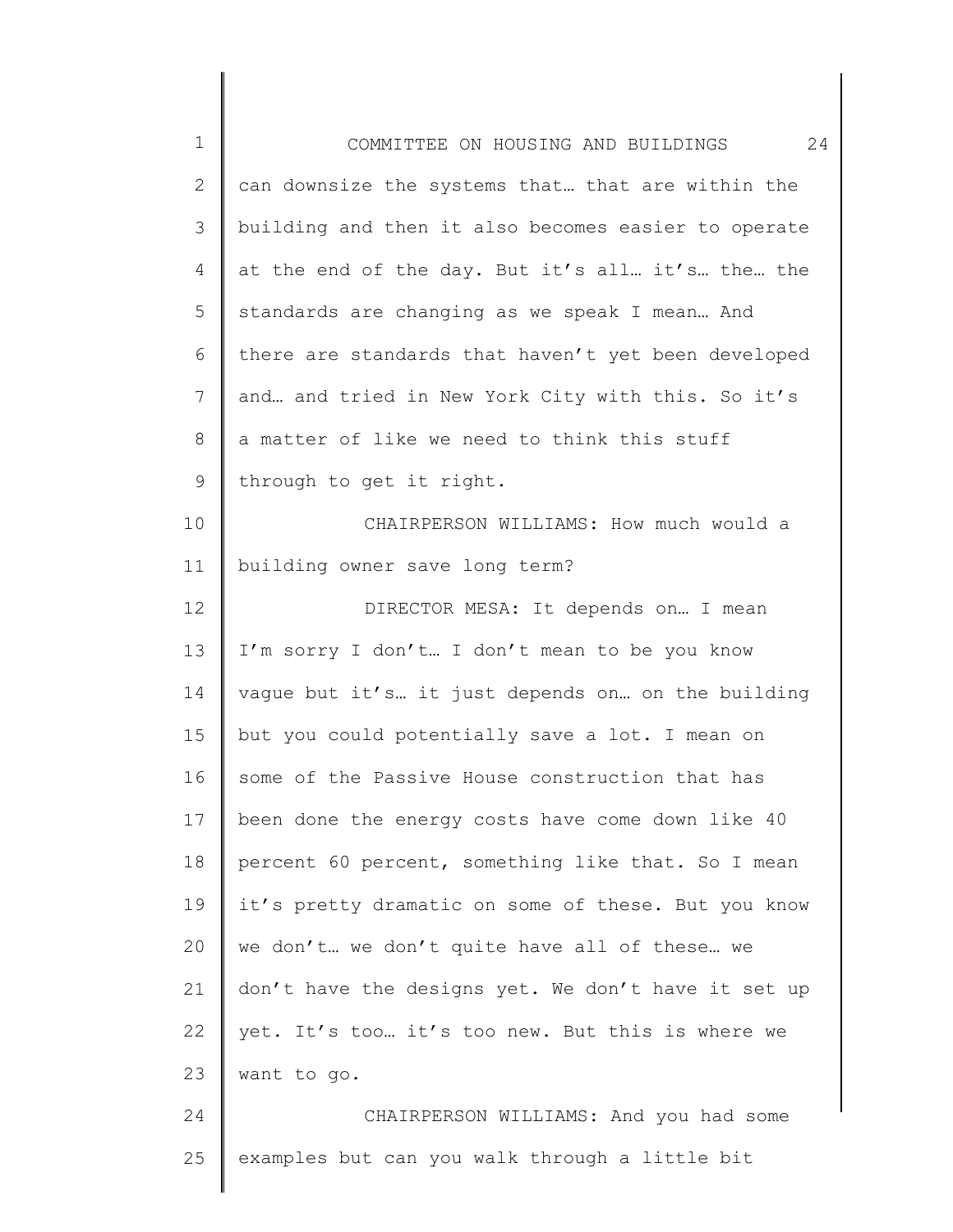can downsize the systems that… that are within the building and then it also becomes easier to operate at the end of the day. But it's all… it's… the… the standards are changing as we speak I mean… And there are standards that haven't yet been developed and… and tried in New York City with this. So it's a matter of like we need to think this stuff through to get it right.

CHAIRPERSON WILLIAMS: How much would a building owner save long term?

DIRECTOR MESA: It depends on… I mean I'm sorry I don't… I don't mean to be you know vague but it's… it just depends on… on the building but you could potentially save a lot. I mean on some of the Passive House construction that has been done the energy costs have come down like 40 percent 60 percent, something like that. So I mean it's pretty dramatic on some of these. But you know we don't… we don't quite have all of these… we don't have the designs yet. We don't have it set up yet. It's too… it's too new. But this is where we want to go.

CHAIRPERSON WILLIAMS: And you had some examples but can you walk through a little bit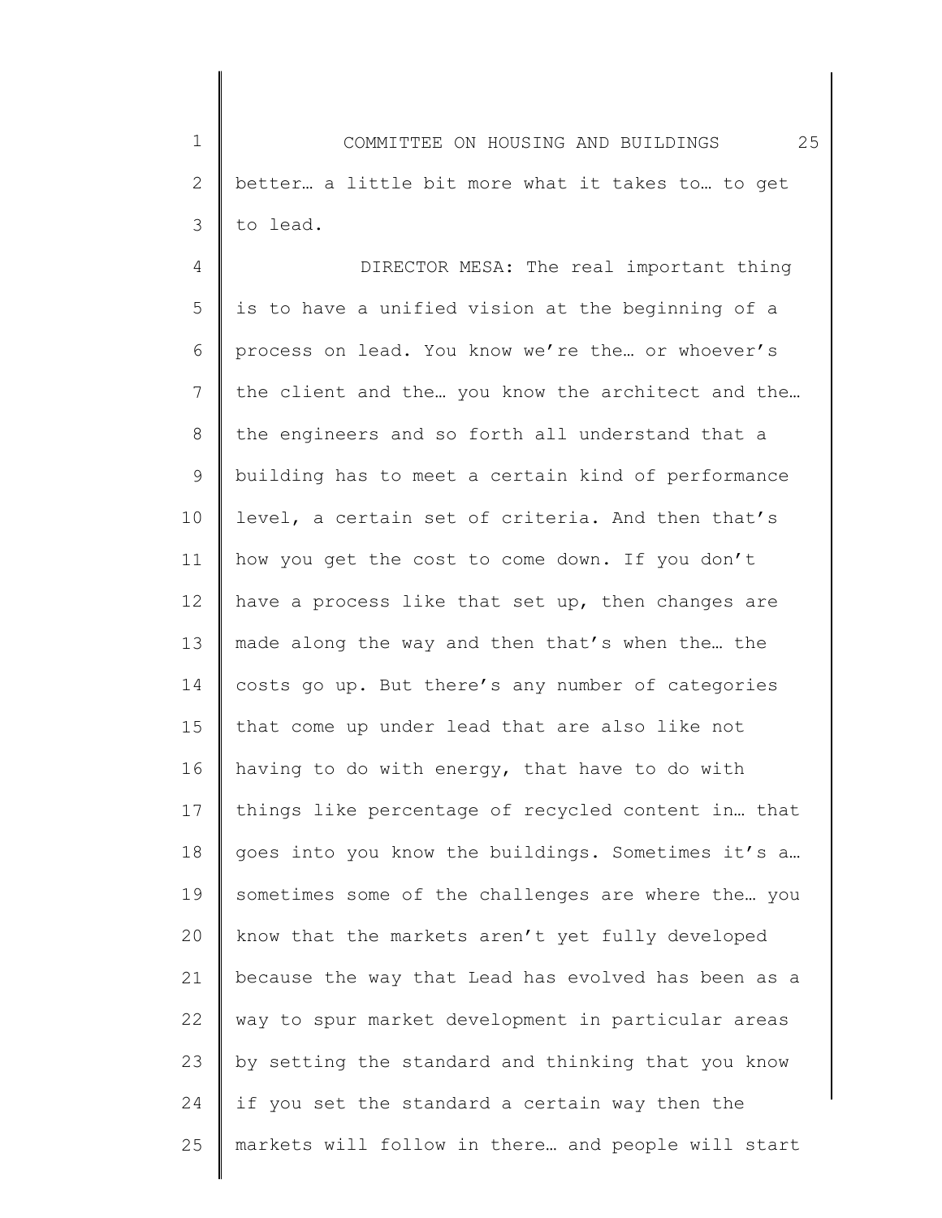better… a little bit more what it takes to… to get to lead.

DIRECTOR MESA: The real important thing is to have a unified vision at the beginning of a process on lead. You know we're the… or whoever's the client and the… you know the architect and the… the engineers and so forth all understand that a building has to meet a certain kind of performance level, a certain set of criteria. And then that's how you get the cost to come down. If you don't have a process like that set up, then changes are made along the way and then that's when the… the costs go up. But there's any number of categories that come up under lead that are also like not having to do with energy, that have to do with things like percentage of recycled content in… that goes into you know the buildings. Sometimes it's a… sometimes some of the challenges are where the… you know that the markets aren't yet fully developed because the way that Lead has evolved has been as a way to spur market development in particular areas by setting the standard and thinking that you know if you set the standard a certain way then the markets will follow in there… and people will start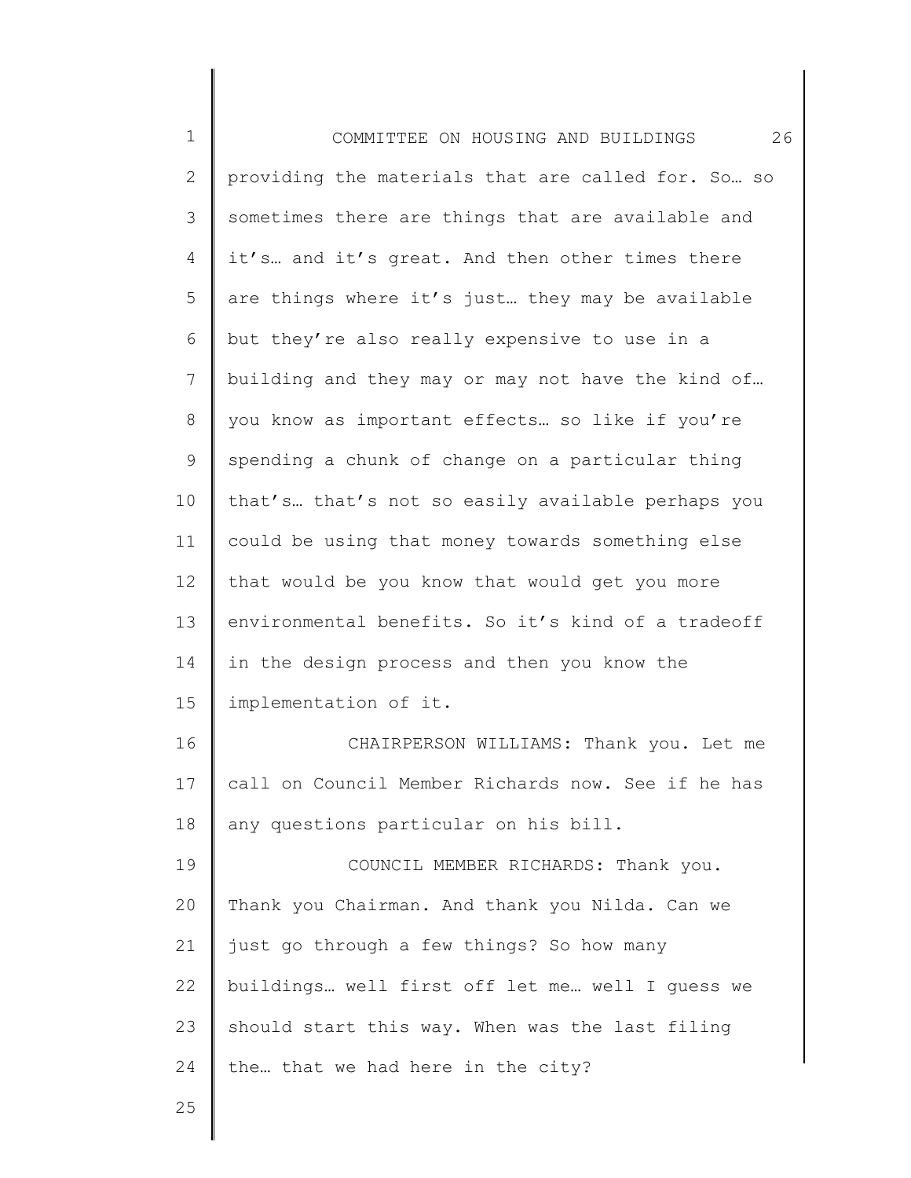providing the materials that are called for. So… so sometimes there are things that are available and it's… and it's great. And then other times there are things where it's just… they may be available but they're also really expensive to use in a building and they may or may not have the kind of… you know as important effects… so like if you're spending a chunk of change on a particular thing that's… that's not so easily available perhaps you could be using that money towards something else that would be you know that would get you more environmental benefits. So it's kind of a tradeoff in the design process and then you know the implementation of it.

CHAIRPERSON WILLIAMS: Thank you. Let me call on Council Member Richards now. See if he has any questions particular on his bill.

COUNCIL MEMBER RICHARDS: Thank you. Thank you Chairman. And thank you Nilda. Can we just go through a few things? So how many buildings… well first off let me… well I guess we should start this way. When was the last filing the… that we had here in the city?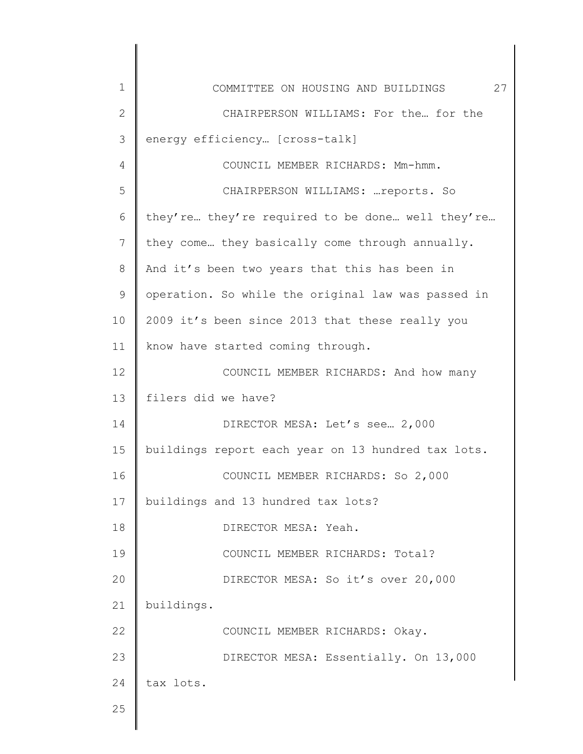CHAIRPERSON WILLIAMS: For the… for the energy efficiency… [cross-talk]

COUNCIL MEMBER RICHARDS: Mm-hmm.

CHAIRPERSON WILLIAMS: …reports. So they're… they're required to be done… well they're… they come… they basically come through annually. And it's been two years that this has been in operation. So while the original law was passed in 2009 it's been since 2013 that these really you know have started coming through.

COUNCIL MEMBER RICHARDS: And how many filers did we have?

DIRECTOR MESA: Let's see… 2,000 buildings report each year on 13 hundred tax lots.

COUNCIL MEMBER RICHARDS: So 2,000 buildings and 13 hundred tax lots?

DIRECTOR MESA: Yeah.

COUNCIL MEMBER RICHARDS: Total?

DIRECTOR MESA: So it's over 20,000 buildings.

COUNCIL MEMBER RICHARDS: Okay.

DIRECTOR MESA: Essentially. On 13,000 tax lots.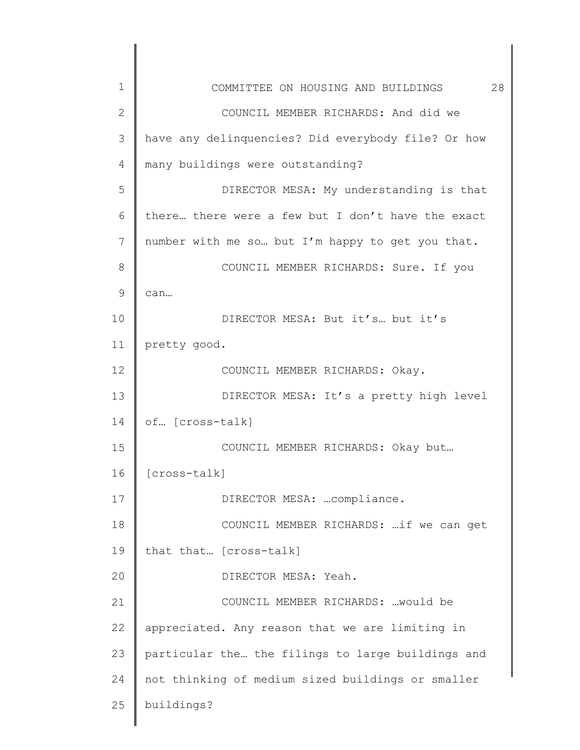COUNCIL MEMBER RICHARDS: And did we have any delinquencies? Did everybody file? Or how many buildings were outstanding?

DIRECTOR MESA: My understanding is that there… there were a few but I don't have the exact number with me so… but I'm happy to get you that.

COUNCIL MEMBER RICHARDS: Sure. If you can…

DIRECTOR MESA: But it's… but it's pretty good.

COUNCIL MEMBER RICHARDS: Okay.

DIRECTOR MESA: It's a pretty high level of… [cross-talk]

COUNCIL MEMBER RICHARDS: Okay but… [cross-talk]

DIRECTOR MESA: …compliance.

COUNCIL MEMBER RICHARDS: …if we can get that that… [cross-talk]

DIRECTOR MESA: Yeah.

COUNCIL MEMBER RICHARDS: …would be appreciated. Any reason that we are limiting in particular the… the filings to large buildings and not thinking of medium sized buildings or smaller buildings?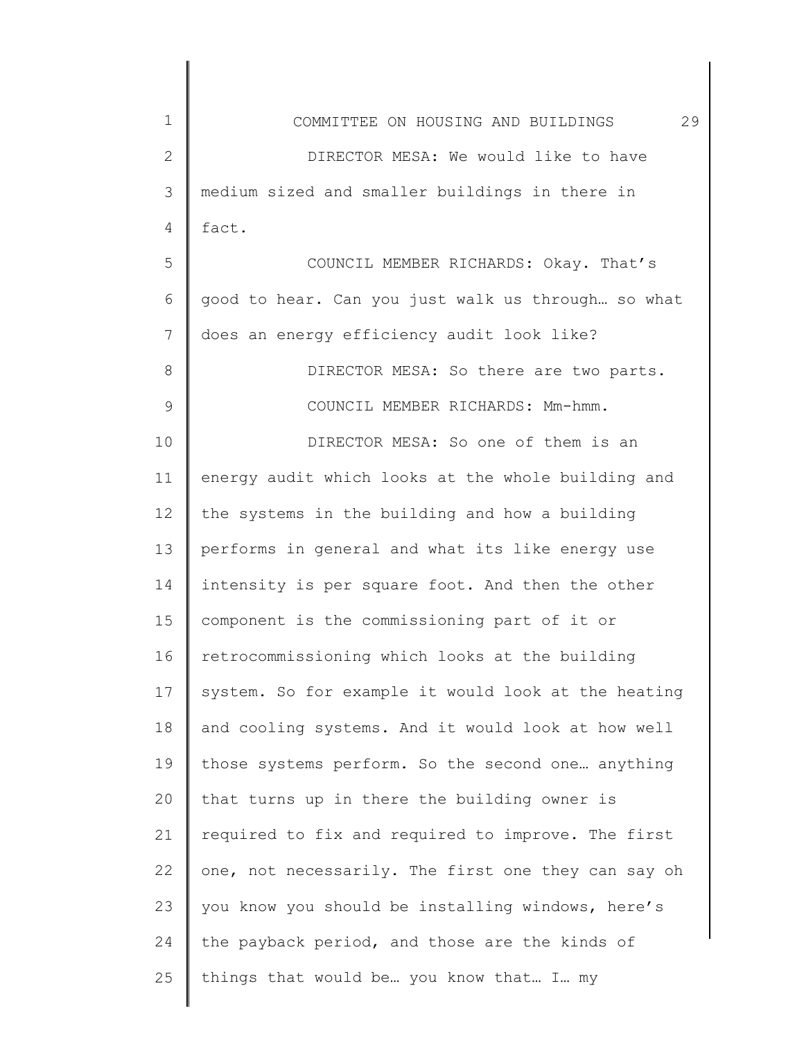DIRECTOR MESA: We would like to have medium sized and smaller buildings in there in fact.

COUNCIL MEMBER RICHARDS: Okay. That's good to hear. Can you just walk us through… so what does an energy efficiency audit look like?

DIRECTOR MESA: So there are two parts.

COUNCIL MEMBER RICHARDS: Mm-hmm.

DIRECTOR MESA: So one of them is an energy audit which looks at the whole building and the systems in the building and how a building performs in general and what its like energy use intensity is per square foot. And then the other component is the commissioning part of it or retrocommissioning which looks at the building system. So for example it would look at the heating and cooling systems. And it would look at how well those systems perform. So the second one… anything that turns up in there the building owner is required to fix and required to improve. The first one, not necessarily. The first one they can say oh you know you should be installing windows, here's the payback period, and those are the kinds of things that would be… you know that… I… my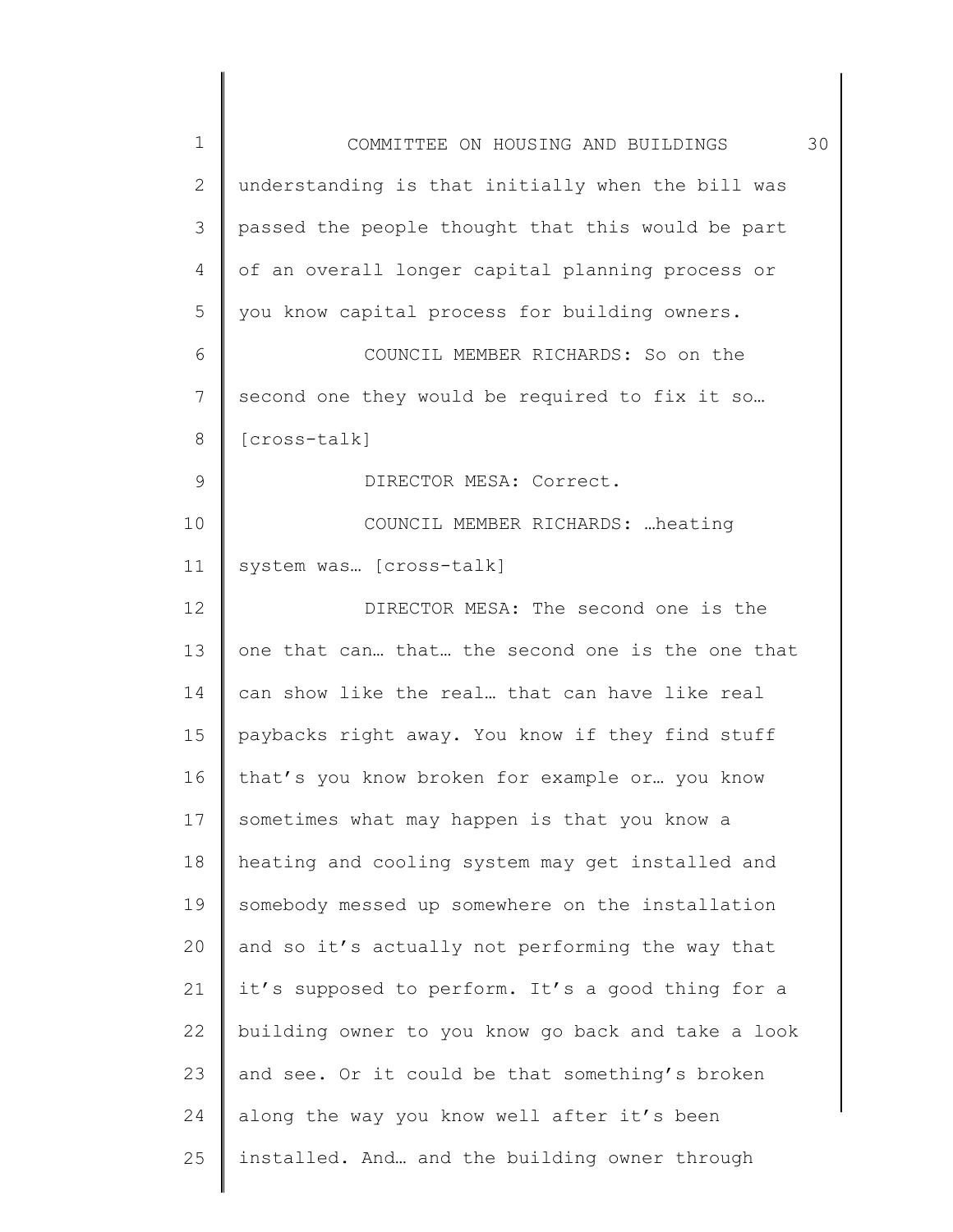understanding is that initially when the bill was passed the people thought that this would be part of an overall longer capital planning process or you know capital process for building owners.

COUNCIL MEMBER RICHARDS: So on the second one they would be required to fix it so… [cross-talk]

DIRECTOR MESA: Correct.

COUNCIL MEMBER RICHARDS: …heating system was… [cross-talk]

DIRECTOR MESA: The second one is the one that can… that… the second one is the one that can show like the real… that can have like real paybacks right away. You know if they find stuff that's you know broken for example or… you know sometimes what may happen is that you know a heating and cooling system may get installed and somebody messed up somewhere on the installation and so it's actually not performing the way that it's supposed to perform. It's a good thing for a building owner to you know go back and take a look and see. Or it could be that something's broken along the way you know well after it's been installed. And… and the building owner through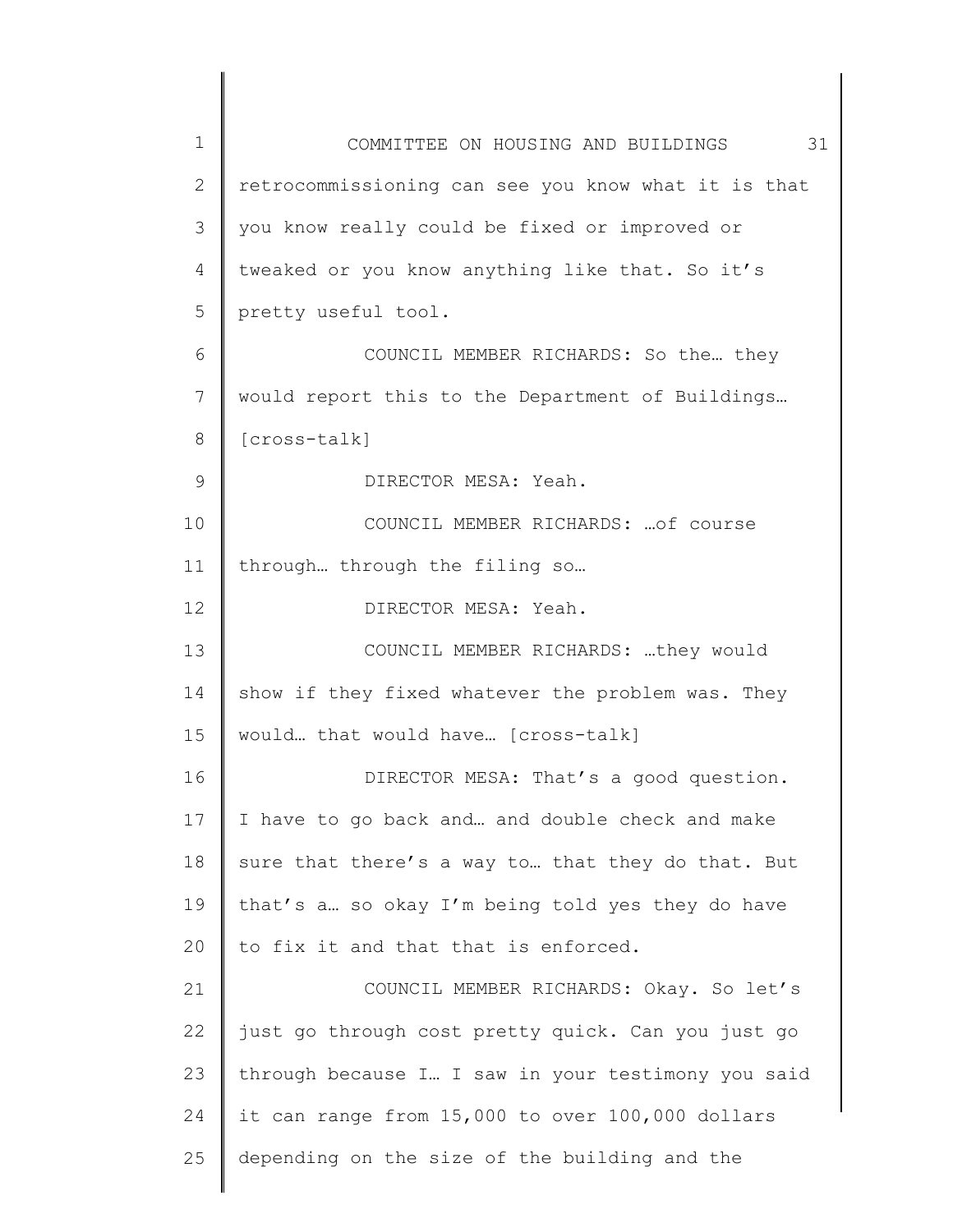retrocommissioning can see you know what it is that you know really could be fixed or improved or tweaked or you know anything like that. So it's pretty useful tool.

COUNCIL MEMBER RICHARDS: So the… they would report this to the Department of Buildings… [cross-talk]

DIRECTOR MESA: Yeah.

COUNCIL MEMBER RICHARDS: …of course through… through the filing so…

DIRECTOR MESA: Yeah.

COUNCIL MEMBER RICHARDS: …they would show if they fixed whatever the problem was. They would… that would have… [cross-talk]

DIRECTOR MESA: That's a good question. I have to go back and… and double check and make sure that there's a way to… that they do that. But that's a… so okay I'm being told yes they do have to fix it and that that is enforced.

COUNCIL MEMBER RICHARDS: Okay. So let's just go through cost pretty quick. Can you just go through because I… I saw in your testimony you said it can range from 15,000 to over 100,000 dollars depending on the size of the building and the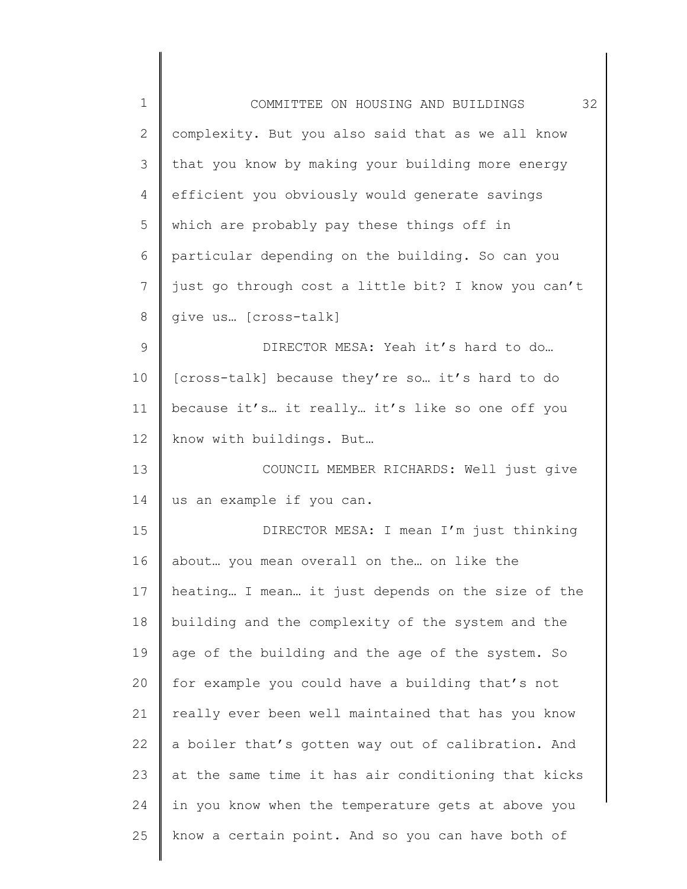complexity. But you also said that as we all know that you know by making your building more energy efficient you obviously would generate savings which are probably pay these things off in particular depending on the building. So can you just go through cost a little bit? I know you can't give us… [cross-talk]

DIRECTOR MESA: Yeah it's hard to do… [cross-talk] because they're so… it's hard to do because it's… it really… it's like so one off you know with buildings. But…

COUNCIL MEMBER RICHARDS: Well just give us an example if you can.

DIRECTOR MESA: I mean I'm just thinking about… you mean overall on the… on like the heating… I mean… it just depends on the size of the building and the complexity of the system and the age of the building and the age of the system. So for example you could have a building that's not really ever been well maintained that has you know a boiler that's gotten way out of calibration. And at the same time it has air conditioning that kicks in you know when the temperature gets at above you know a certain point. And so you can have both of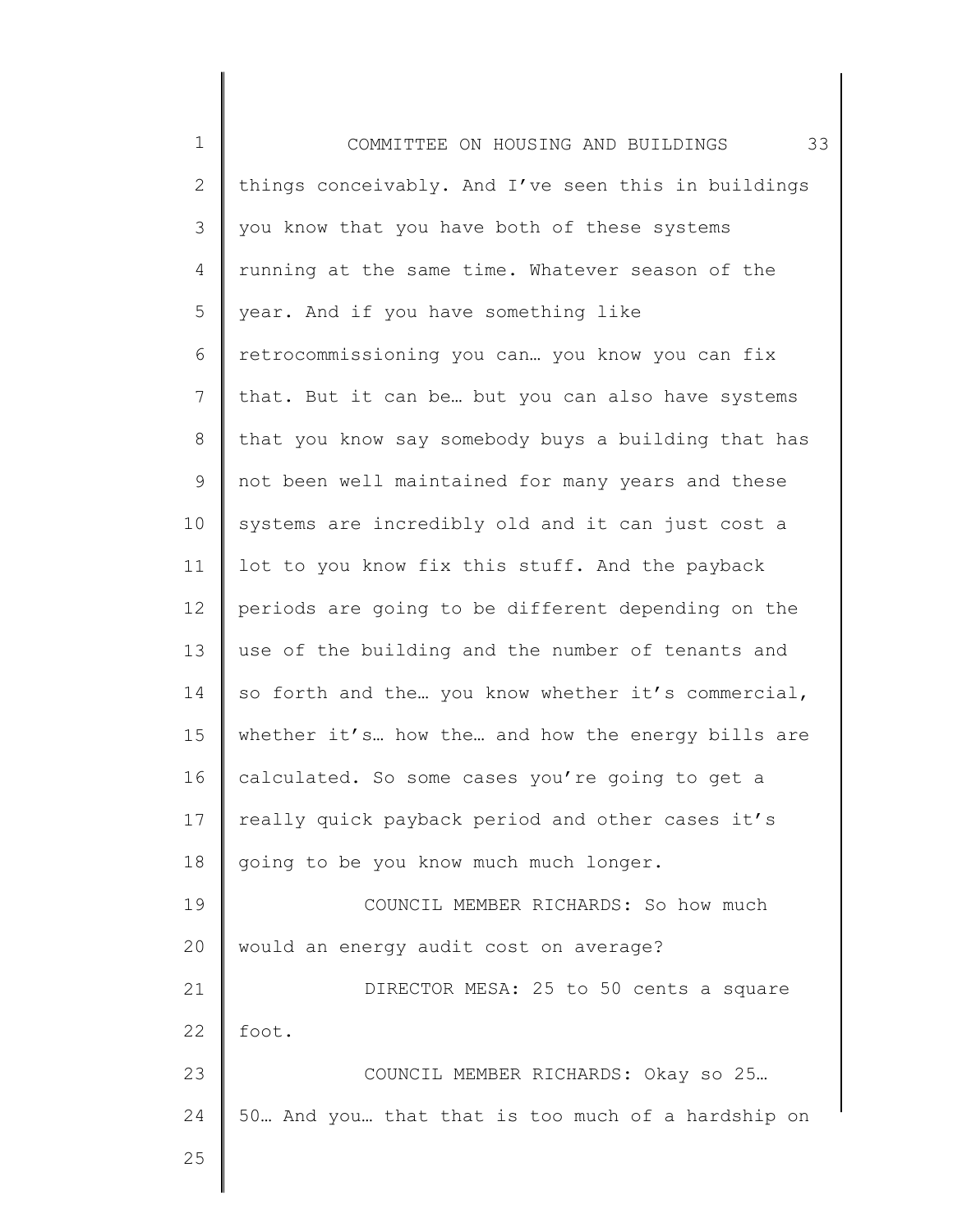things conceivably. And I've seen this in buildings you know that you have both of these systems running at the same time. Whatever season of the year. And if you have something like retrocommissioning you can… you know you can fix that. But it can be… but you can also have systems that you know say somebody buys a building that has not been well maintained for many years and these systems are incredibly old and it can just cost a lot to you know fix this stuff. And the payback periods are going to be different depending on the use of the building and the number of tenants and so forth and the… you know whether it's commercial, whether it's… how the… and how the energy bills are calculated. So some cases you're going to get a really quick payback period and other cases it's going to be you know much much longer.

COUNCIL MEMBER RICHARDS: So how much would an energy audit cost on average?

DIRECTOR MESA: 25 to 50 cents a square foot.

COUNCIL MEMBER RICHARDS: Okay so 25… 50… And you… that that is too much of a hardship on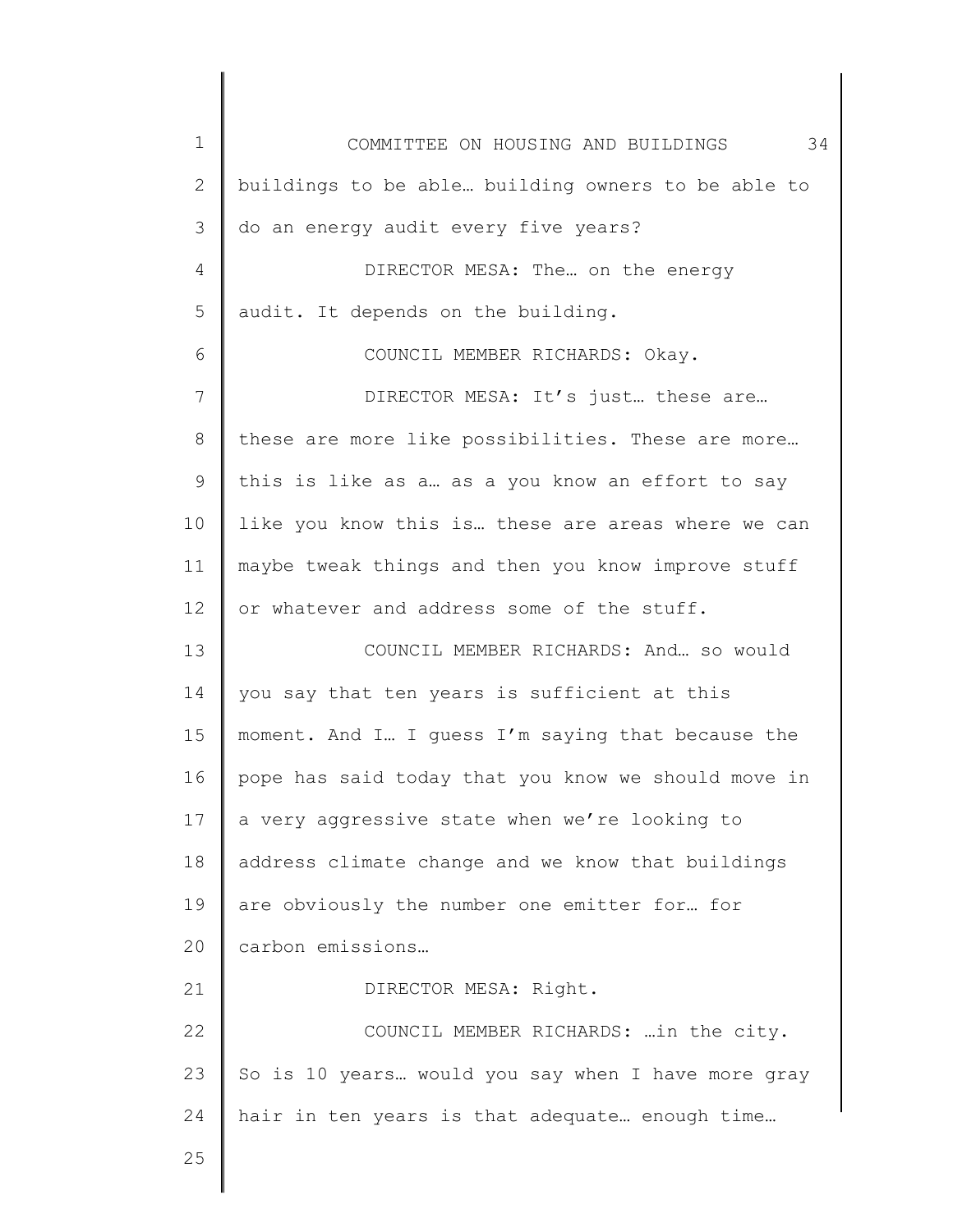buildings to be able… building owners to be able to do an energy audit every five years?

DIRECTOR MESA: The… on the energy audit. It depends on the building.

COUNCIL MEMBER RICHARDS: Okay.

DIRECTOR MESA: It's just… these are… these are more like possibilities. These are more… this is like as a… as a you know an effort to say like you know this is… these are areas where we can maybe tweak things and then you know improve stuff or whatever and address some of the stuff.

COUNCIL MEMBER RICHARDS: And… so would you say that ten years is sufficient at this moment. And I… I guess I'm saying that because the pope has said today that you know we should move in a very aggressive state when we're looking to address climate change and we know that buildings are obviously the number one emitter for… for carbon emissions…

DIRECTOR MESA: Right.

COUNCIL MEMBER RICHARDS: …in the city. So is 10 years… would you say when I have more gray hair in ten years is that adequate… enough time…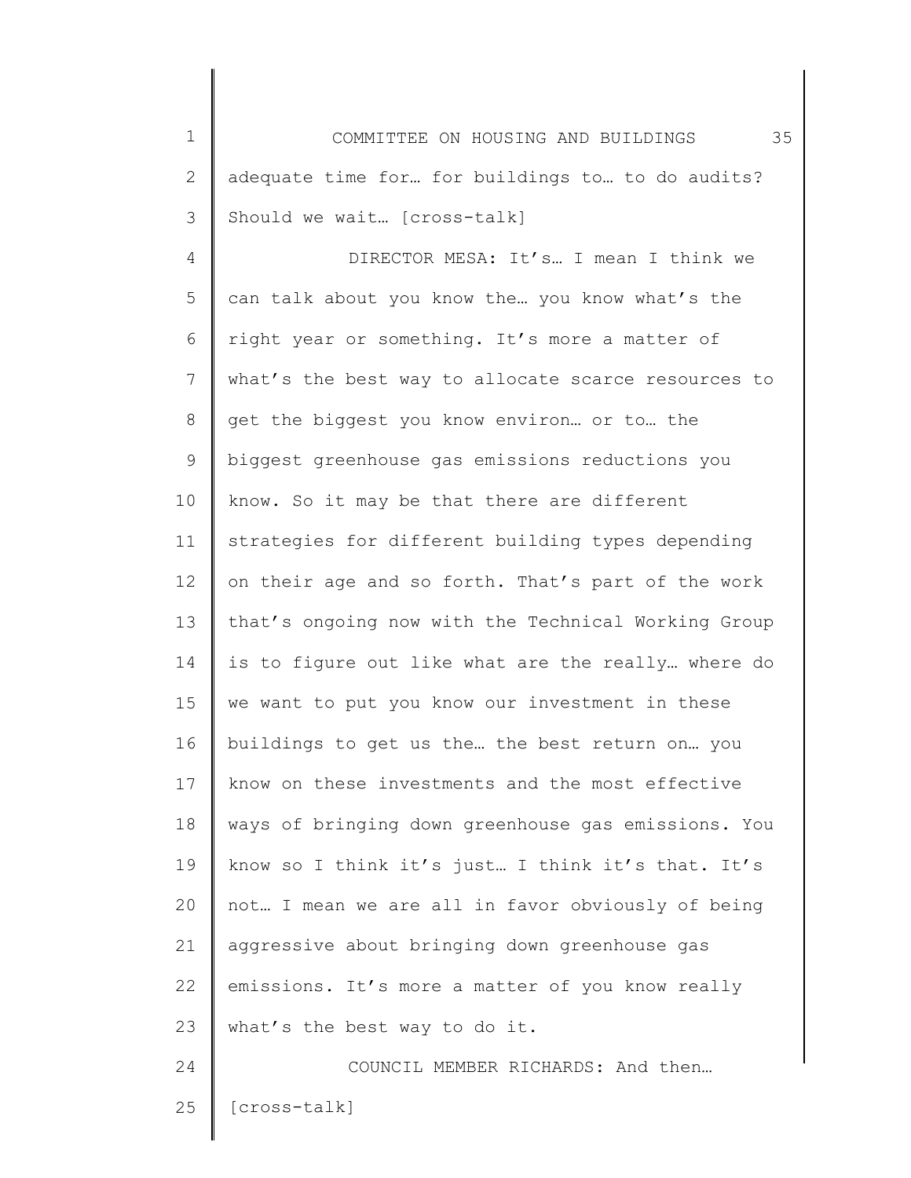adequate time for… for buildings to… to do audits? Should we wait… [cross-talk]

DIRECTOR MESA: It's… I mean I think we can talk about you know the… you know what's the right year or something. It's more a matter of what's the best way to allocate scarce resources to get the biggest you know environ… or to… the biggest greenhouse gas emissions reductions you know. So it may be that there are different strategies for different building types depending on their age and so forth. That's part of the work that's ongoing now with the Technical Working Group is to figure out like what are the really… where do we want to put you know our investment in these buildings to get us the… the best return on… you know on these investments and the most effective ways of bringing down greenhouse gas emissions. You know so I think it's just… I think it's that. It's not… I mean we are all in favor obviously of being aggressive about bringing down greenhouse gas emissions. It's more a matter of you know really what's the best way to do it.

COUNCIL MEMBER RICHARDS: And then… [cross-talk]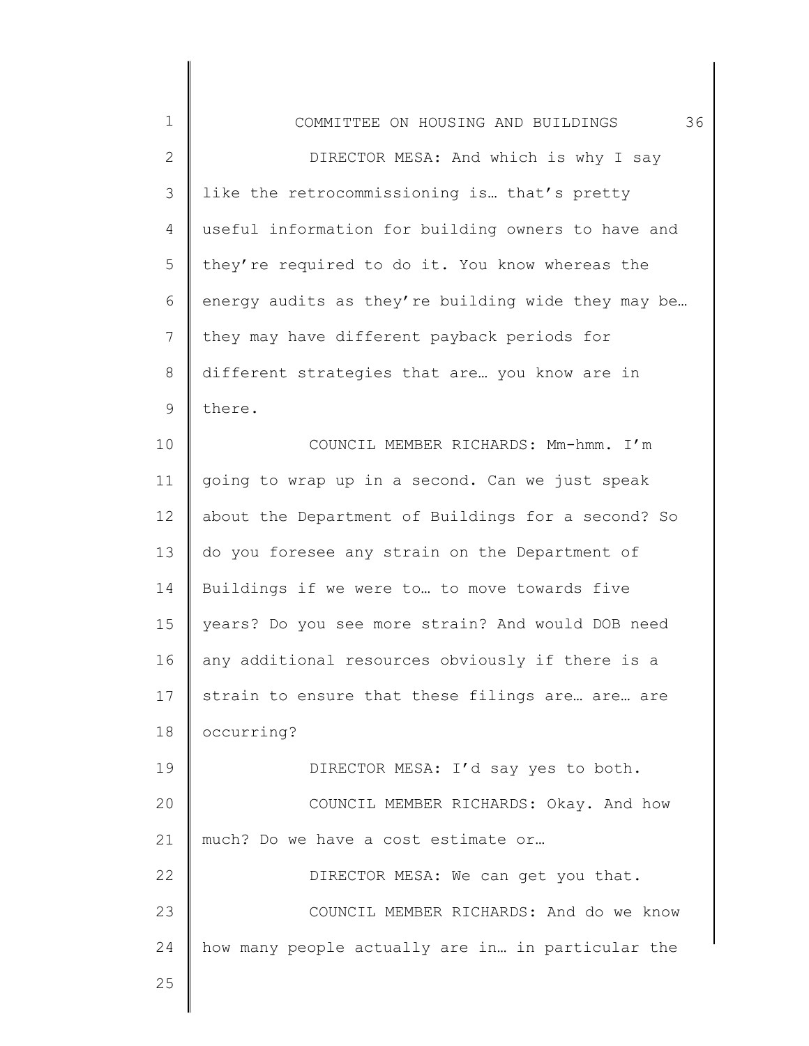DIRECTOR MESA: And which is why I say like the retrocommissioning is… that's pretty useful information for building owners to have and they're required to do it. You know whereas the energy audits as they're building wide they may be… they may have different payback periods for different strategies that are… you know are in there.

COUNCIL MEMBER RICHARDS: Mm-hmm. I'm going to wrap up in a second. Can we just speak about the Department of Buildings for a second? So do you foresee any strain on the Department of Buildings if we were to… to move towards five years? Do you see more strain? And would DOB need any additional resources obviously if there is a strain to ensure that these filings are… are… are occurring?

DIRECTOR MESA: I'd say yes to both.

COUNCIL MEMBER RICHARDS: Okay. And how much? Do we have a cost estimate or…

DIRECTOR MESA: We can get you that.

COUNCIL MEMBER RICHARDS: And do we know how many people actually are in… in particular the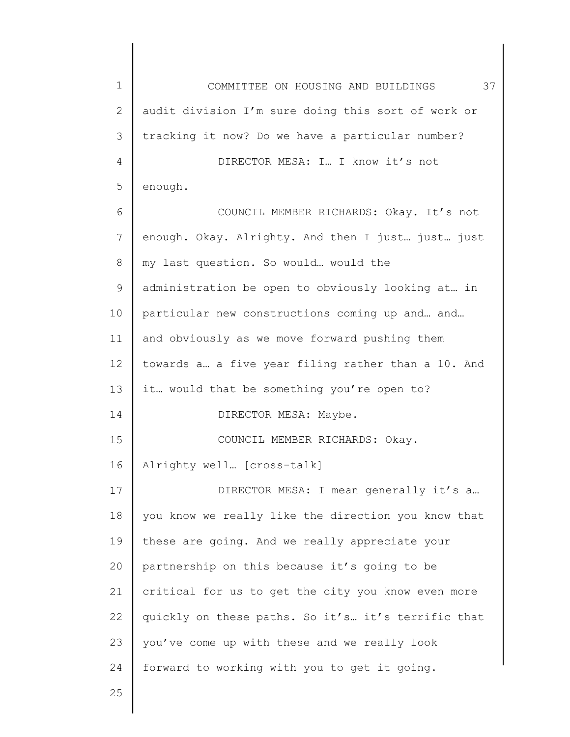audit division I'm sure doing this sort of work or tracking it now? Do we have a particular number?

DIRECTOR MESA: I… I know it's not enough.

COUNCIL MEMBER RICHARDS: Okay. It's not enough. Okay. Alrighty. And then I just… just… just my last question. So would… would the administration be open to obviously looking at… in particular new constructions coming up and… and… and obviously as we move forward pushing them towards a… a five year filing rather than a 10. And it… would that be something you're open to?

DIRECTOR MESA: Maybe.

COUNCIL MEMBER RICHARDS: Okay. Alrighty well… [cross-talk]

DIRECTOR MESA: I mean generally it's a… you know we really like the direction you know that these are going. And we really appreciate your partnership on this because it's going to be critical for us to get the city you know even more quickly on these paths. So it's… it's terrific that you've come up with these and we really look forward to working with you to get it going.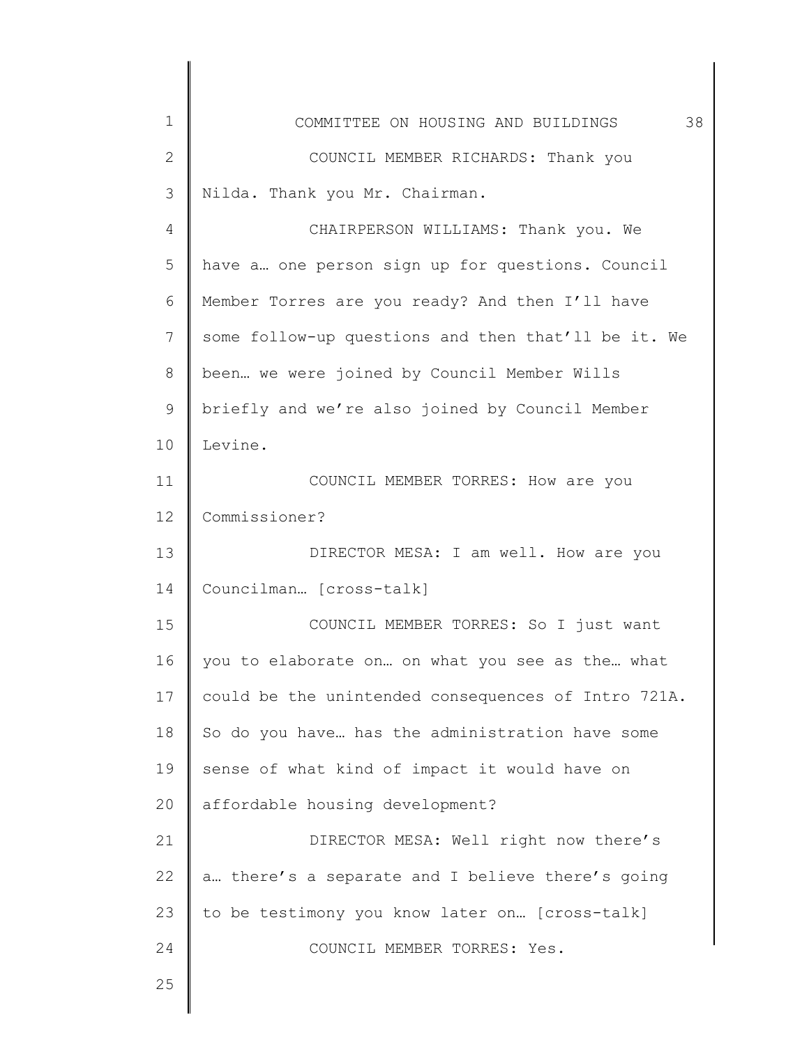COUNCIL MEMBER RICHARDS: Thank you Nilda. Thank you Mr. Chairman.

CHAIRPERSON WILLIAMS: Thank you. We have a… one person sign up for questions. Council Member Torres are you ready? And then I'll have some follow-up questions and then that'll be it. We been… we were joined by Council Member Wills briefly and we're also joined by Council Member Levine.

COUNCIL MEMBER TORRES: How are you Commissioner?

DIRECTOR MESA: I am well. How are you Councilman… [cross-talk]

COUNCIL MEMBER TORRES: So I just want you to elaborate on… on what you see as the… what could be the unintended consequences of Intro 721A. So do you have… has the administration have some sense of what kind of impact it would have on affordable housing development?

DIRECTOR MESA: Well right now there's a… there's a separate and I believe there's going to be testimony you know later on… [cross-talk]

COUNCIL MEMBER TORRES: Yes.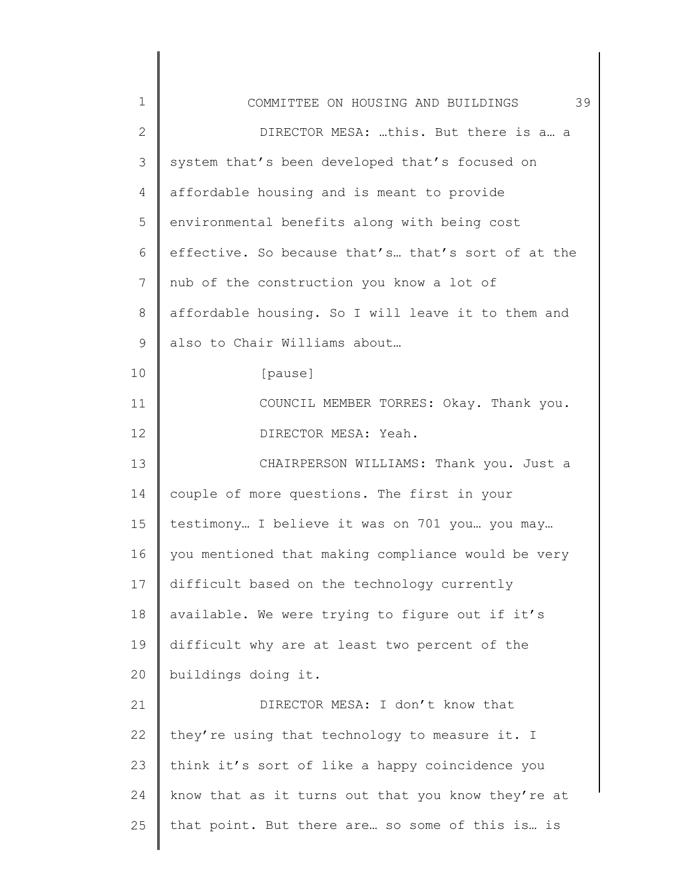DIRECTOR MESA: …this. But there is a… a system that's been developed that's focused on affordable housing and is meant to provide environmental benefits along with being cost effective. So because that's… that's sort of at the nub of the construction you know a lot of affordable housing. So I will leave it to them and also to Chair Williams about…

[pause]

COUNCIL MEMBER TORRES: Okay. Thank you.

DIRECTOR MESA: Yeah.

CHAIRPERSON WILLIAMS: Thank you. Just a couple of more questions. The first in your testimony… I believe it was on 701 you… you may… you mentioned that making compliance would be very difficult based on the technology currently available. We were trying to figure out if it's difficult why are at least two percent of the buildings doing it.

DIRECTOR MESA: I don't know that they're using that technology to measure it. I think it's sort of like a happy coincidence you know that as it turns out that you know they're at that point. But there are… so some of this is… is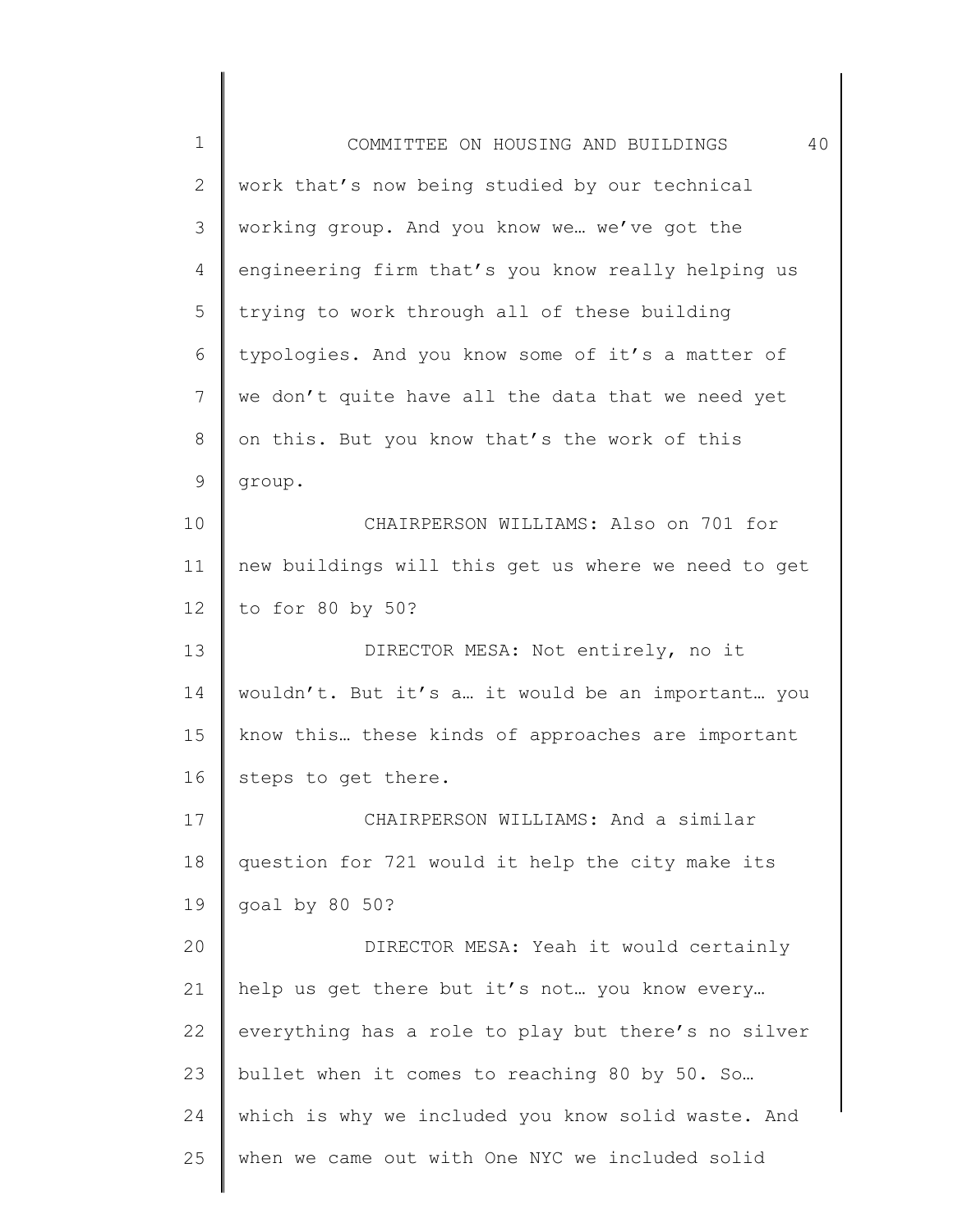work that's now being studied by our technical working group. And you know we… we've got the engineering firm that's you know really helping us trying to work through all of these building typologies. And you know some of it's a matter of we don't quite have all the data that we need yet on this. But you know that's the work of this group.

CHAIRPERSON WILLIAMS: Also on 701 for new buildings will this get us where we need to get to for 80 by 50?

DIRECTOR MESA: Not entirely, no it wouldn't. But it's a… it would be an important… you know this… these kinds of approaches are important steps to get there.

CHAIRPERSON WILLIAMS: And a similar question for 721 would it help the city make its goal by 80 50?

DIRECTOR MESA: Yeah it would certainly help us get there but it's not… you know every… everything has a role to play but there's no silver bullet when it comes to reaching 80 by 50. So… which is why we included you know solid waste. And when we came out with One NYC we included solid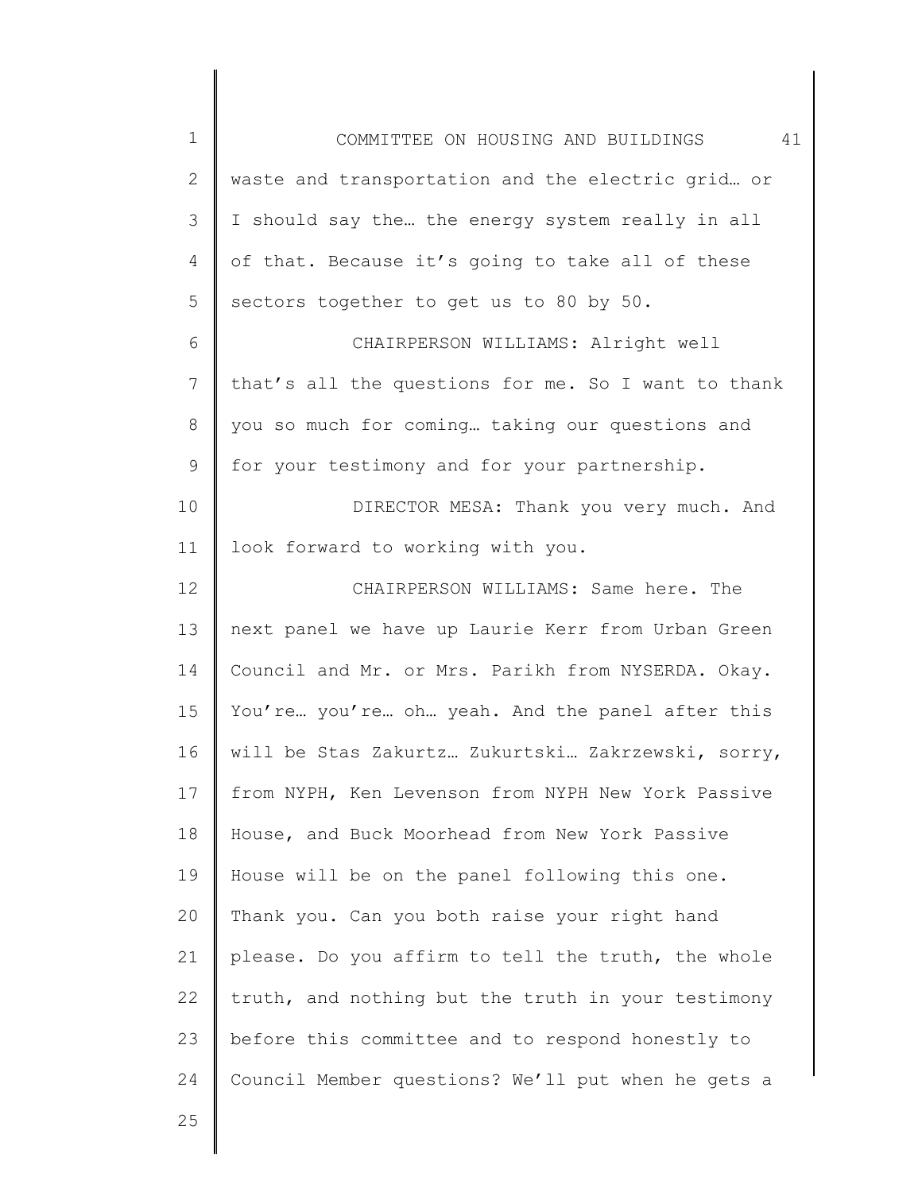waste and transportation and the electric grid… or I should say the… the energy system really in all of that. Because it's going to take all of these sectors together to get us to 80 by 50.

CHAIRPERSON WILLIAMS: Alright well that's all the questions for me. So I want to thank you so much for coming… taking our questions and for your testimony and for your partnership.

DIRECTOR MESA: Thank you very much. And look forward to working with you.

CHAIRPERSON WILLIAMS: Same here. The next panel we have up Laurie Kerr from Urban Green Council and Mr. or Mrs. Parikh from NYSERDA. Okay. You're… you're… oh… yeah. And the panel after this will be Stas Zakurtz… Zukurtski… Zakrzewski, sorry, from NYPH, Ken Levenson from NYPH New York Passive House, and Buck Moorhead from New York Passive House will be on the panel following this one. Thank you. Can you both raise your right hand please. Do you affirm to tell the truth, the whole truth, and nothing but the truth in your testimony before this committee and to respond honestly to Council Member questions? We'll put when he gets a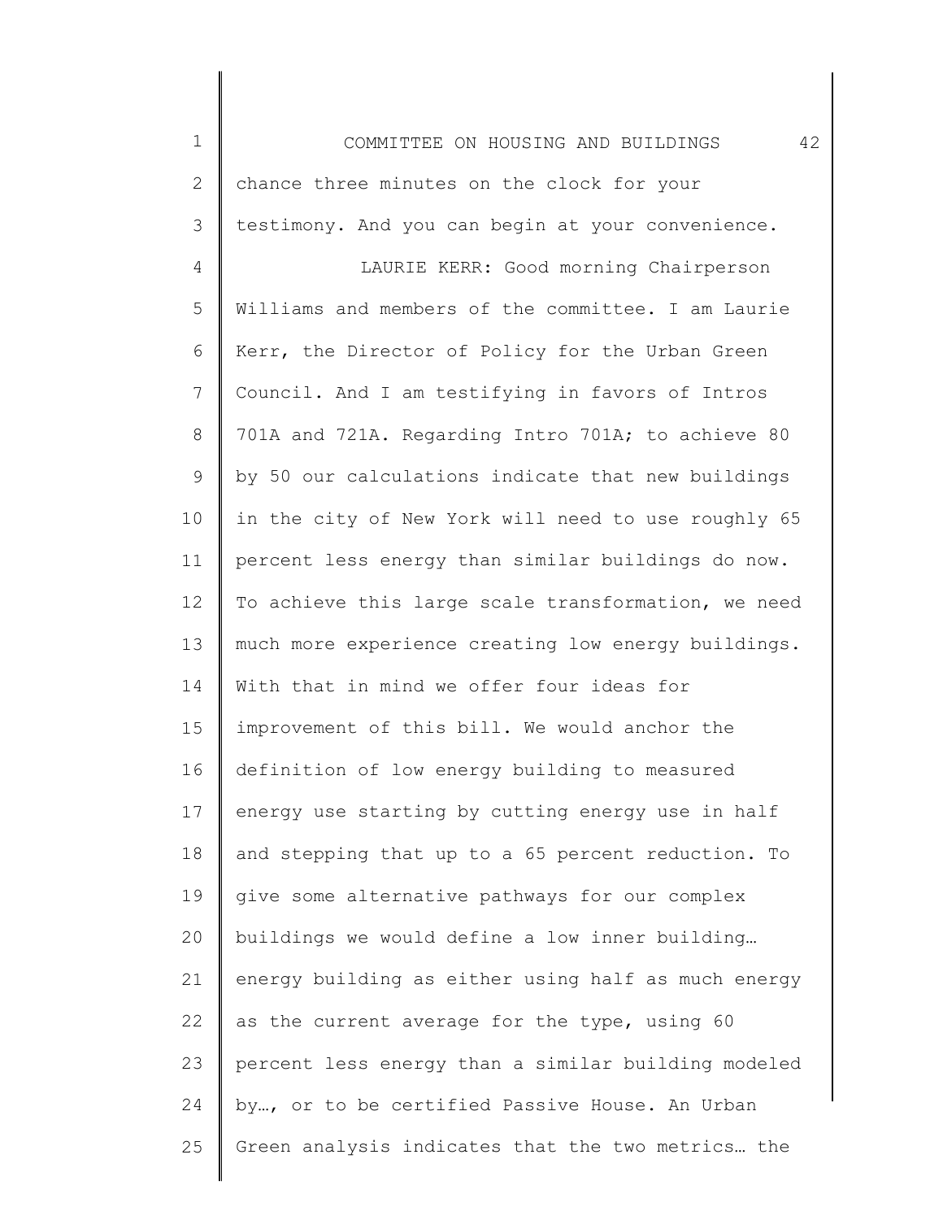chance three minutes on the clock for your testimony. And you can begin at your convenience.

LAURIE KERR: Good morning Chairperson Williams and members of the committee. I am Laurie Kerr, the Director of Policy for the Urban Green Council. And I am testifying in favors of Intros 701A and 721A. Regarding Intro 701A; to achieve 80 by 50 our calculations indicate that new buildings in the city of New York will need to use roughly 65 percent less energy than similar buildings do now. To achieve this large scale transformation, we need much more experience creating low energy buildings. With that in mind we offer four ideas for improvement of this bill. We would anchor the definition of low energy building to measured energy use starting by cutting energy use in half and stepping that up to a 65 percent reduction. To give some alternative pathways for our complex buildings we would define a low inner building… energy building as either using half as much energy as the current average for the type, using 60 percent less energy than a similar building modeled by…, or to be certified Passive House. An Urban Green analysis indicates that the two metrics… the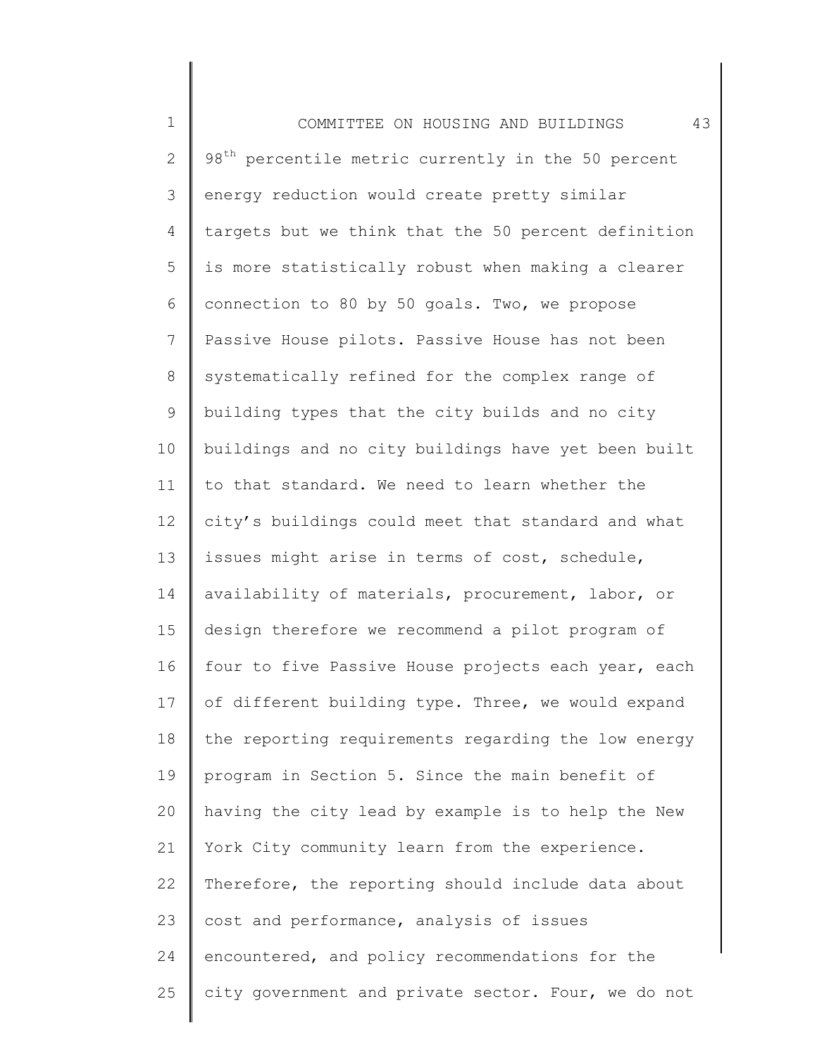98th percentile metric currently in the 50 percent energy reduction would create pretty similar targets but we think that the 50 percent definition is more statistically robust when making a clearer connection to 80 by 50 goals. Two, we propose Passive House pilots. Passive House has not been systematically refined for the complex range of building types that the city builds and no city buildings and no city buildings have yet been built to that standard. We need to learn whether the city's buildings could meet that standard and what issues might arise in terms of cost, schedule, availability of materials, procurement, labor, or design therefore we recommend a pilot program of four to five Passive House projects each year, each of different building type. Three, we would expand the reporting requirements regarding the low energy program in Section 5. Since the main benefit of having the city lead by example is to help the New York City community learn from the experience. Therefore, the reporting should include data about cost and performance, analysis of issues encountered, and policy recommendations for the city government and private sector. Four, we do not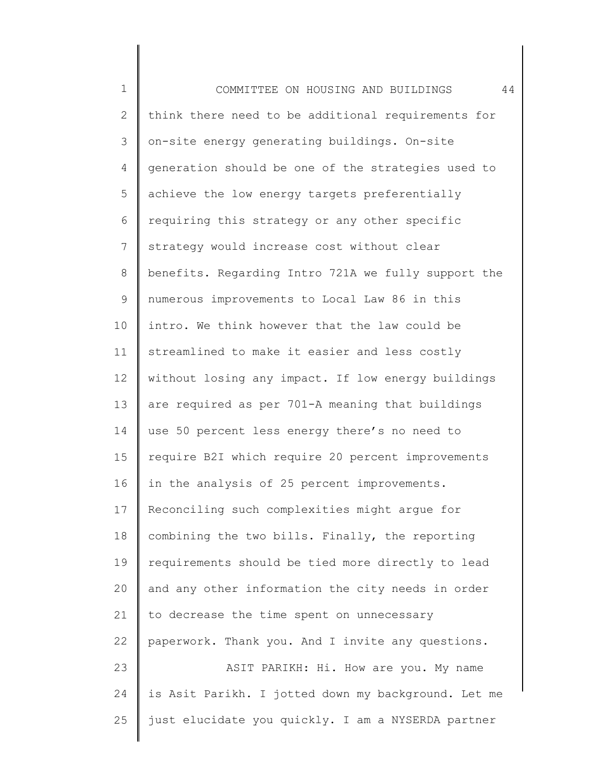think there need to be additional requirements for on-site energy generating buildings. On-site generation should be one of the strategies used to achieve the low energy targets preferentially requiring this strategy or any other specific strategy would increase cost without clear benefits. Regarding Intro 721A we fully support the numerous improvements to Local Law 86 in this intro. We think however that the law could be streamlined to make it easier and less costly without losing any impact. If low energy buildings are required as per 701-A meaning that buildings use 50 percent less energy there's no need to require B2I which require 20 percent improvements in the analysis of 25 percent improvements. Reconciling such complexities might argue for combining the two bills. Finally, the reporting requirements should be tied more directly to lead and any other information the city needs in order to decrease the time spent on unnecessary paperwork. Thank you. And I invite any questions.

ASIT PARIKH: Hi. How are you. My name is Asit Parikh. I jotted down my background. Let me just elucidate you quickly. I am a NYSERDA partner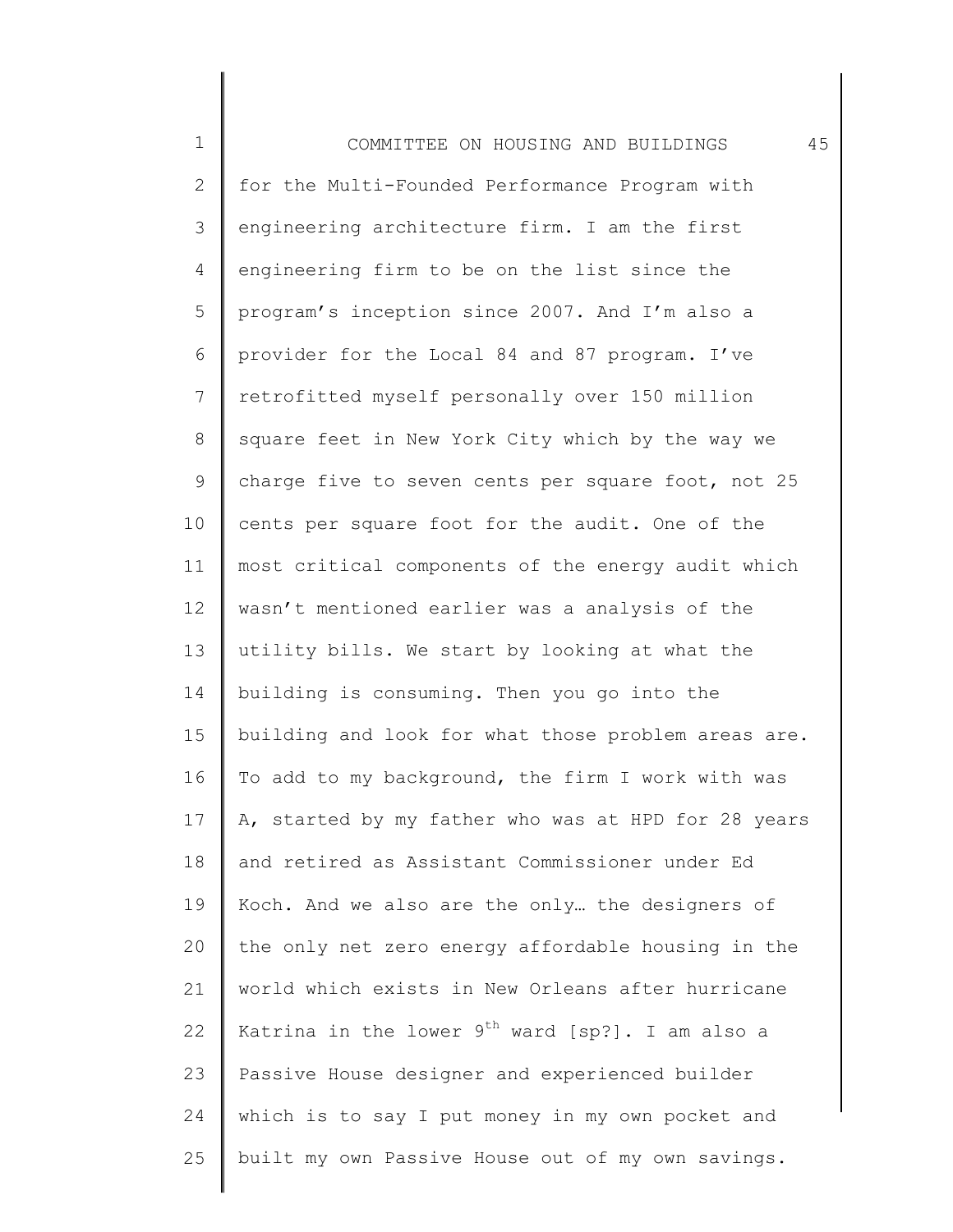for the Multi-Founded Performance Program with engineering architecture firm. I am the first engineering firm to be on the list since the program's inception since 2007. And I'm also a provider for the Local 84 and 87 program. I've retrofitted myself personally over 150 million square feet in New York City which by the way we charge five to seven cents per square foot, not 25 cents per square foot for the audit. One of the most critical components of the energy audit which wasn't mentioned earlier was a analysis of the utility bills. We start by looking at what the building is consuming. Then you go into the building and look for what those problem areas are. To add to my background, the firm I work with was A, started by my father who was at HPD for 28 years and retired as Assistant Commissioner under Ed Koch. And we also are the only… the designers of the only net zero energy affordable housing in the world which exists in New Orleans after hurricane Katrina in the lower 9th ward [sp?]. I am also a Passive House designer and experienced builder which is to say I put money in my own pocket and built my own Passive House out of my own savings.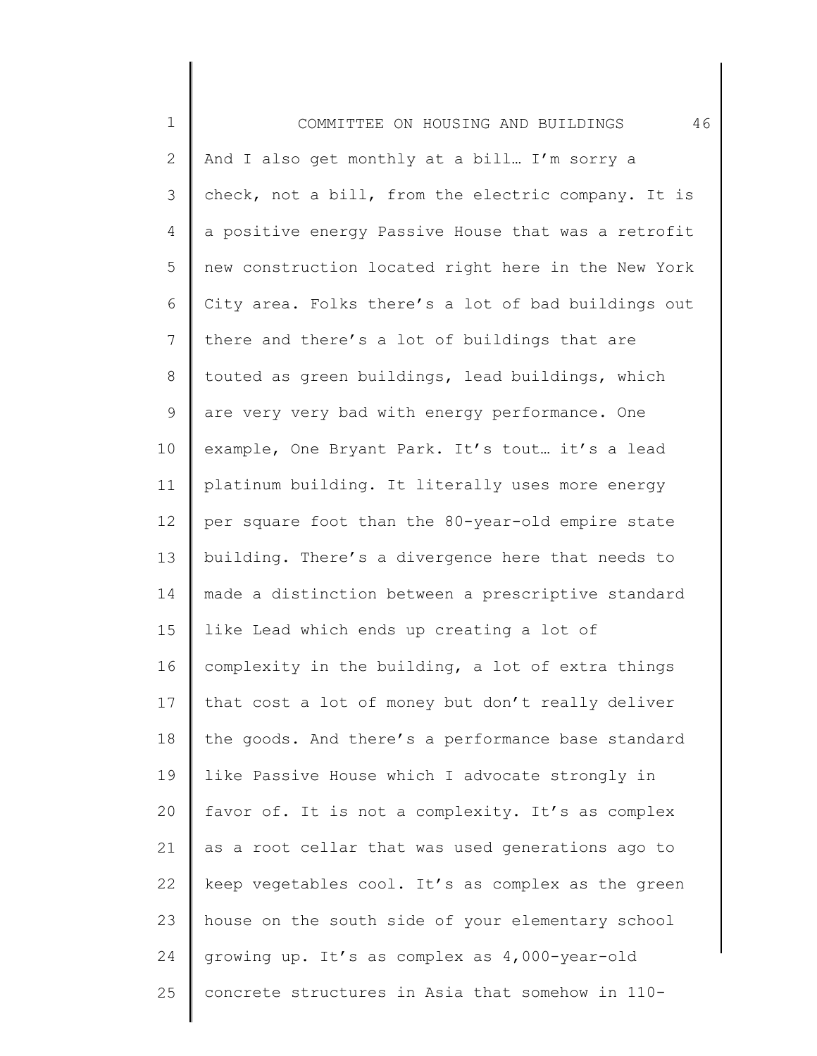And I also get monthly at a bill… I'm sorry a check, not a bill, from the electric company. It is a positive energy Passive House that was a retrofit new construction located right here in the New York City area. Folks there's a lot of bad buildings out there and there's a lot of buildings that are touted as green buildings, lead buildings, which are very very bad with energy performance. One example, One Bryant Park. It's tout… it's a lead platinum building. It literally uses more energy per square foot than the 80-year-old empire state building. There's a divergence here that needs to made a distinction between a prescriptive standard like Lead which ends up creating a lot of complexity in the building, a lot of extra things that cost a lot of money but don't really deliver the goods. And there's a performance base standard like Passive House which I advocate strongly in favor of. It is not a complexity. It's as complex as a root cellar that was used generations ago to keep vegetables cool. It's as complex as the green house on the south side of your elementary school growing up. It's as complex as 4,000-year-old concrete structures in Asia that somehow in 110-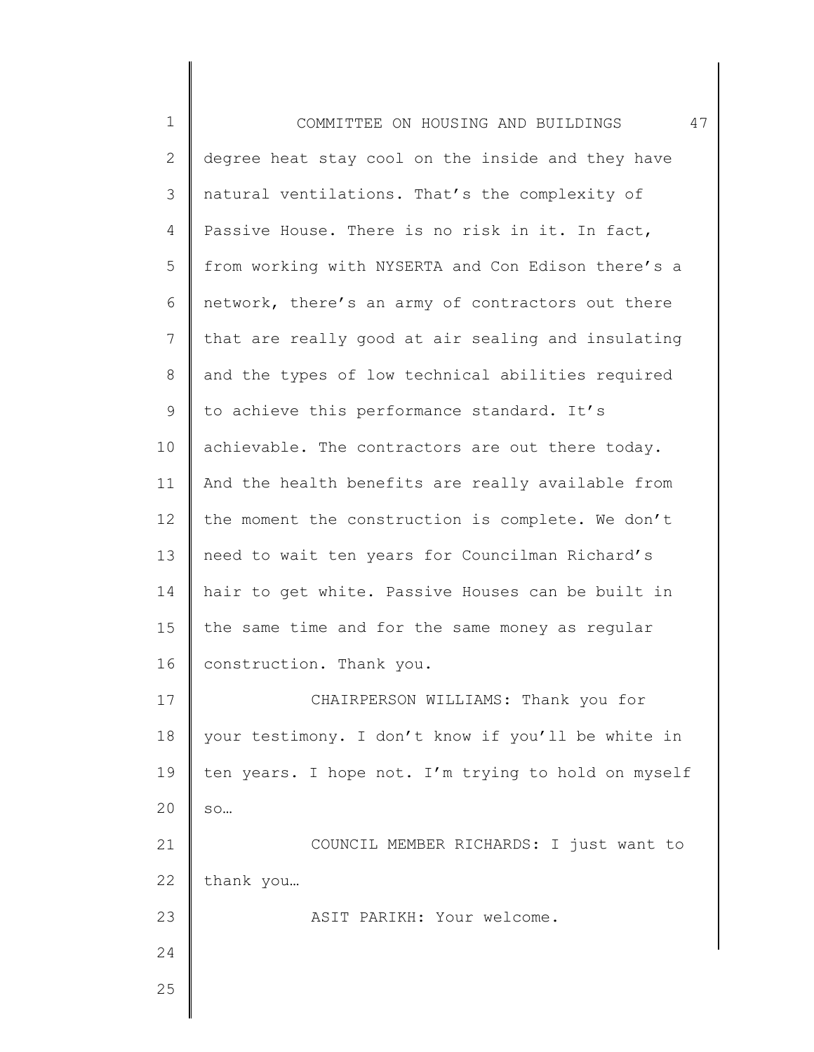degree heat stay cool on the inside and they have natural ventilations. That's the complexity of Passive House. There is no risk in it. In fact, from working with NYSERTA and Con Edison there's a network, there's an army of contractors out there that are really good at air sealing and insulating and the types of low technical abilities required to achieve this performance standard. It's achievable. The contractors are out there today. And the health benefits are really available from the moment the construction is complete. We don't need to wait ten years for Councilman Richard's hair to get white. Passive Houses can be built in the same time and for the same money as regular construction. Thank you.

CHAIRPERSON WILLIAMS: Thank you for your testimony. I don't know if you'll be white in ten years. I hope not. I'm trying to hold on myself so…

COUNCIL MEMBER RICHARDS: I just want to thank you…

ASIT PARIKH: Your welcome.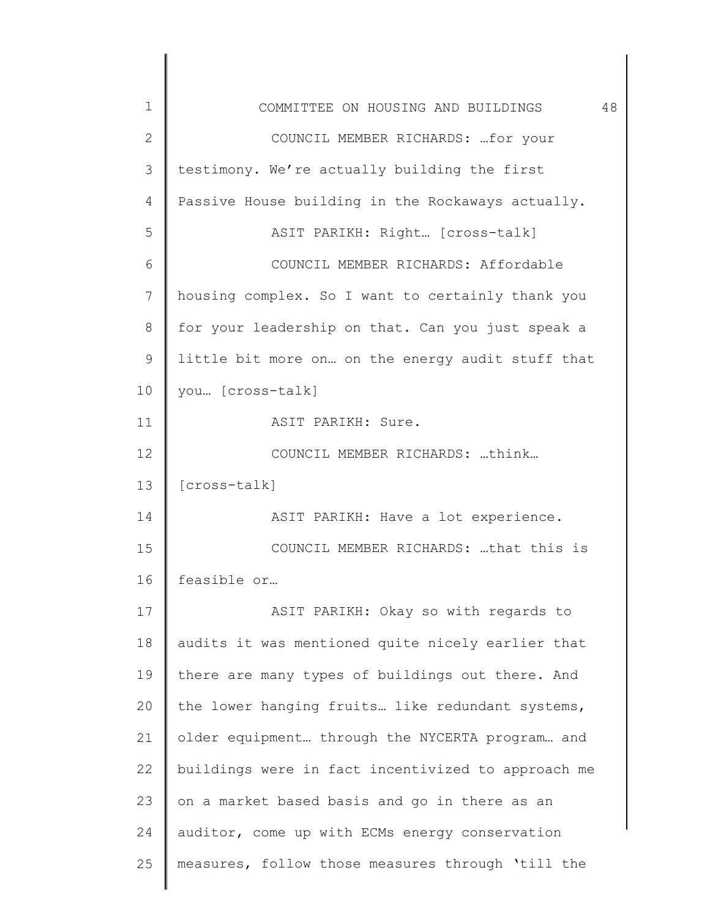COUNCIL MEMBER RICHARDS: …for your testimony. We're actually building the first Passive House building in the Rockaways actually.

ASIT PARIKH: Right… [cross-talk]

COUNCIL MEMBER RICHARDS: Affordable housing complex. So I want to certainly thank you for your leadership on that. Can you just speak a little bit more on… on the energy audit stuff that you… [cross-talk]

ASIT PARIKH: Sure.

COUNCIL MEMBER RICHARDS: …think… [cross-talk]

ASIT PARIKH: Have a lot experience.

COUNCIL MEMBER RICHARDS: …that this is feasible or…

ASIT PARIKH: Okay so with regards to audits it was mentioned quite nicely earlier that there are many types of buildings out there. And the lower hanging fruits… like redundant systems, older equipment… through the NYCERTA program… and buildings were in fact incentivized to approach me on a market based basis and go in there as an auditor, come up with ECMs energy conservation measures, follow those measures through 'till the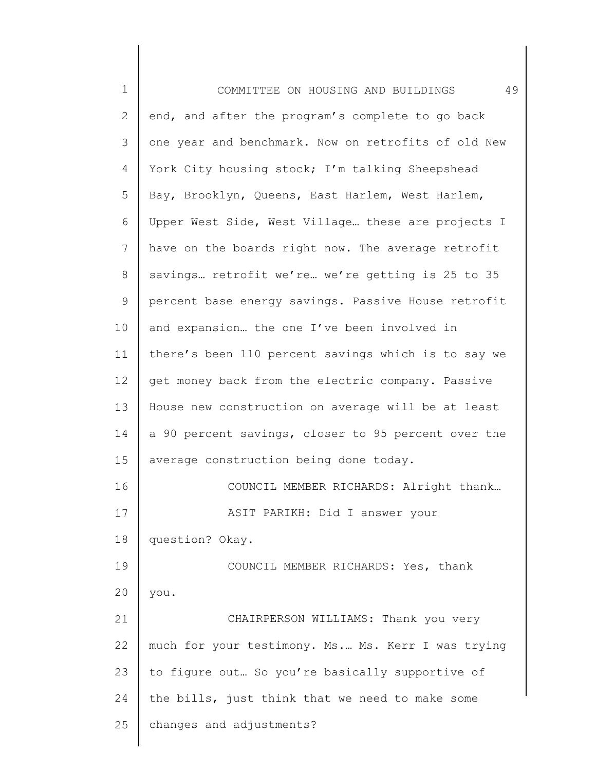end, and after the program's complete to go back one year and benchmark. Now on retrofits of old New York City housing stock; I'm talking Sheepshead Bay, Brooklyn, Queens, East Harlem, West Harlem, Upper West Side, West Village… these are projects I have on the boards right now. The average retrofit savings… retrofit we're… we're getting is 25 to 35 percent base energy savings. Passive House retrofit and expansion… the one I've been involved in there's been 110 percent savings which is to say we get money back from the electric company. Passive House new construction on average will be at least a 90 percent savings, closer to 95 percent over the average construction being done today.

COUNCIL MEMBER RICHARDS: Alright thank…

ASIT PARIKH: Did I answer your question? Okay.

COUNCIL MEMBER RICHARDS: Yes, thank you.

CHAIRPERSON WILLIAMS: Thank you very much for your testimony. Ms.… Ms. Kerr I was trying to figure out… So you're basically supportive of the bills, just think that we need to make some changes and adjustments?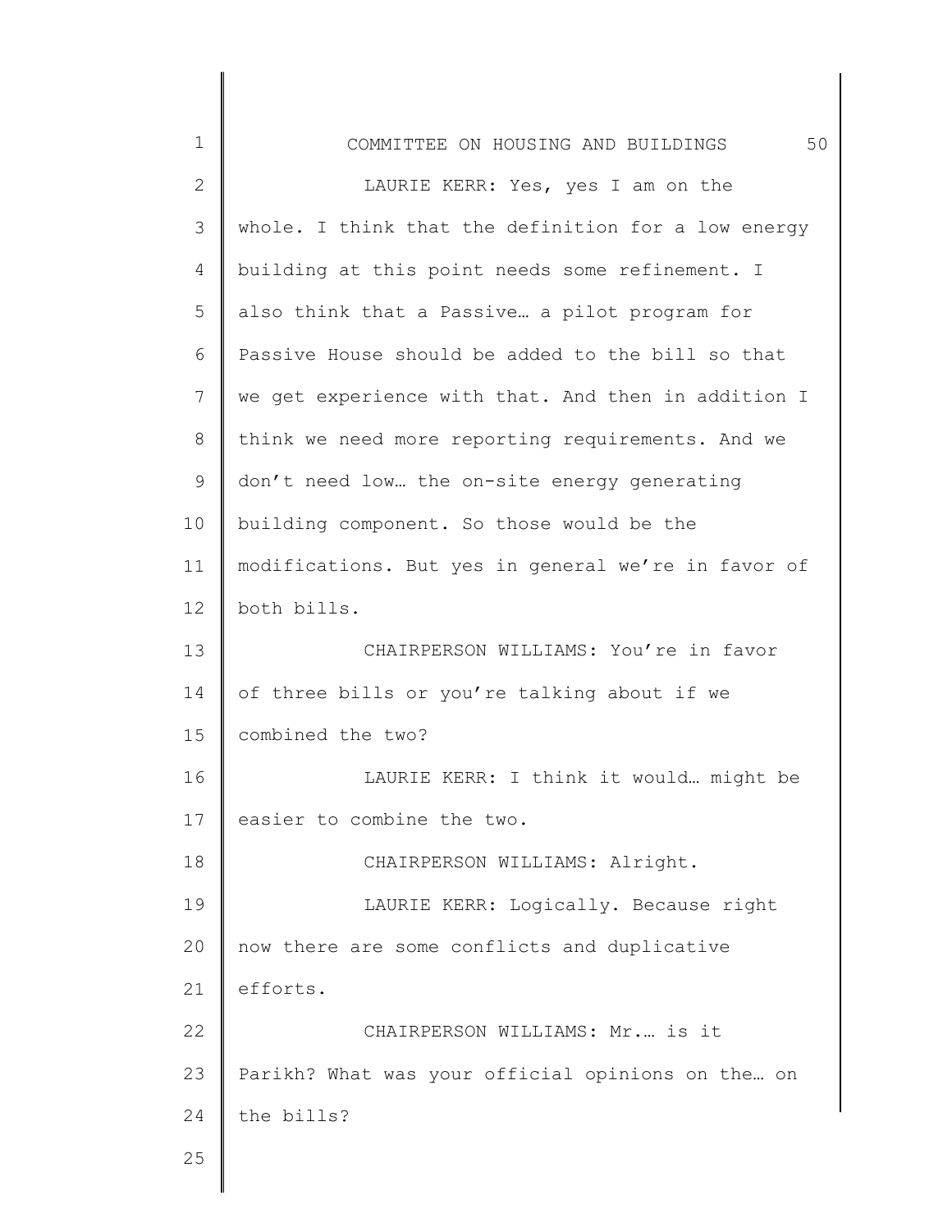LAURIE KERR: Yes, yes I am on the whole. I think that the definition for a low energy building at this point needs some refinement. I also think that a Passive… a pilot program for Passive House should be added to the bill so that we get experience with that. And then in addition I think we need more reporting requirements. And we don't need low… the on-site energy generating building component. So those would be the modifications. But yes in general we're in favor of both bills.

CHAIRPERSON WILLIAMS: You're in favor of three bills or you're talking about if we combined the two?

LAURIE KERR: I think it would… might be easier to combine the two.

CHAIRPERSON WILLIAMS: Alright.

LAURIE KERR: Logically. Because right now there are some conflicts and duplicative efforts.

CHAIRPERSON WILLIAMS: Mr.… is it Parikh? What was your official opinions on the… on the bills?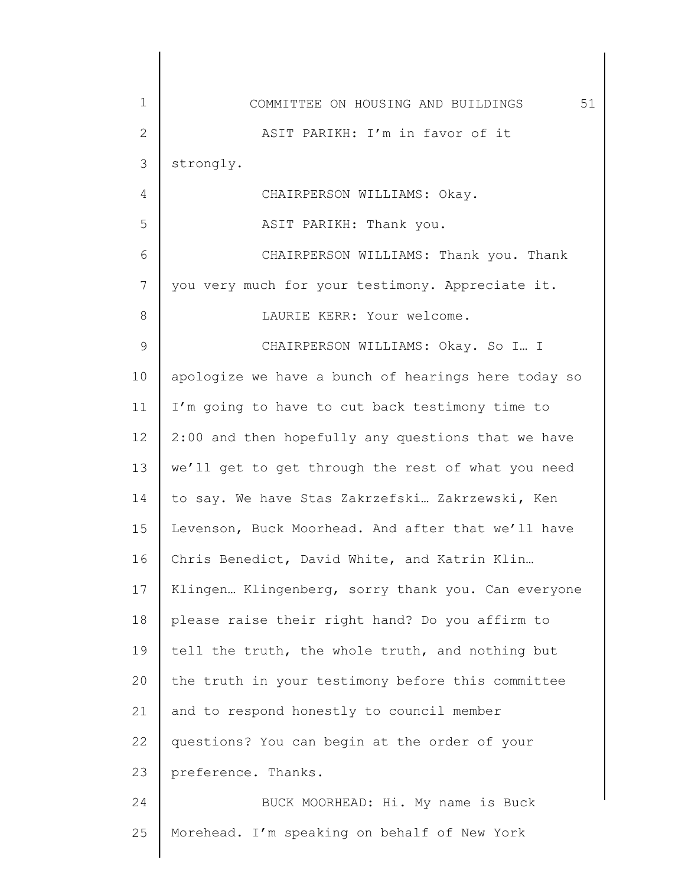ASIT PARIKH: I'm in favor of it strongly.

CHAIRPERSON WILLIAMS: Okay.

ASIT PARIKH: Thank you.

CHAIRPERSON WILLIAMS: Thank you. Thank you very much for your testimony. Appreciate it.

LAURIE KERR: Your welcome.

CHAIRPERSON WILLIAMS: Okay. So I… I apologize we have a bunch of hearings here today so I'm going to have to cut back testimony time to 2:00 and then hopefully any questions that we have we'll get to get through the rest of what you need to say. We have Stas Zakrzefski… Zakrzewski, Ken Levenson, Buck Moorhead. And after that we'll have Chris Benedict, David White, and Katrin Klin… Klingen… Klingenberg, sorry thank you. Can everyone please raise their right hand? Do you affirm to tell the truth, the whole truth, and nothing but the truth in your testimony before this committee and to respond honestly to council member questions? You can begin at the order of your preference. Thanks.

BUCK MOORHEAD: Hi. My name is Buck Morehead. I'm speaking on behalf of New York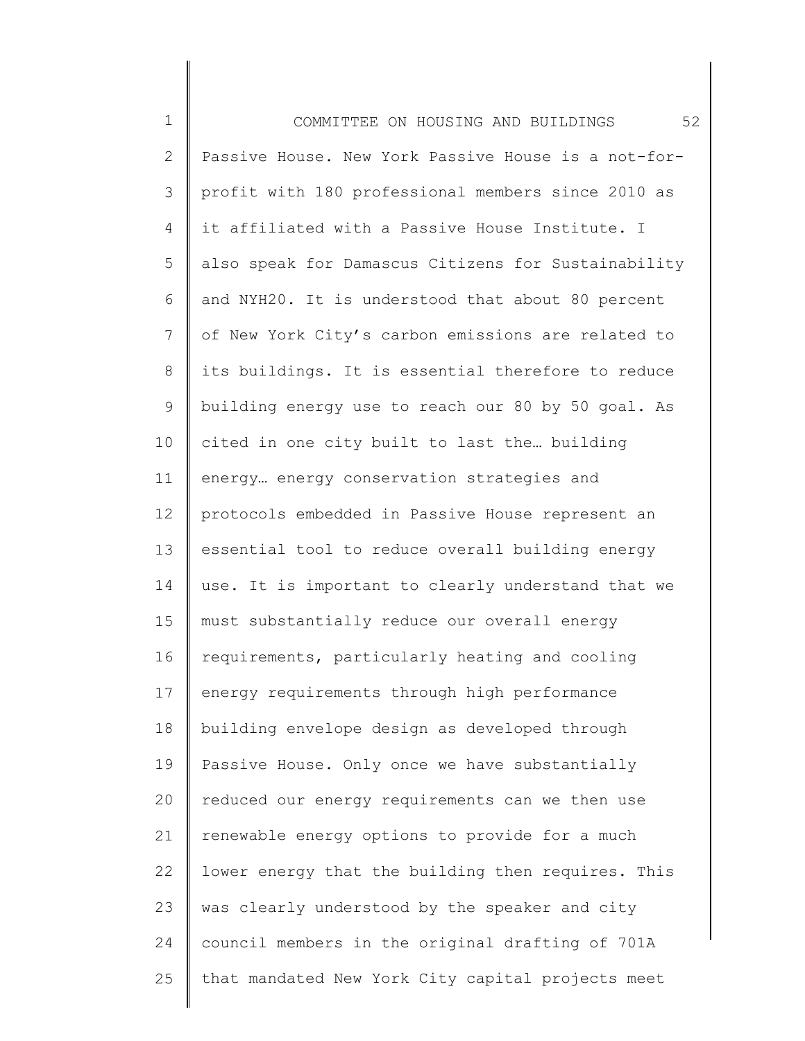Passive House. New York Passive House is a not-for-profit with 180 professional members since 2010 as it affiliated with a Passive House Institute. I also speak for Damascus Citizens for Sustainability and NYH20. It is understood that about 80 percent of New York City's carbon emissions are related to its buildings. It is essential therefore to reduce building energy use to reach our 80 by 50 goal. As cited in one city built to last the… building energy… energy conservation strategies and protocols embedded in Passive House represent an essential tool to reduce overall building energy use. It is important to clearly understand that we must substantially reduce our overall energy requirements, particularly heating and cooling energy requirements through high performance building envelope design as developed through Passive House. Only once we have substantially reduced our energy requirements can we then use renewable energy options to provide for a much lower energy that the building then requires. This was clearly understood by the speaker and city council members in the original drafting of 701A that mandated New York City capital projects meet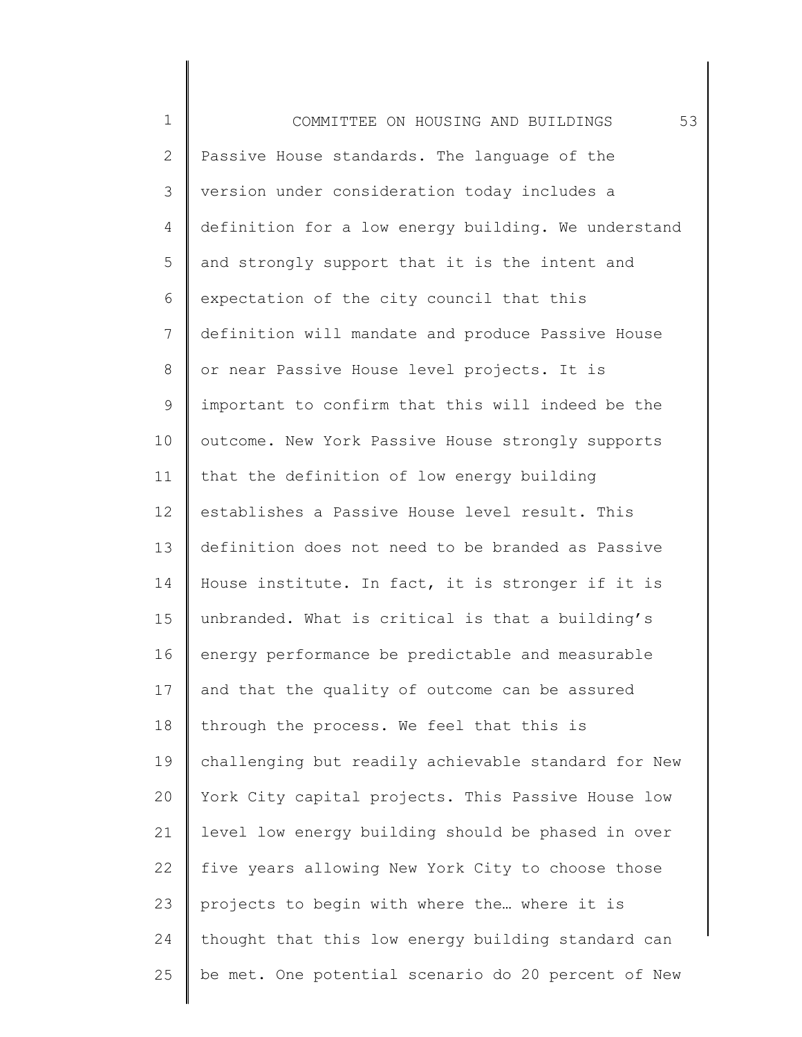Passive House standards. The language of the version under consideration today includes a definition for a low energy building. We understand and strongly support that it is the intent and expectation of the city council that this definition will mandate and produce Passive House or near Passive House level projects. It is important to confirm that this will indeed be the outcome. New York Passive House strongly supports that the definition of low energy building establishes a Passive House level result. This definition does not need to be branded as Passive House institute. In fact, it is stronger if it is unbranded. What is critical is that a building's energy performance be predictable and measurable and that the quality of outcome can be assured through the process. We feel that this is challenging but readily achievable standard for New York City capital projects. This Passive House low level low energy building should be phased in over five years allowing New York City to choose those projects to begin with where the… where it is thought that this low energy building standard can be met. One potential scenario do 20 percent of New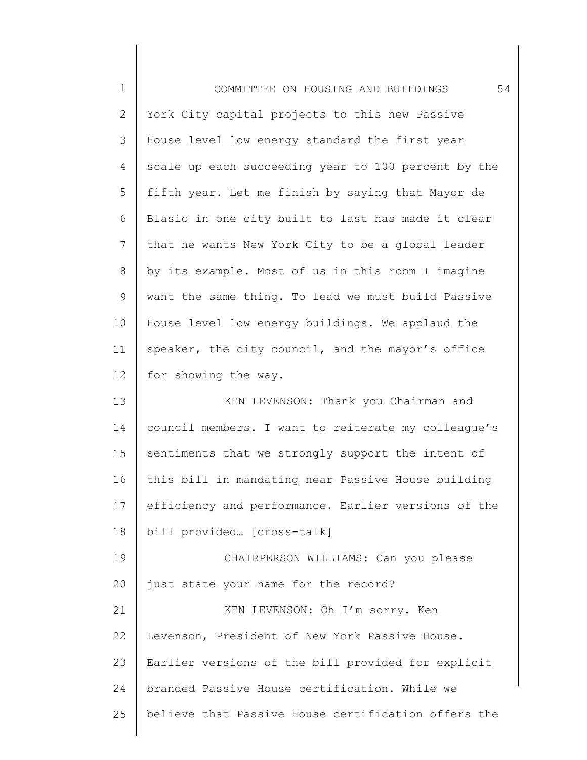York City capital projects to this new Passive House level low energy standard the first year scale up each succeeding year to 100 percent by the fifth year. Let me finish by saying that Mayor de Blasio in one city built to last has made it clear that he wants New York City to be a global leader by its example. Most of us in this room I imagine want the same thing. To lead we must build Passive House level low energy buildings. We applaud the speaker, the city council, and the mayor's office for showing the way.

KEN LEVENSON: Thank you Chairman and council members. I want to reiterate my colleague's sentiments that we strongly support the intent of this bill in mandating near Passive House building efficiency and performance. Earlier versions of the bill provided… [cross-talk]

CHAIRPERSON WILLIAMS: Can you please just state your name for the record?

KEN LEVENSON: Oh I'm sorry. Ken Levenson, President of New York Passive House. Earlier versions of the bill provided for explicit branded Passive House certification. While we believe that Passive House certification offers the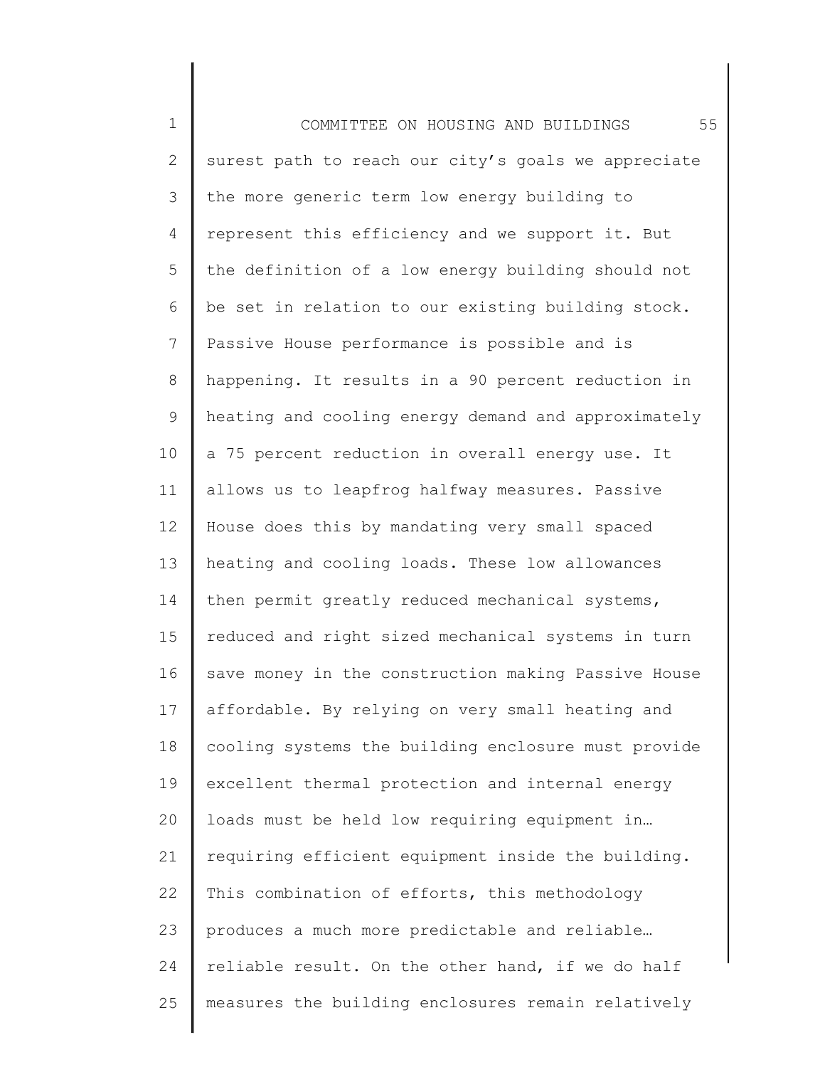surest path to reach our city's goals we appreciate the more generic term low energy building to represent this efficiency and we support it. But the definition of a low energy building should not be set in relation to our existing building stock. Passive House performance is possible and is happening. It results in a 90 percent reduction in heating and cooling energy demand and approximately a 75 percent reduction in overall energy use. It allows us to leapfrog halfway measures. Passive House does this by mandating very small spaced heating and cooling loads. These low allowances then permit greatly reduced mechanical systems, reduced and right sized mechanical systems in turn save money in the construction making Passive House affordable. By relying on very small heating and cooling systems the building enclosure must provide excellent thermal protection and internal energy loads must be held low requiring equipment in… requiring efficient equipment inside the building. This combination of efforts, this methodology produces a much more predictable and reliable… reliable result. On the other hand, if we do half measures the building enclosures remain relatively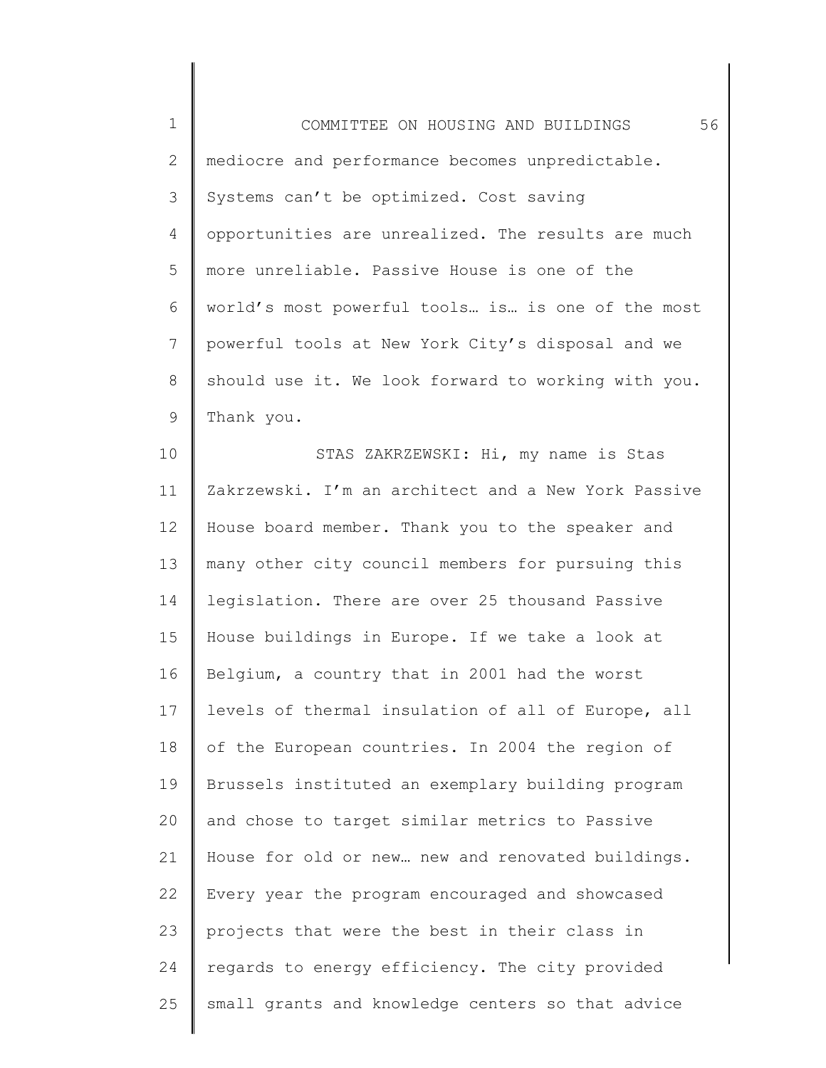mediocre and performance becomes unpredictable. Systems can't be optimized. Cost saving opportunities are unrealized. The results are much more unreliable. Passive House is one of the world's most powerful tools… is… is one of the most powerful tools at New York City's disposal and we should use it. We look forward to working with you. Thank you.

STAS ZAKRZEWSKI: Hi, my name is Stas Zakrzewski. I'm an architect and a New York Passive House board member. Thank you to the speaker and many other city council members for pursuing this legislation. There are over 25 thousand Passive House buildings in Europe. If we take a look at Belgium, a country that in 2001 had the worst levels of thermal insulation of all of Europe, all of the European countries. In 2004 the region of Brussels instituted an exemplary building program and chose to target similar metrics to Passive House for old or new… new and renovated buildings. Every year the program encouraged and showcased projects that were the best in their class in regards to energy efficiency. The city provided small grants and knowledge centers so that advice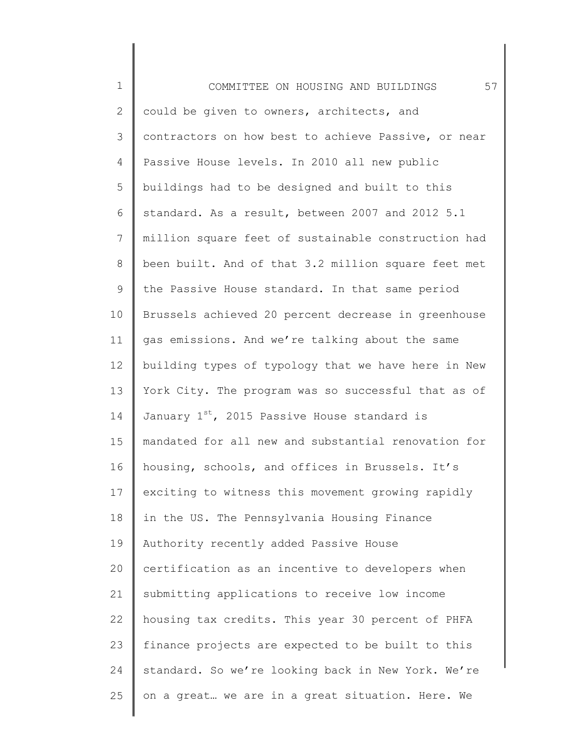could be given to owners, architects, and contractors on how best to achieve Passive, or near Passive House levels. In 2010 all new public buildings had to be designed and built to this standard. As a result, between 2007 and 2012 5.1 million square feet of sustainable construction had been built. And of that 3.2 million square feet met the Passive House standard. In that same period Brussels achieved 20 percent decrease in greenhouse gas emissions. And we're talking about the same building types of typology that we have here in New York City. The program was so successful that as of January 1st, 2015 Passive House standard is mandated for all new and substantial renovation for housing, schools, and offices in Brussels. It's exciting to witness this movement growing rapidly in the US. The Pennsylvania Housing Finance Authority recently added Passive House certification as an incentive to developers when submitting applications to receive low income housing tax credits. This year 30 percent of PHFA finance projects are expected to be built to this standard. So we're looking back in New York. We're on a great… we are in a great situation. Here. We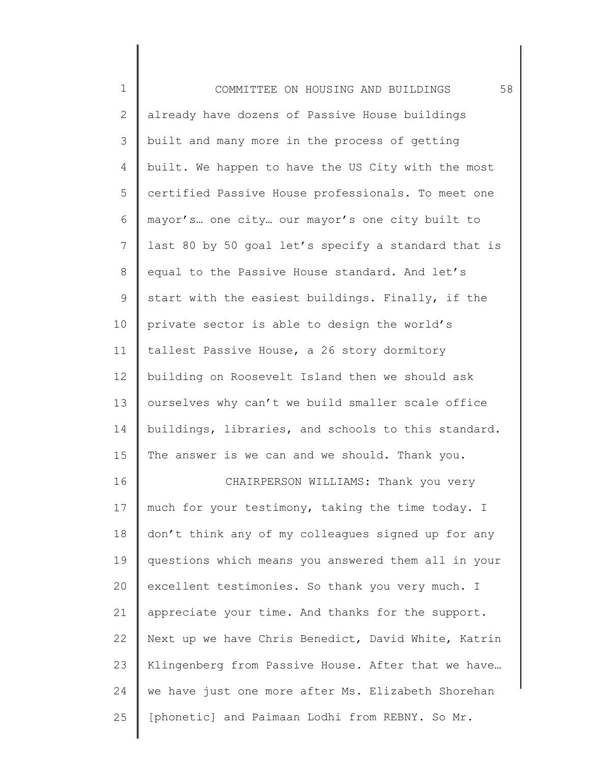already have dozens of Passive House buildings built and many more in the process of getting built. We happen to have the US City with the most certified Passive House professionals. To meet one mayor's… one city… our mayor's one city built to last 80 by 50 goal let's specify a standard that is equal to the Passive House standard. And let's start with the easiest buildings. Finally, if the private sector is able to design the world's tallest Passive House, a 26 story dormitory building on Roosevelt Island then we should ask ourselves why can't we build smaller scale office buildings, libraries, and schools to this standard. The answer is we can and we should. Thank you.

CHAIRPERSON WILLIAMS: Thank you very much for your testimony, taking the time today. I don't think any of my colleagues signed up for any questions which means you answered them all in your excellent testimonies. So thank you very much. I appreciate your time. And thanks for the support. Next up we have Chris Benedict, David White, Katrin Klingenberg from Passive House. After that we have… we have just one more after Ms. Elizabeth Shorehan [phonetic] and Paimaan Lodhi from REBNY. So Mr.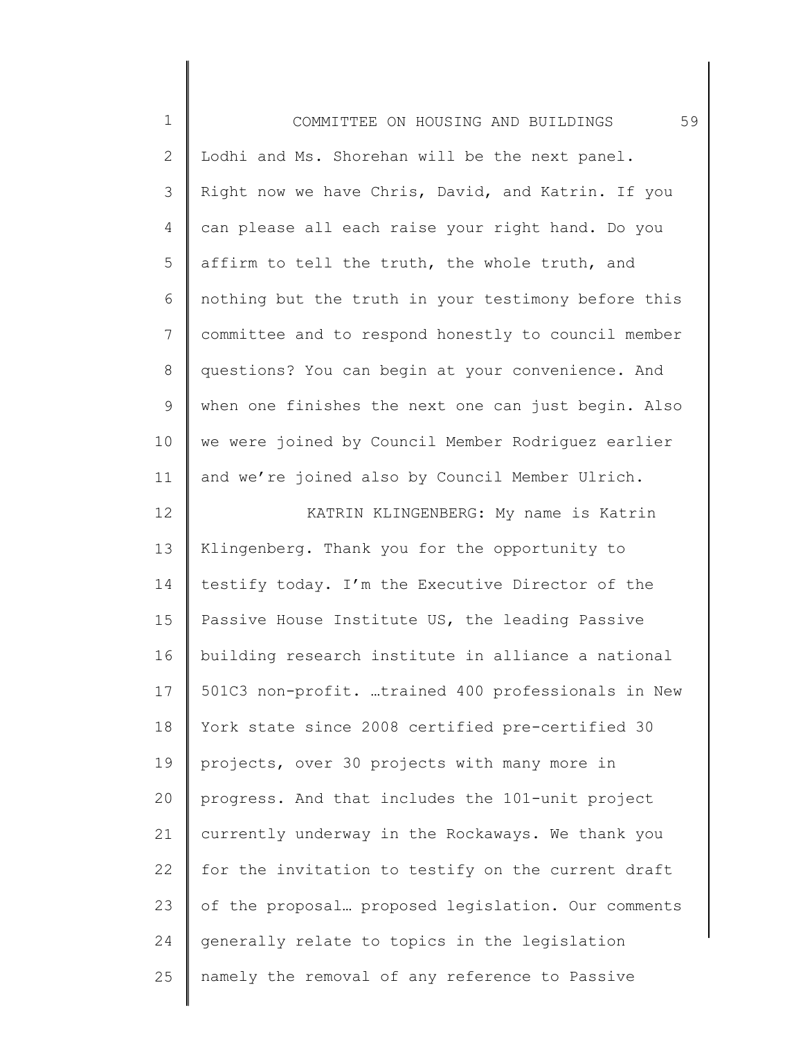Lodhi and Ms. Shorehan will be the next panel. Right now we have Chris, David, and Katrin. If you can please all each raise your right hand. Do you affirm to tell the truth, the whole truth, and nothing but the truth in your testimony before this committee and to respond honestly to council member questions? You can begin at your convenience. And when one finishes the next one can just begin. Also we were joined by Council Member Rodriguez earlier and we're joined also by Council Member Ulrich.

KATRIN KLINGENBERG: My name is Katrin Klingenberg. Thank you for the opportunity to testify today. I'm the Executive Director of the Passive House Institute US, the leading Passive building research institute in alliance a national 501C3 non-profit. …trained 400 professionals in New York state since 2008 certified pre-certified 30 projects, over 30 projects with many more in progress. And that includes the 101-unit project currently underway in the Rockaways. We thank you for the invitation to testify on the current draft of the proposal… proposed legislation. Our comments generally relate to topics in the legislation namely the removal of any reference to Passive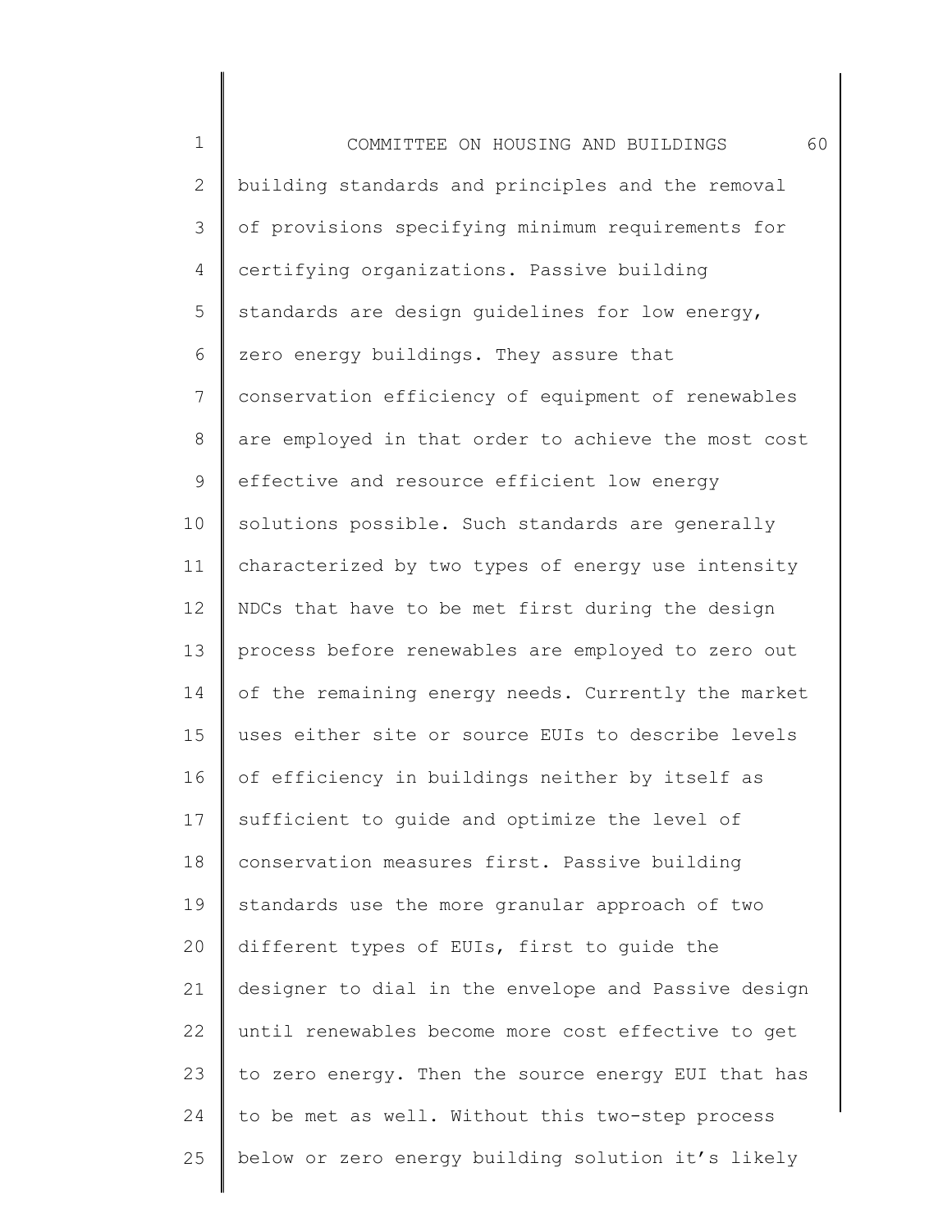building standards and principles and the removal of provisions specifying minimum requirements for certifying organizations. Passive building standards are design guidelines for low energy, zero energy buildings. They assure that conservation efficiency of equipment of renewables are employed in that order to achieve the most cost effective and resource efficient low energy solutions possible. Such standards are generally characterized by two types of energy use intensity NDCs that have to be met first during the design process before renewables are employed to zero out of the remaining energy needs. Currently the market uses either site or source EUIs to describe levels of efficiency in buildings neither by itself as sufficient to guide and optimize the level of conservation measures first. Passive building standards use the more granular approach of two different types of EUIs, first to guide the designer to dial in the envelope and Passive design until renewables become more cost effective to get to zero energy. Then the source energy EUI that has to be met as well. Without this two-step process below or zero energy building solution it's likely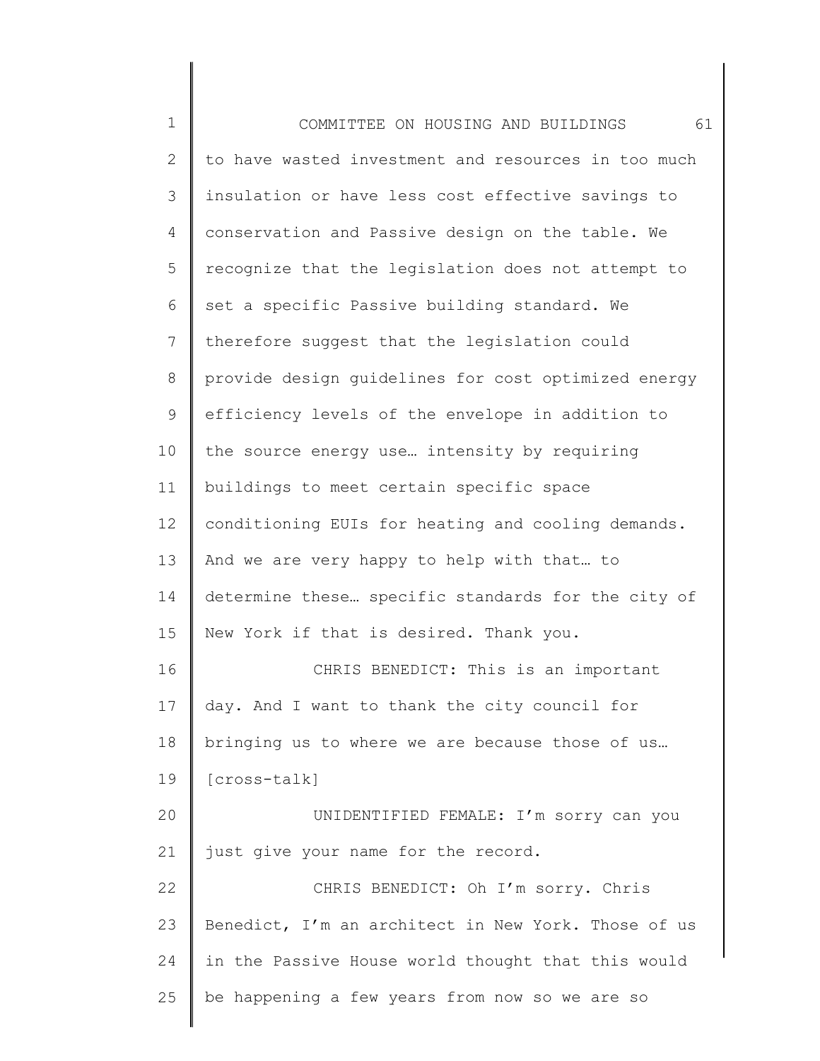to have wasted investment and resources in too much insulation or have less cost effective savings to conservation and Passive design on the table. We recognize that the legislation does not attempt to set a specific Passive building standard. We therefore suggest that the legislation could provide design guidelines for cost optimized energy efficiency levels of the envelope in addition to the source energy use… intensity by requiring buildings to meet certain specific space conditioning EUIs for heating and cooling demands. And we are very happy to help with that… to determine these… specific standards for the city of New York if that is desired. Thank you.

CHRIS BENEDICT: This is an important day. And I want to thank the city council for bringing us to where we are because those of us… [cross-talk]

UNIDENTIFIED FEMALE: I'm sorry can you just give your name for the record.

CHRIS BENEDICT: Oh I'm sorry. Chris Benedict, I'm an architect in New York. Those of us in the Passive House world thought that this would be happening a few years from now so we are so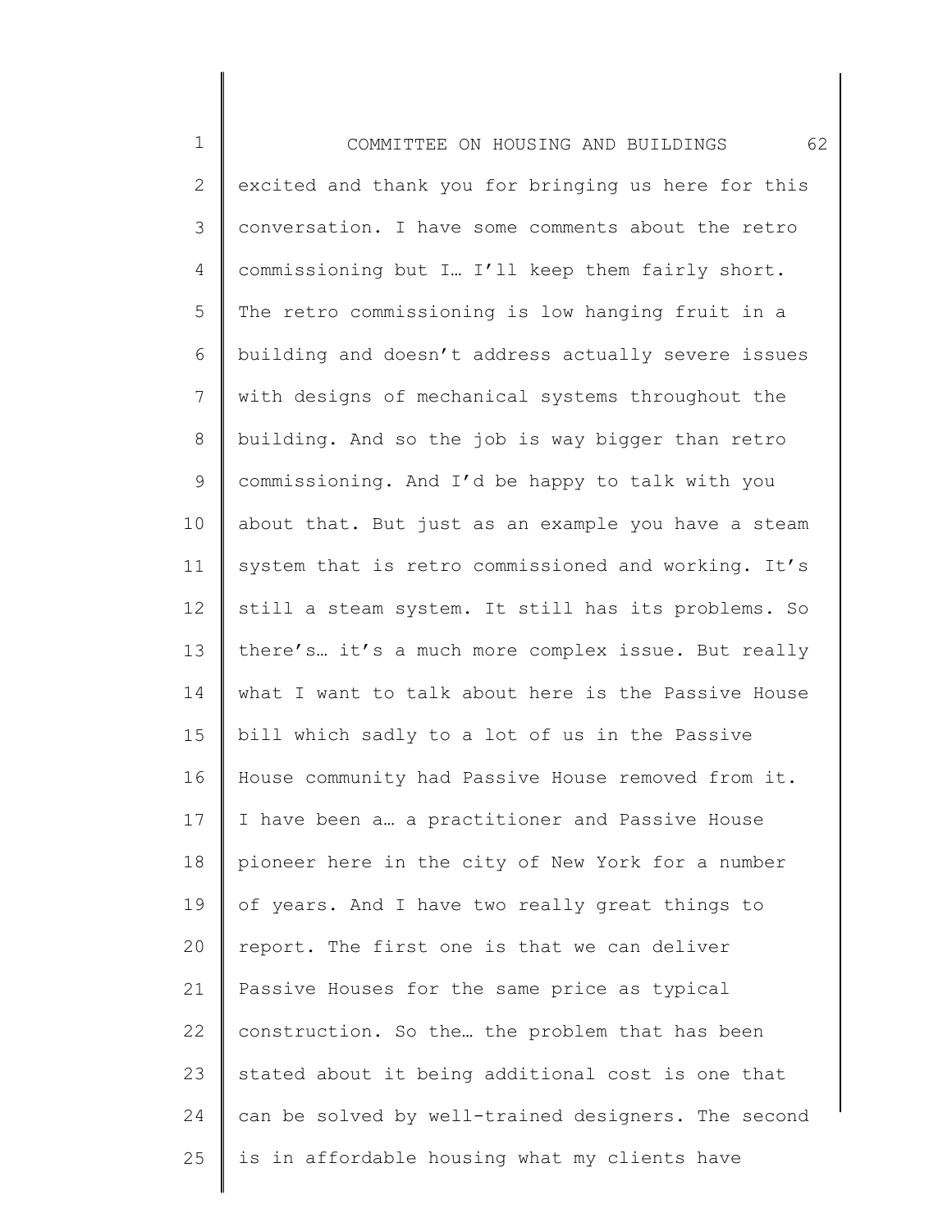excited and thank you for bringing us here for this conversation. I have some comments about the retro commissioning but I… I'll keep them fairly short. The retro commissioning is low hanging fruit in a building and doesn't address actually severe issues with designs of mechanical systems throughout the building. And so the job is way bigger than retro commissioning. And I'd be happy to talk with you about that. But just as an example you have a steam system that is retro commissioned and working. It's still a steam system. It still has its problems. So there's… it's a much more complex issue. But really what I want to talk about here is the Passive House bill which sadly to a lot of us in the Passive House community had Passive House removed from it. I have been a… a practitioner and Passive House pioneer here in the city of New York for a number of years. And I have two really great things to report. The first one is that we can deliver Passive Houses for the same price as typical construction. So the… the problem that has been stated about it being additional cost is one that can be solved by well-trained designers. The second is in affordable housing what my clients have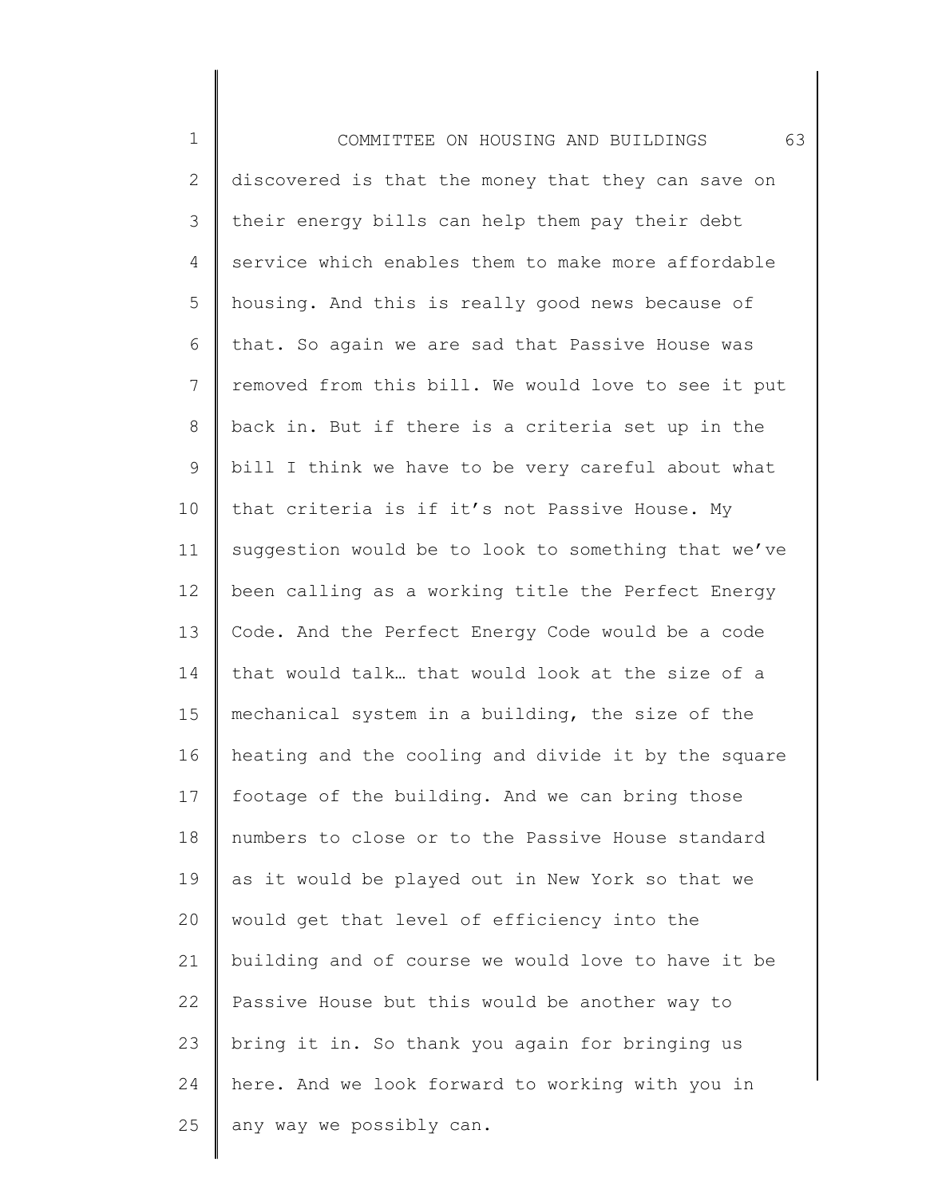discovered is that the money that they can save on their energy bills can help them pay their debt service which enables them to make more affordable housing. And this is really good news because of that. So again we are sad that Passive House was removed from this bill. We would love to see it put back in. But if there is a criteria set up in the bill I think we have to be very careful about what that criteria is if it's not Passive House. My suggestion would be to look to something that we've been calling as a working title the Perfect Energy Code. And the Perfect Energy Code would be a code that would talk… that would look at the size of a mechanical system in a building, the size of the heating and the cooling and divide it by the square footage of the building. And we can bring those numbers to close or to the Passive House standard as it would be played out in New York so that we would get that level of efficiency into the building and of course we would love to have it be Passive House but this would be another way to bring it in. So thank you again for bringing us here. And we look forward to working with you in any way we possibly can.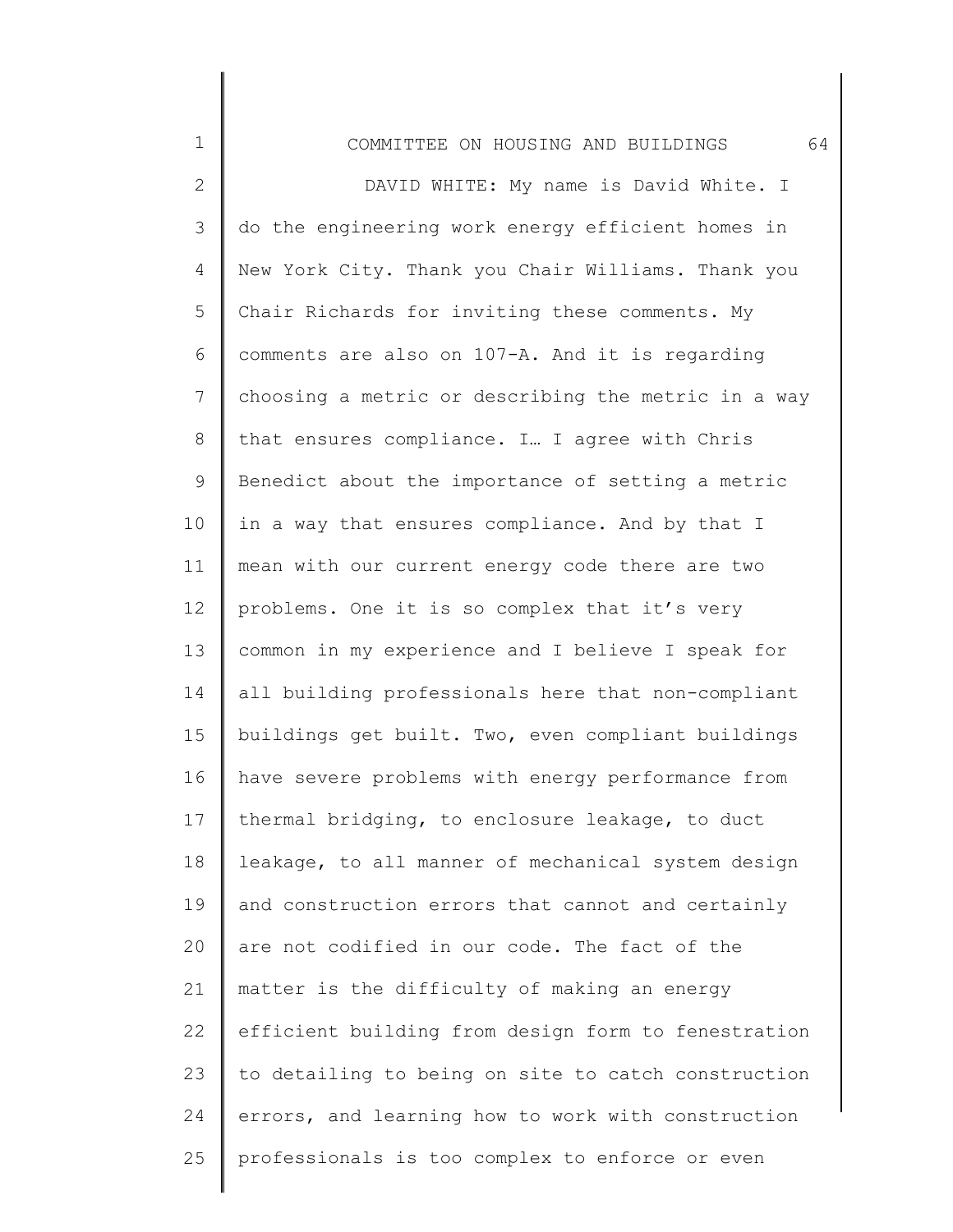DAVID WHITE: My name is David White. I do the engineering work energy efficient homes in New York City. Thank you Chair Williams. Thank you Chair Richards for inviting these comments. My comments are also on 107-A. And it is regarding choosing a metric or describing the metric in a way that ensures compliance. I… I agree with Chris Benedict about the importance of setting a metric in a way that ensures compliance. And by that I mean with our current energy code there are two problems. One it is so complex that it's very common in my experience and I believe I speak for all building professionals here that non-compliant buildings get built. Two, even compliant buildings have severe problems with energy performance from thermal bridging, to enclosure leakage, to duct leakage, to all manner of mechanical system design and construction errors that cannot and certainly are not codified in our code. The fact of the matter is the difficulty of making an energy efficient building from design form to fenestration to detailing to being on site to catch construction errors, and learning how to work with construction professionals is too complex to enforce or even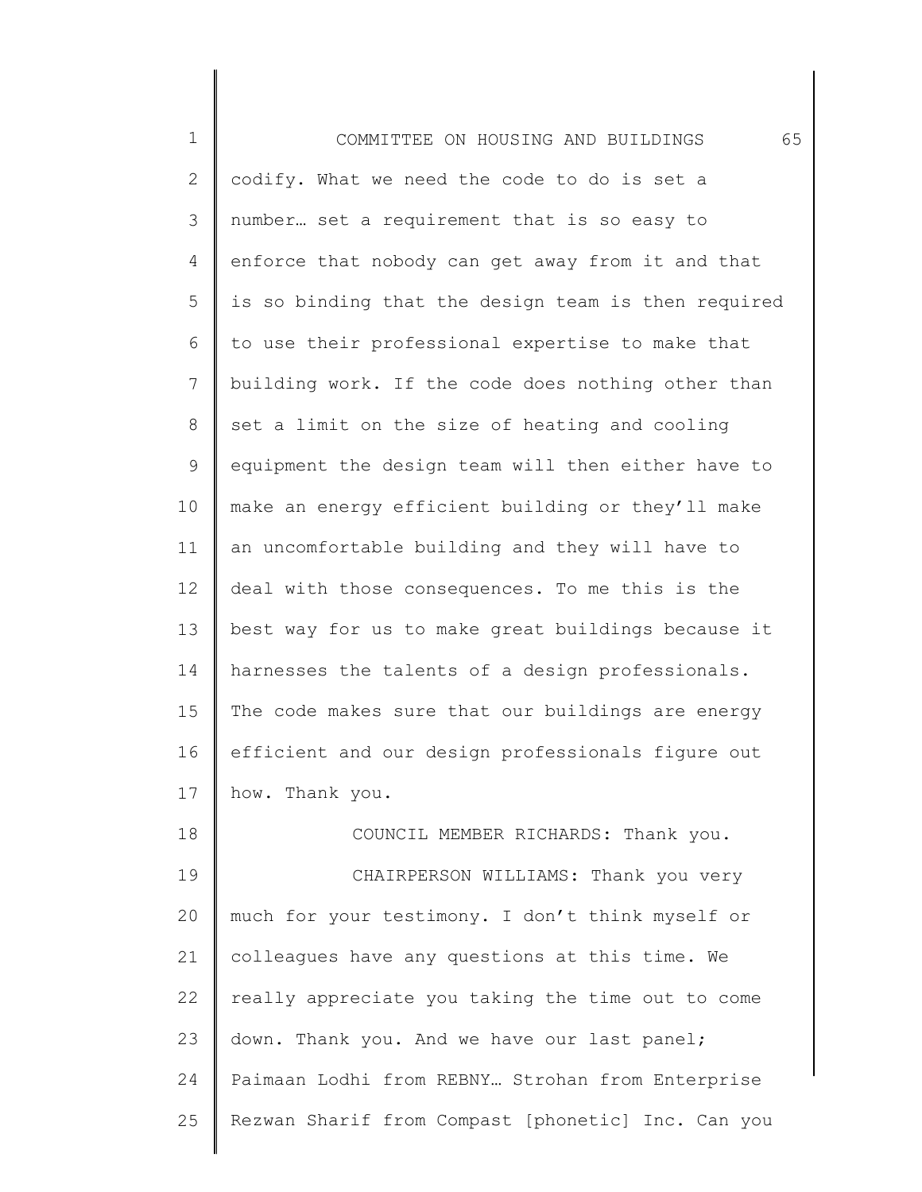codify. What we need the code to do is set a number… set a requirement that is so easy to enforce that nobody can get away from it and that is so binding that the design team is then required to use their professional expertise to make that building work. If the code does nothing other than set a limit on the size of heating and cooling equipment the design team will then either have to make an energy efficient building or they'll make an uncomfortable building and they will have to deal with those consequences. To me this is the best way for us to make great buildings because it harnesses the talents of a design professionals. The code makes sure that our buildings are energy efficient and our design professionals figure out how. Thank you.

COUNCIL MEMBER RICHARDS: Thank you.

CHAIRPERSON WILLIAMS: Thank you very much for your testimony. I don't think myself or colleagues have any questions at this time. We really appreciate you taking the time out to come down. Thank you. And we have our last panel; Paimaan Lodhi from REBNY… Strohan from Enterprise Rezwan Sharif from Compast [phonetic] Inc. Can you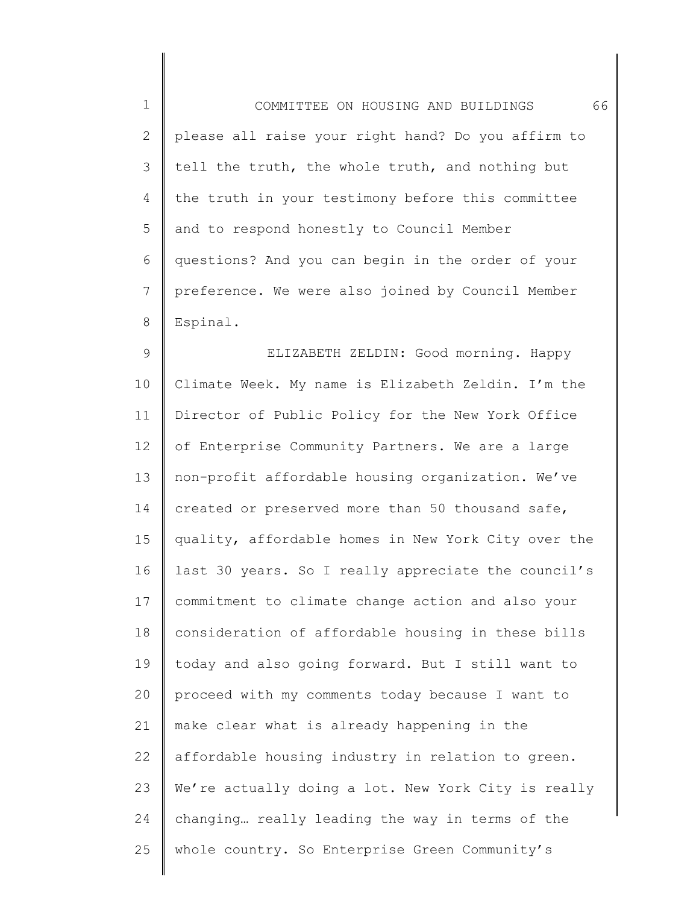please all raise your right hand? Do you affirm to tell the truth, the whole truth, and nothing but the truth in your testimony before this committee and to respond honestly to Council Member questions? And you can begin in the order of your preference. We were also joined by Council Member Espinal.

ELIZABETH ZELDIN: Good morning. Happy Climate Week. My name is Elizabeth Zeldin. I'm the Director of Public Policy for the New York Office of Enterprise Community Partners. We are a large non-profit affordable housing organization. We've created or preserved more than 50 thousand safe, quality, affordable homes in New York City over the last 30 years. So I really appreciate the council's commitment to climate change action and also your consideration of affordable housing in these bills today and also going forward. But I still want to proceed with my comments today because I want to make clear what is already happening in the affordable housing industry in relation to green. We're actually doing a lot. New York City is really changing… really leading the way in terms of the whole country. So Enterprise Green Community's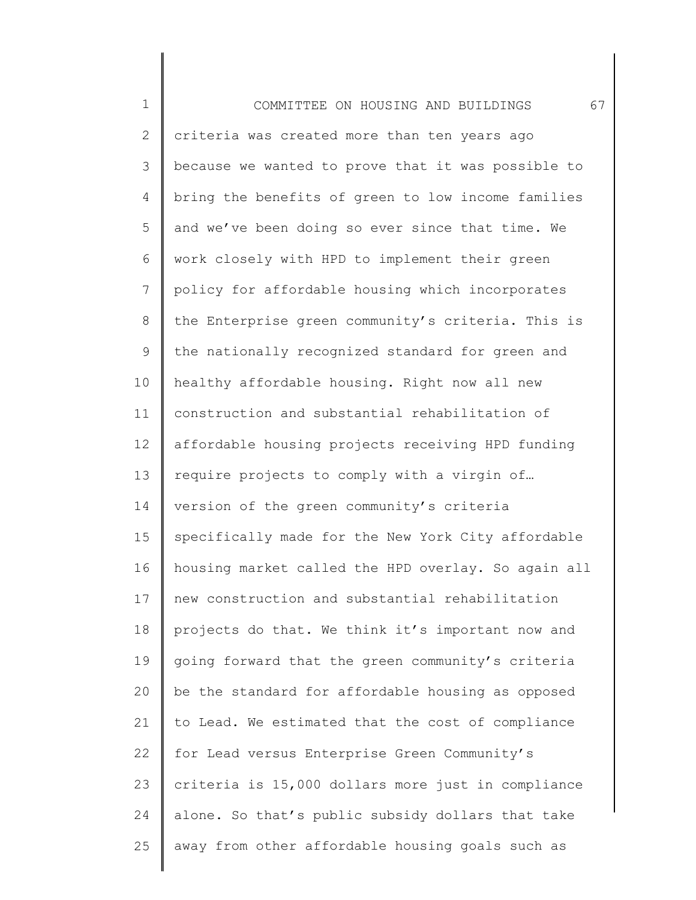criteria was created more than ten years ago because we wanted to prove that it was possible to bring the benefits of green to low income families and we've been doing so ever since that time. We work closely with HPD to implement their green policy for affordable housing which incorporates the Enterprise green community's criteria. This is the nationally recognized standard for green and healthy affordable housing. Right now all new construction and substantial rehabilitation of affordable housing projects receiving HPD funding require projects to comply with a virgin of… version of the green community's criteria specifically made for the New York City affordable housing market called the HPD overlay. So again all new construction and substantial rehabilitation projects do that. We think it's important now and going forward that the green community's criteria be the standard for affordable housing as opposed to Lead. We estimated that the cost of compliance for Lead versus Enterprise Green Community's criteria is 15,000 dollars more just in compliance alone. So that's public subsidy dollars that take away from other affordable housing goals such as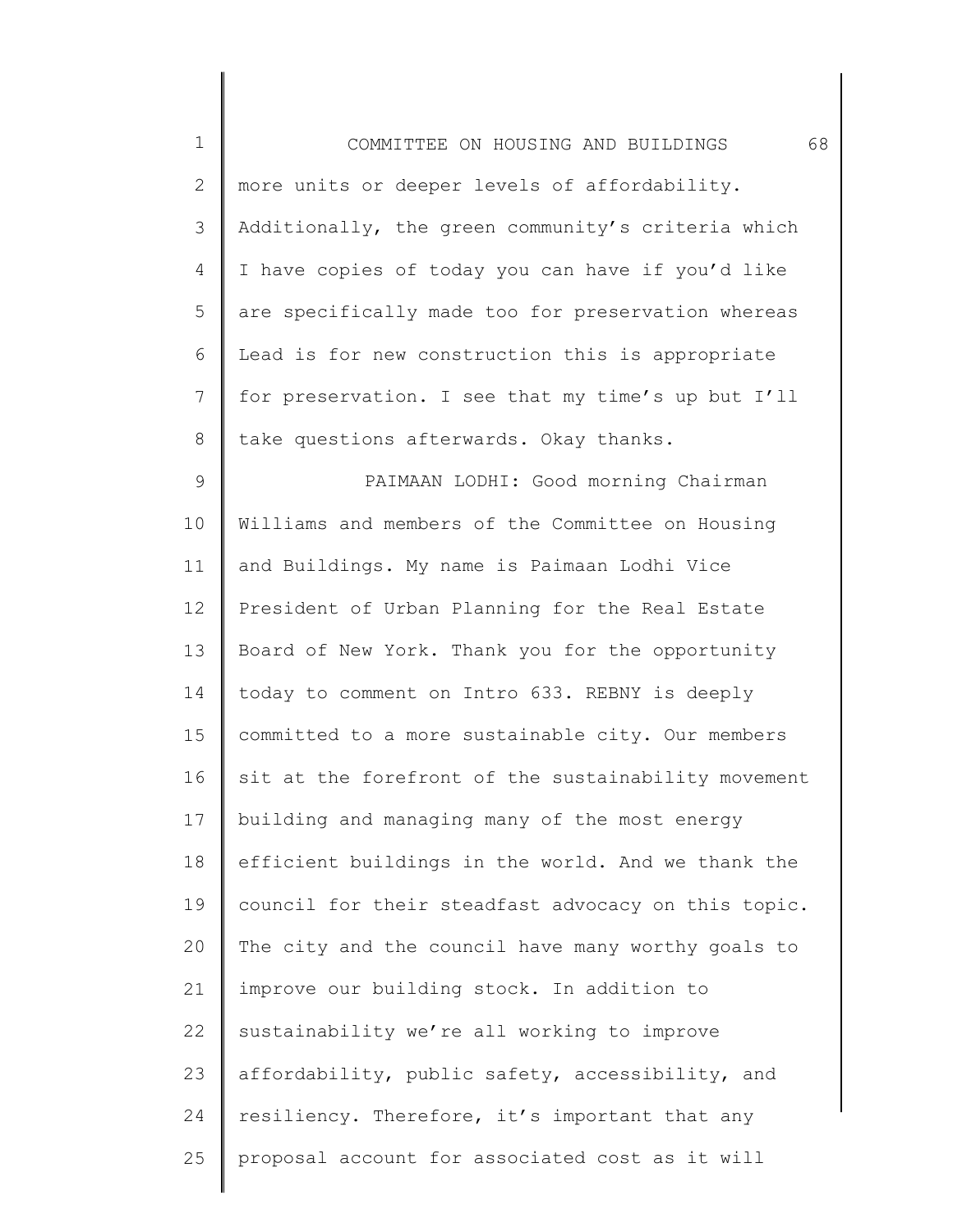more units or deeper levels of affordability. Additionally, the green community's criteria which I have copies of today you can have if you'd like are specifically made too for preservation whereas Lead is for new construction this is appropriate for preservation. I see that my time's up but I'll take questions afterwards. Okay thanks.

PAIMAAN LODHI: Good morning Chairman Williams and members of the Committee on Housing and Buildings. My name is Paimaan Lodhi Vice President of Urban Planning for the Real Estate Board of New York. Thank you for the opportunity today to comment on Intro 633. REBNY is deeply committed to a more sustainable city. Our members sit at the forefront of the sustainability movement building and managing many of the most energy efficient buildings in the world. And we thank the council for their steadfast advocacy on this topic. The city and the council have many worthy goals to improve our building stock. In addition to sustainability we're all working to improve affordability, public safety, accessibility, and resiliency. Therefore, it's important that any proposal account for associated cost as it will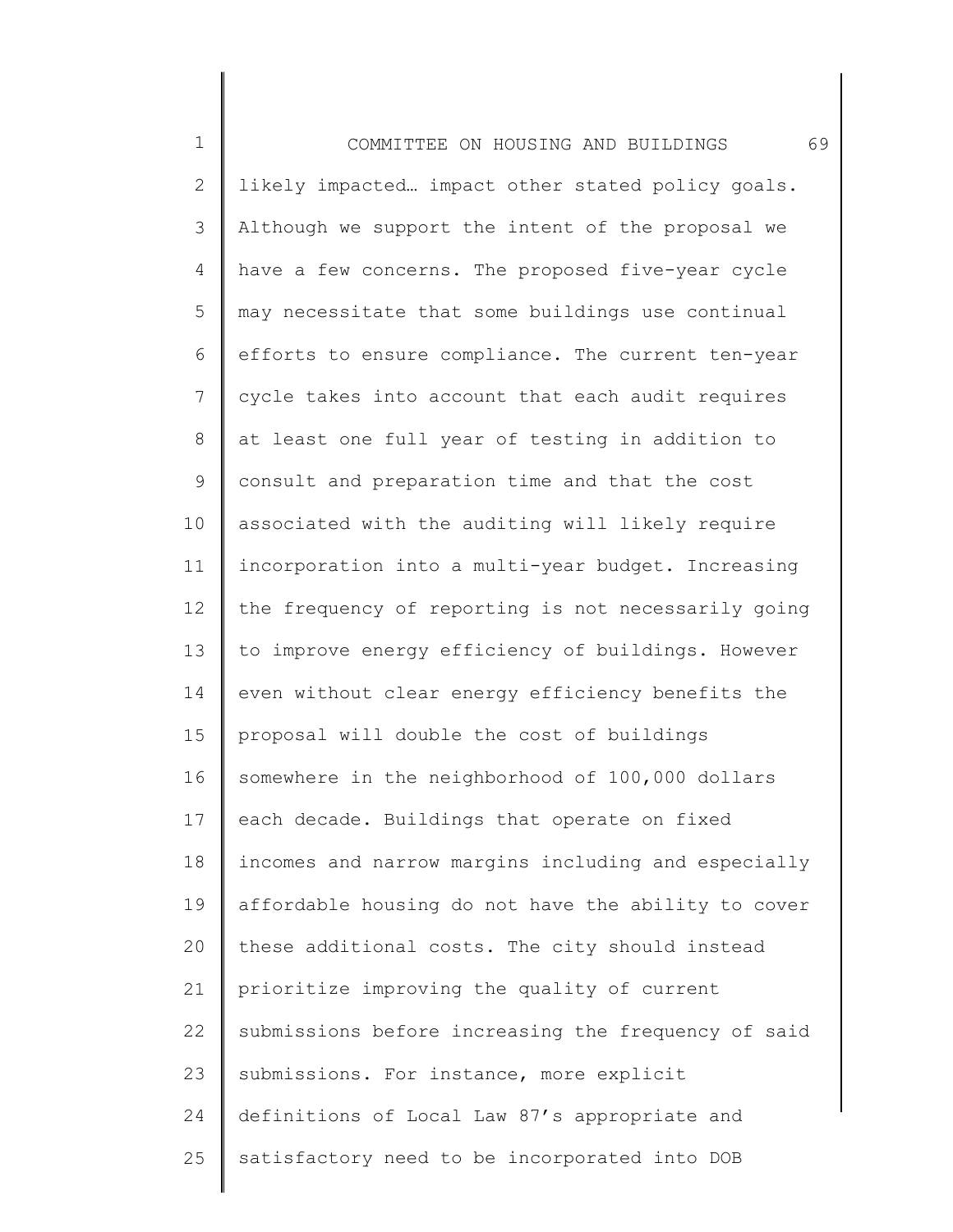likely impacted… impact other stated policy goals. Although we support the intent of the proposal we have a few concerns. The proposed five-year cycle may necessitate that some buildings use continual efforts to ensure compliance. The current ten-year cycle takes into account that each audit requires at least one full year of testing in addition to consult and preparation time and that the cost associated with the auditing will likely require incorporation into a multi-year budget. Increasing the frequency of reporting is not necessarily going to improve energy efficiency of buildings. However even without clear energy efficiency benefits the proposal will double the cost of buildings somewhere in the neighborhood of 100,000 dollars each decade. Buildings that operate on fixed incomes and narrow margins including and especially affordable housing do not have the ability to cover these additional costs. The city should instead prioritize improving the quality of current submissions before increasing the frequency of said submissions. For instance, more explicit definitions of Local Law 87's appropriate and satisfactory need to be incorporated into DOB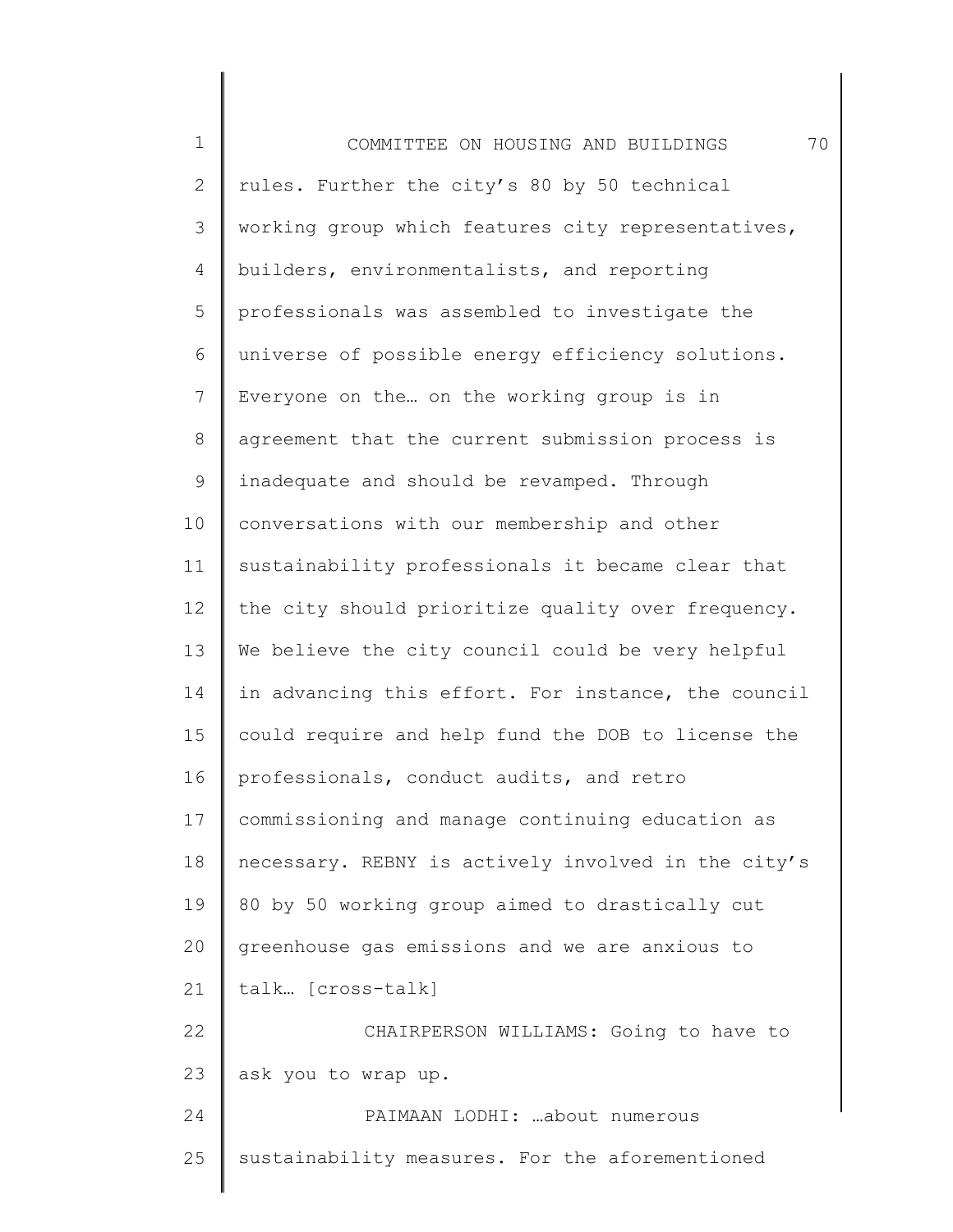rules. Further the city's 80 by 50 technical working group which features city representatives, builders, environmentalists, and reporting professionals was assembled to investigate the universe of possible energy efficiency solutions. Everyone on the… on the working group is in agreement that the current submission process is inadequate and should be revamped. Through conversations with our membership and other sustainability professionals it became clear that the city should prioritize quality over frequency. We believe the city council could be very helpful in advancing this effort. For instance, the council could require and help fund the DOB to license the professionals, conduct audits, and retro commissioning and manage continuing education as necessary. REBNY is actively involved in the city's 80 by 50 working group aimed to drastically cut greenhouse gas emissions and we are anxious to talk… [cross-talk]

CHAIRPERSON WILLIAMS: Going to have to ask you to wrap up.

PAIMAAN LODHI: …about numerous sustainability measures. For the aforementioned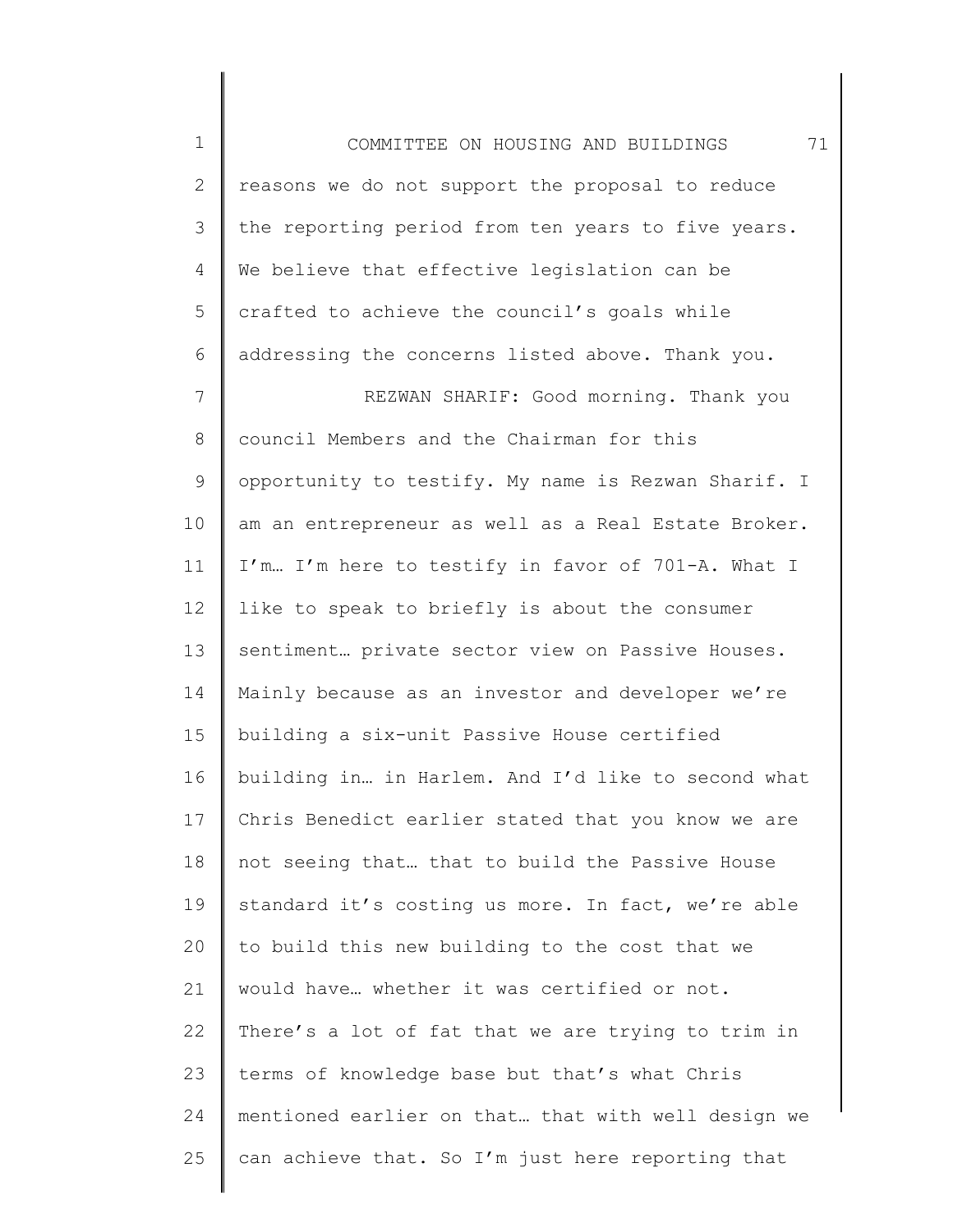reasons we do not support the proposal to reduce the reporting period from ten years to five years. We believe that effective legislation can be crafted to achieve the council's goals while addressing the concerns listed above. Thank you.

REZWAN SHARIF: Good morning. Thank you council Members and the Chairman for this opportunity to testify. My name is Rezwan Sharif. I am an entrepreneur as well as a Real Estate Broker. I'm… I'm here to testify in favor of 701-A. What I like to speak to briefly is about the consumer sentiment… private sector view on Passive Houses. Mainly because as an investor and developer we're building a six-unit Passive House certified building in… in Harlem. And I'd like to second what Chris Benedict earlier stated that you know we are not seeing that… that to build the Passive House standard it's costing us more. In fact, we're able to build this new building to the cost that we would have… whether it was certified or not. There's a lot of fat that we are trying to trim in terms of knowledge base but that's what Chris mentioned earlier on that… that with well design we can achieve that. So I'm just here reporting that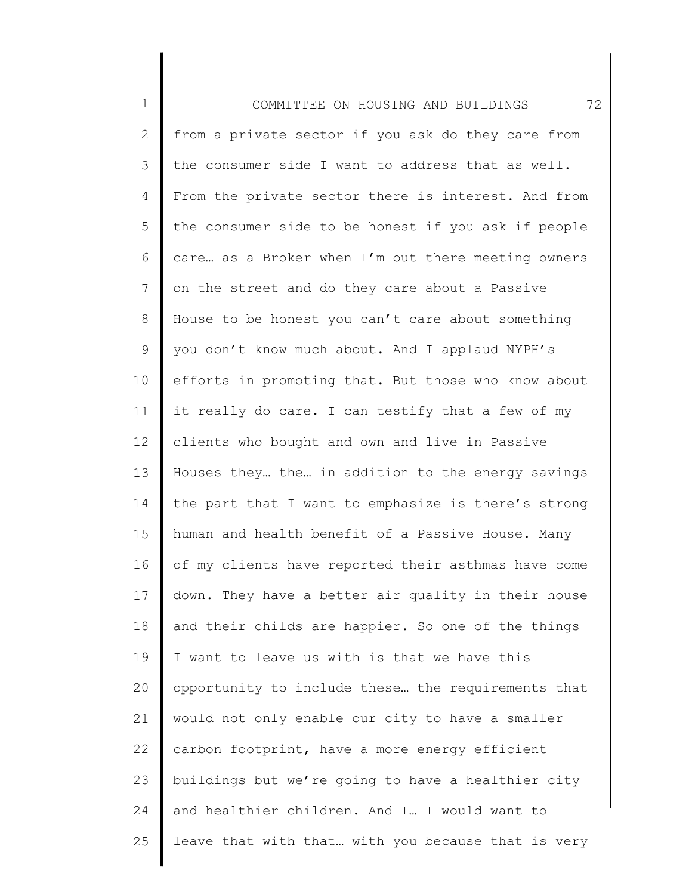from a private sector if you ask do they care from the consumer side I want to address that as well. From the private sector there is interest. And from the consumer side to be honest if you ask if people care… as a Broker when I'm out there meeting owners on the street and do they care about a Passive House to be honest you can't care about something you don't know much about. And I applaud NYPH's efforts in promoting that. But those who know about it really do care. I can testify that a few of my clients who bought and own and live in Passive Houses they… the… in addition to the energy savings the part that I want to emphasize is there's strong human and health benefit of a Passive House. Many of my clients have reported their asthmas have come down. They have a better air quality in their house and their childs are happier. So one of the things I want to leave us with is that we have this opportunity to include these… the requirements that would not only enable our city to have a smaller carbon footprint, have a more energy efficient buildings but we're going to have a healthier city and healthier children. And I… I would want to leave that with that… with you because that is very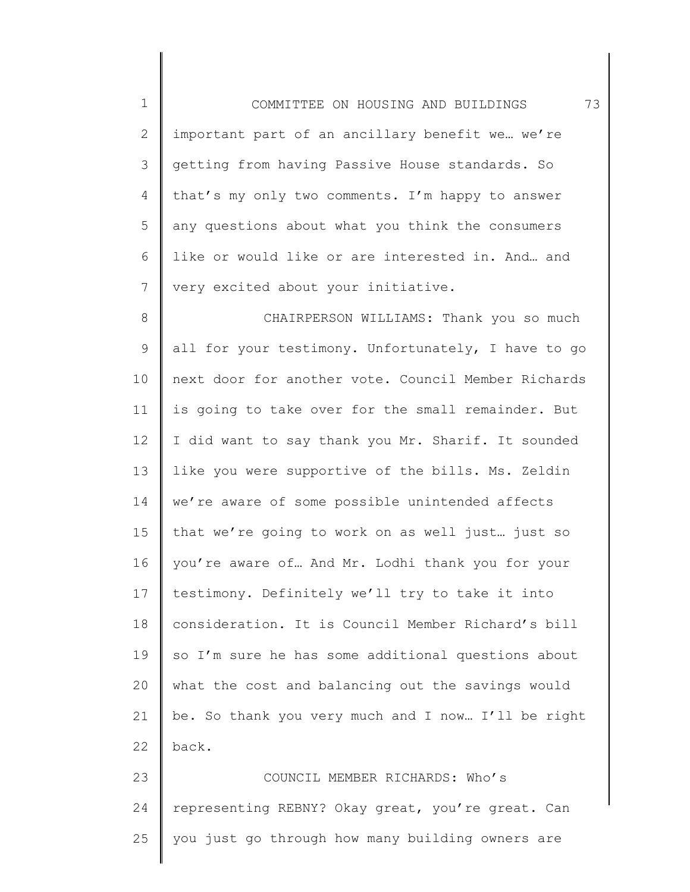important part of an ancillary benefit we… we're getting from having Passive House standards. So that's my only two comments. I'm happy to answer any questions about what you think the consumers like or would like or are interested in. And… and very excited about your initiative.

CHAIRPERSON WILLIAMS: Thank you so much all for your testimony. Unfortunately, I have to go next door for another vote. Council Member Richards is going to take over for the small remainder. But I did want to say thank you Mr. Sharif. It sounded like you were supportive of the bills. Ms. Zeldin we're aware of some possible unintended affects that we're going to work on as well just… just so you're aware of… And Mr. Lodhi thank you for your testimony. Definitely we'll try to take it into consideration. It is Council Member Richard's bill so I'm sure he has some additional questions about what the cost and balancing out the savings would be. So thank you very much and I now… I'll be right back.

COUNCIL MEMBER RICHARDS: Who's representing REBNY? Okay great, you're great. Can you just go through how many building owners are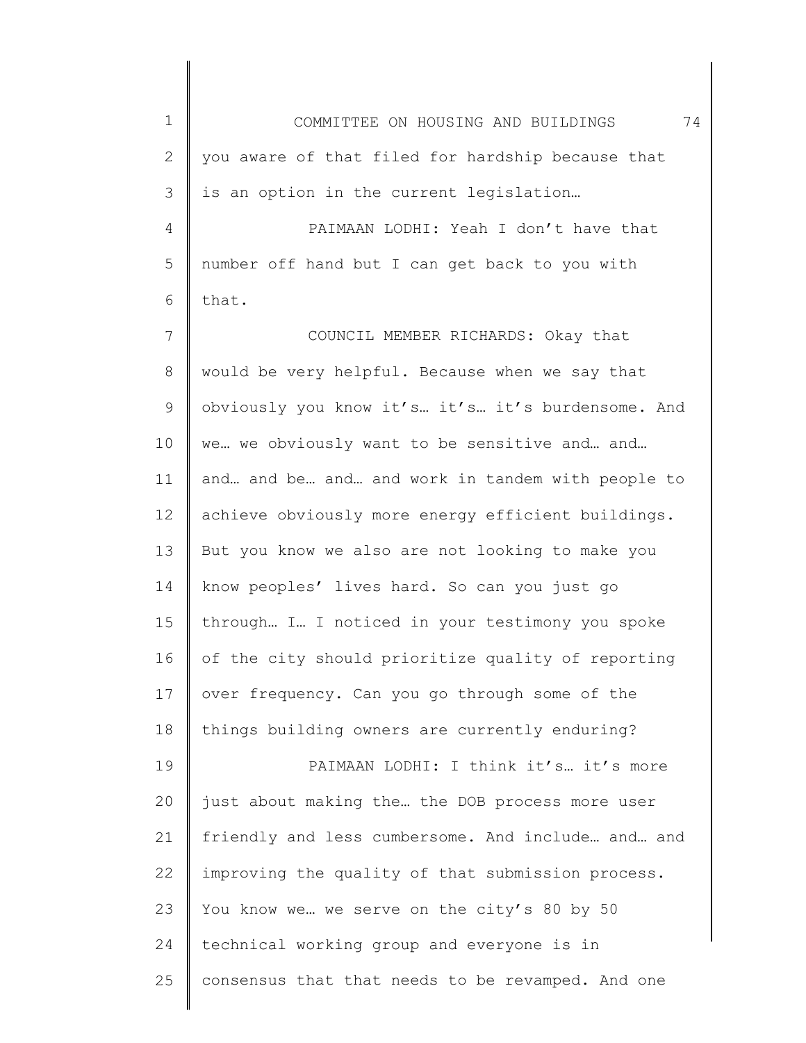you aware of that filed for hardship because that is an option in the current legislation…

PAIMAAN LODHI: Yeah I don't have that number off hand but I can get back to you with that.

COUNCIL MEMBER RICHARDS: Okay that would be very helpful. Because when we say that obviously you know it's… it's… it's burdensome. And we… we obviously want to be sensitive and… and… and… and be… and… and work in tandem with people to achieve obviously more energy efficient buildings. But you know we also are not looking to make you know peoples' lives hard. So can you just go through… I… I noticed in your testimony you spoke of the city should prioritize quality of reporting over frequency. Can you go through some of the things building owners are currently enduring?

PAIMAAN LODHI: I think it's… it's more just about making the… the DOB process more user friendly and less cumbersome. And include… and… and improving the quality of that submission process. You know we… we serve on the city's 80 by 50 technical working group and everyone is in consensus that that needs to be revamped. And one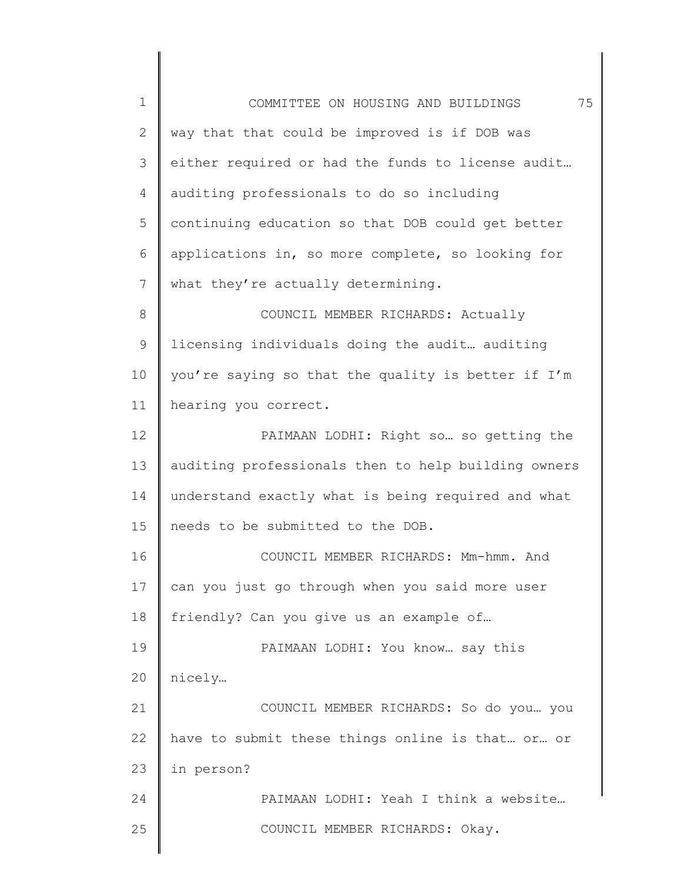way that that could be improved is if DOB was either required or had the funds to license audit… auditing professionals to do so including continuing education so that DOB could get better applications in, so more complete, so looking for what they're actually determining.

COUNCIL MEMBER RICHARDS: Actually licensing individuals doing the audit… auditing you're saying so that the quality is better if I'm hearing you correct.

PAIMAAN LODHI: Right so… so getting the auditing professionals then to help building owners understand exactly what is being required and what needs to be submitted to the DOB.

COUNCIL MEMBER RICHARDS: Mm-hmm. And can you just go through when you said more user friendly? Can you give us an example of…

PAIMAAN LODHI: You know… say this nicely…

COUNCIL MEMBER RICHARDS: So do you… you have to submit these things online is that… or… or in person?

PAIMAAN LODHI: Yeah I think a website…

COUNCIL MEMBER RICHARDS: Okay.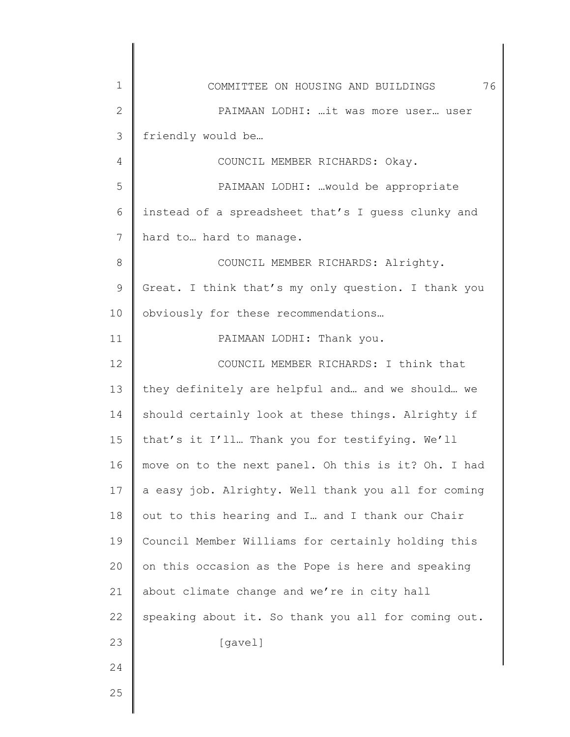PAIMAAN LODHI: …it was more user… user friendly would be…

COUNCIL MEMBER RICHARDS: Okay.

PAIMAAN LODHI: …would be appropriate instead of a spreadsheet that's I guess clunky and hard to… hard to manage.

COUNCIL MEMBER RICHARDS: Alrighty. Great. I think that's my only question. I thank you obviously for these recommendations…

PAIMAAN LODHI: Thank you.

COUNCIL MEMBER RICHARDS: I think that they definitely are helpful and… and we should… we should certainly look at these things. Alrighty if that's it I'll… Thank you for testifying. We'll move on to the next panel. Oh this is it? Oh. I had a easy job. Alrighty. Well thank you all for coming out to this hearing and I… and I thank our Chair Council Member Williams for certainly holding this on this occasion as the Pope is here and speaking about climate change and we're in city hall speaking about it. So thank you all for coming out.

[gavel]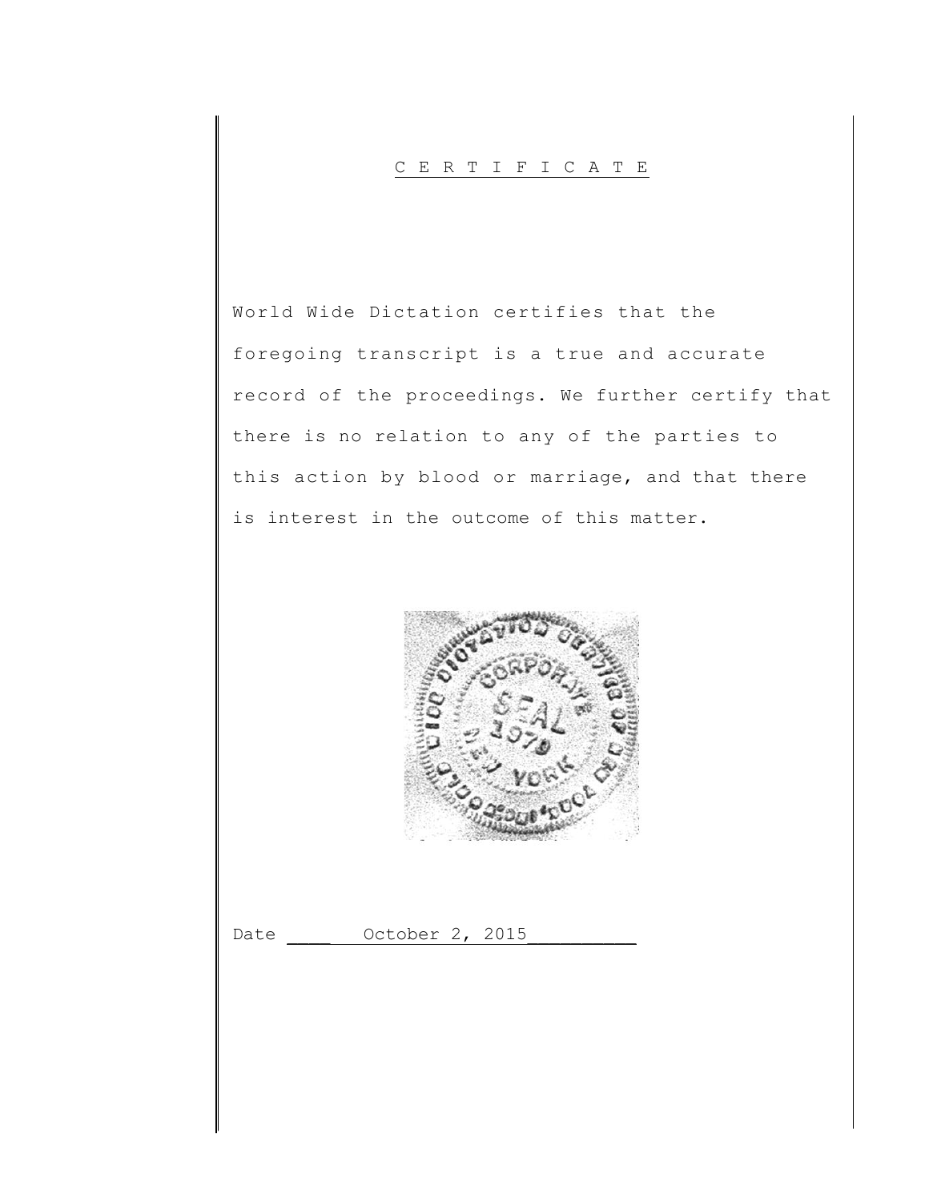# C E R T I F I C A T E

World Wide Dictation certifies that the foregoing transcript is a true and accurate record of the proceedings. We further certify that there is no relation to any of the parties to this action by blood or marriage, and that there is interest in the outcome of this matter.

Date ____ October 2, 2015__________